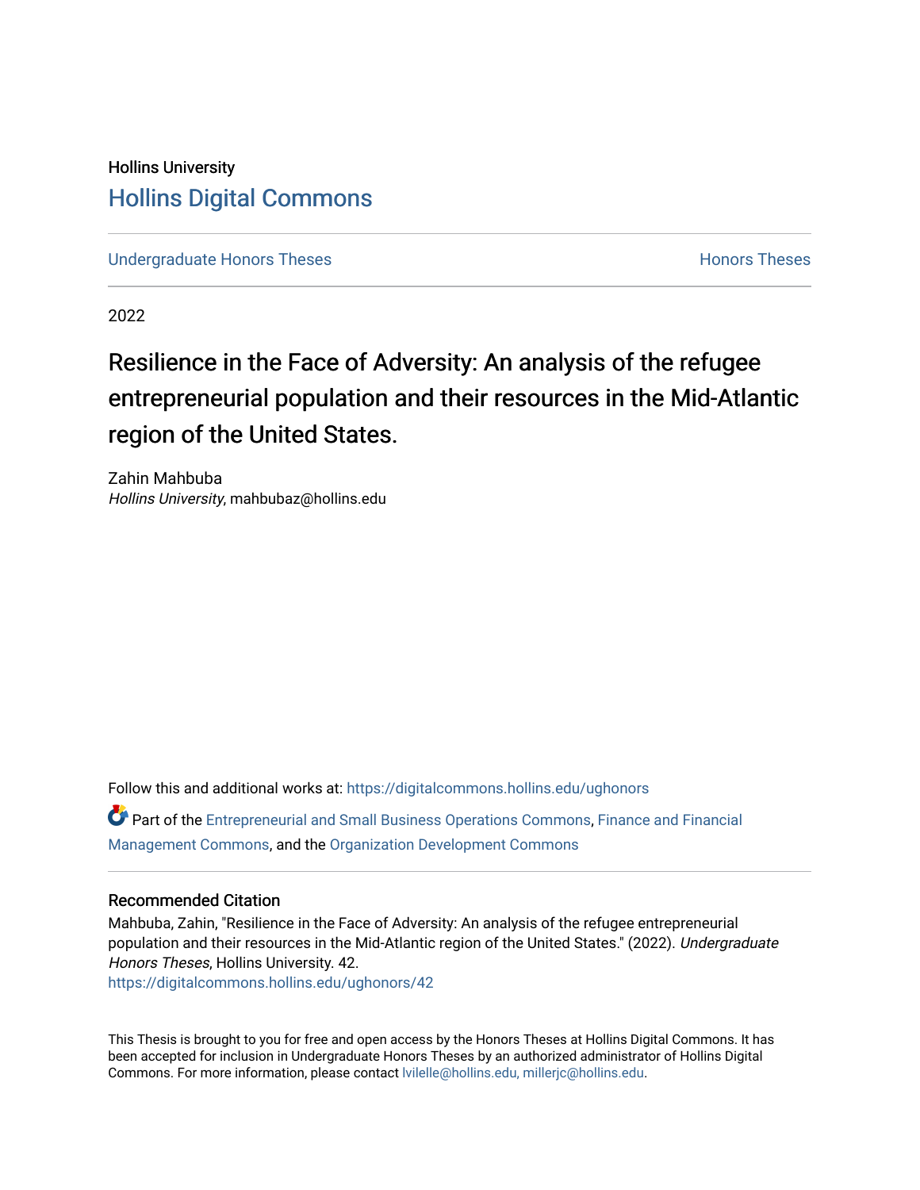Hollins University

# Hollins Digital Commons

Undergraduate Honors Theses — Honors Theses

2022

## Resilience in the Face of Adversity: An analysis of the refugee entrepreneurial population and their resources in the Mid-Atlantic region of the United States.

Zahin Mahbuba
*Hollins University*, mahbubaz@hollins.edu

Follow this and additional works at: https://digitalcommons.hollins.edu/ughonors

Part of the Entrepreneurial and Small Business Operations Commons, Finance and Financial Management Commons, and the Organization Development Commons

### Recommended Citation

Mahbuba, Zahin, "Resilience in the Face of Adversity: An analysis of the refugee entrepreneurial population and their resources in the Mid-Atlantic region of the United States." (2022). *Undergraduate Honors Theses*, Hollins University. 42.
https://digitalcommons.hollins.edu/ughonors/42

This Thesis is brought to you for free and open access by the Honors Theses at Hollins Digital Commons. It has been accepted for inclusion in Undergraduate Honors Theses by an authorized administrator of Hollins Digital Commons. For more information, please contact lvilelle@hollins.edu, millerjc@hollins.edu.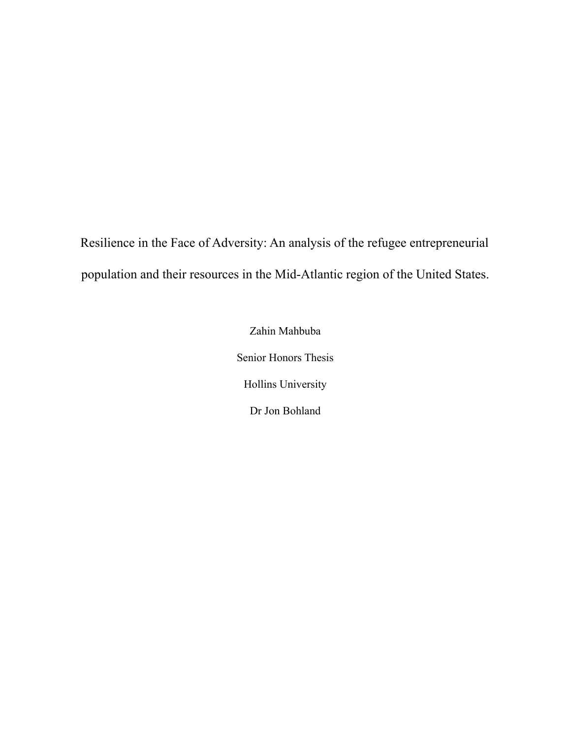# Resilience in the Face of Adversity: An analysis of the refugee entrepreneurial population and their resources in the Mid-Atlantic region of the United States.

Zahin Mahbuba

Senior Honors Thesis

Hollins University

Dr Jon Bohland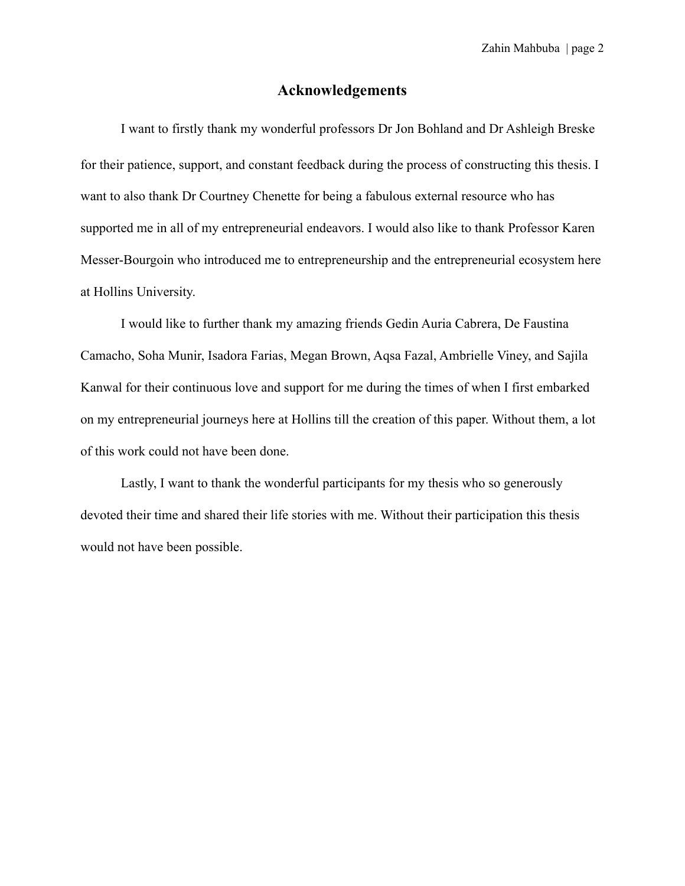## Acknowledgements

I want to firstly thank my wonderful professors Dr Jon Bohland and Dr Ashleigh Breske for their patience, support, and constant feedback during the process of constructing this thesis. I want to also thank Dr Courtney Chenette for being a fabulous external resource who has supported me in all of my entrepreneurial endeavors. I would also like to thank Professor Karen Messer-Bourgoin who introduced me to entrepreneurship and the entrepreneurial ecosystem here at Hollins University.

I would like to further thank my amazing friends Gedin Auria Cabrera, De Faustina Camacho, Soha Munir, Isadora Farias, Megan Brown, Aqsa Fazal, Ambrielle Viney, and Sajila Kanwal for their continuous love and support for me during the times of when I first embarked on my entrepreneurial journeys here at Hollins till the creation of this paper. Without them, a lot of this work could not have been done.

Lastly, I want to thank the wonderful participants for my thesis who so generously devoted their time and shared their life stories with me. Without their participation this thesis would not have been possible.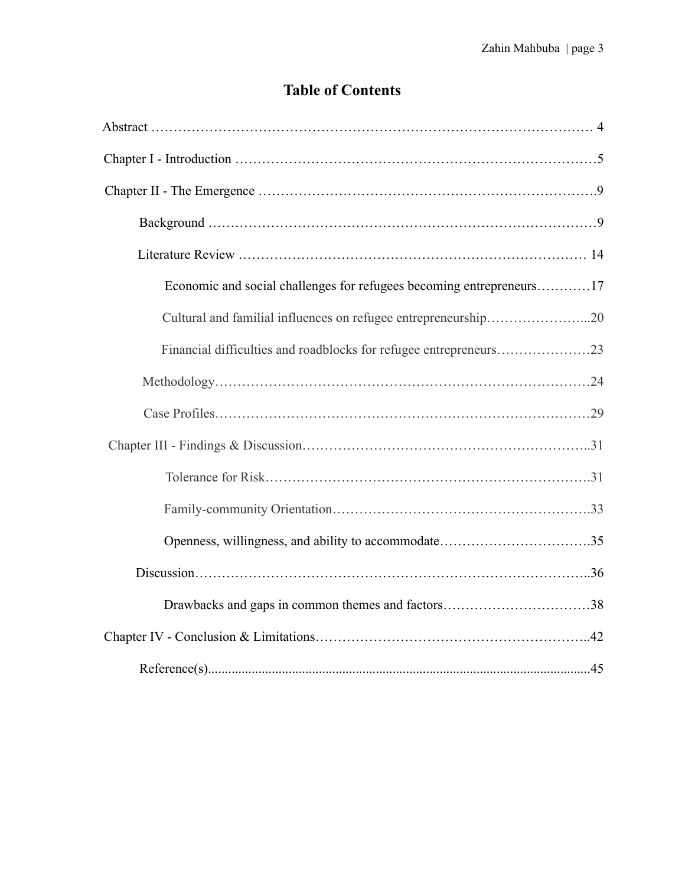# Table of Contents

Abstract ………………………………………………………………………………… 4

Chapter I - Introduction ……………………………………………………………………5

Chapter II - The Emergence ……………………………………………………………….9

- Background …………………………………………………………………………9
- Literature Review ………………………………………………………………… 14
  - Economic and social challenges for refugees becoming entrepreneurs…………17
  - Cultural and familial influences on refugee entrepreneurship…………………...20
  - Financial difficulties and roadblocks for refugee entrepreneurs…………………23
- Methodology…………………………………………………………………………24
- Case Profiles…………………………………………………………………………29

Chapter III - Findings & Discussion………………………………………………………..31

- Tolerance for Risk……………………………………………………………….31
- Family-community Orientation………………………………………………….33
- Openness, willingness, and ability to accommodate…………………………….35
- Discussion…………………………………………………………………………..36
  - Drawbacks and gaps in common themes and factors……………………………38

Chapter IV - Conclusion & Limitations…………………………………………………..42

- Reference(s)........................................................................................................45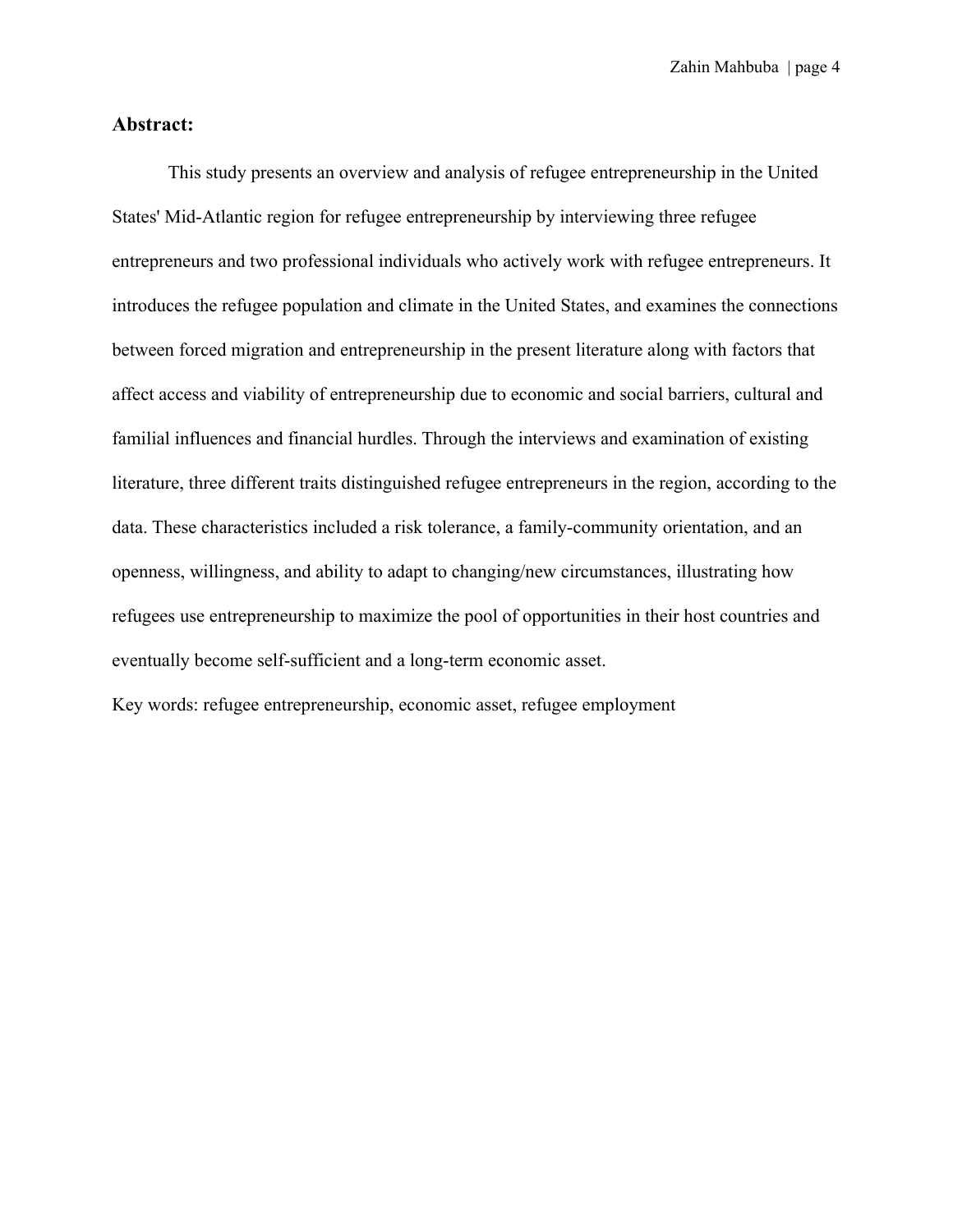## Abstract:

This study presents an overview and analysis of refugee entrepreneurship in the United States' Mid-Atlantic region for refugee entrepreneurship by interviewing three refugee entrepreneurs and two professional individuals who actively work with refugee entrepreneurs. It introduces the refugee population and climate in the United States, and examines the connections between forced migration and entrepreneurship in the present literature along with factors that affect access and viability of entrepreneurship due to economic and social barriers, cultural and familial influences and financial hurdles. Through the interviews and examination of existing literature, three different traits distinguished refugee entrepreneurs in the region, according to the data. These characteristics included a risk tolerance, a family-community orientation, and an openness, willingness, and ability to adapt to changing/new circumstances, illustrating how refugees use entrepreneurship to maximize the pool of opportunities in their host countries and eventually become self-sufficient and a long-term economic asset.

Key words: refugee entrepreneurship, economic asset, refugee employment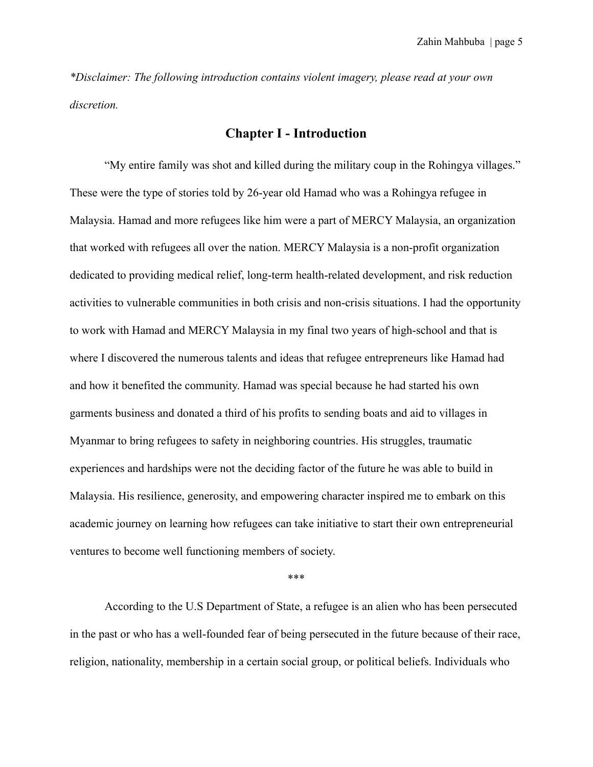*\*Disclaimer: The following introduction contains violent imagery, please read at your own discretion.*

## Chapter I - Introduction

"My entire family was shot and killed during the military coup in the Rohingya villages." These were the type of stories told by 26-year old Hamad who was a Rohingya refugee in Malaysia. Hamad and more refugees like him were a part of MERCY Malaysia, an organization that worked with refugees all over the nation. MERCY Malaysia is a non-profit organization dedicated to providing medical relief, long-term health-related development, and risk reduction activities to vulnerable communities in both crisis and non-crisis situations. I had the opportunity to work with Hamad and MERCY Malaysia in my final two years of high-school and that is where I discovered the numerous talents and ideas that refugee entrepreneurs like Hamad had and how it benefited the community. Hamad was special because he had started his own garments business and donated a third of his profits to sending boats and aid to villages in Myanmar to bring refugees to safety in neighboring countries. His struggles, traumatic experiences and hardships were not the deciding factor of the future he was able to build in Malaysia. His resilience, generosity, and empowering character inspired me to embark on this academic journey on learning how refugees can take initiative to start their own entrepreneurial ventures to become well functioning members of society.

\*\*\*

According to the U.S Department of State, a refugee is an alien who has been persecuted in the past or who has a well-founded fear of being persecuted in the future because of their race, religion, nationality, membership in a certain social group, or political beliefs. Individuals who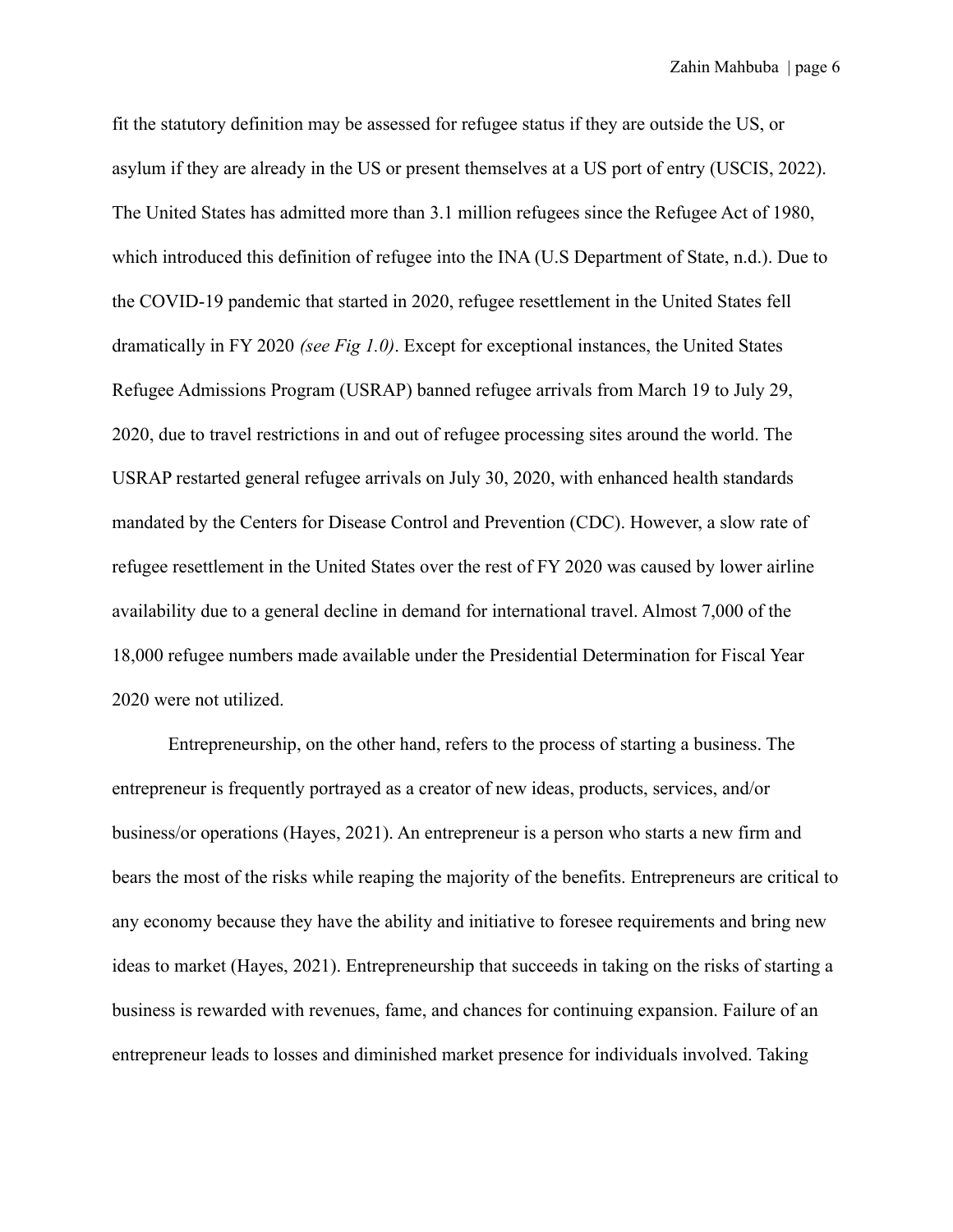fit the statutory definition may be assessed for refugee status if they are outside the US, or asylum if they are already in the US or present themselves at a US port of entry (USCIS, 2022). The United States has admitted more than 3.1 million refugees since the Refugee Act of 1980, which introduced this definition of refugee into the INA (U.S Department of State, n.d.). Due to the COVID-19 pandemic that started in 2020, refugee resettlement in the United States fell dramatically in FY 2020 *(see Fig 1.0)*. Except for exceptional instances, the United States Refugee Admissions Program (USRAP) banned refugee arrivals from March 19 to July 29, 2020, due to travel restrictions in and out of refugee processing sites around the world. The USRAP restarted general refugee arrivals on July 30, 2020, with enhanced health standards mandated by the Centers for Disease Control and Prevention (CDC). However, a slow rate of refugee resettlement in the United States over the rest of FY 2020 was caused by lower airline availability due to a general decline in demand for international travel. Almost 7,000 of the 18,000 refugee numbers made available under the Presidential Determination for Fiscal Year 2020 were not utilized.

Entrepreneurship, on the other hand, refers to the process of starting a business. The entrepreneur is frequently portrayed as a creator of new ideas, products, services, and/or business/or operations (Hayes, 2021). An entrepreneur is a person who starts a new firm and bears the most of the risks while reaping the majority of the benefits. Entrepreneurs are critical to any economy because they have the ability and initiative to foresee requirements and bring new ideas to market (Hayes, 2021). Entrepreneurship that succeeds in taking on the risks of starting a business is rewarded with revenues, fame, and chances for continuing expansion. Failure of an entrepreneur leads to losses and diminished market presence for individuals involved. Taking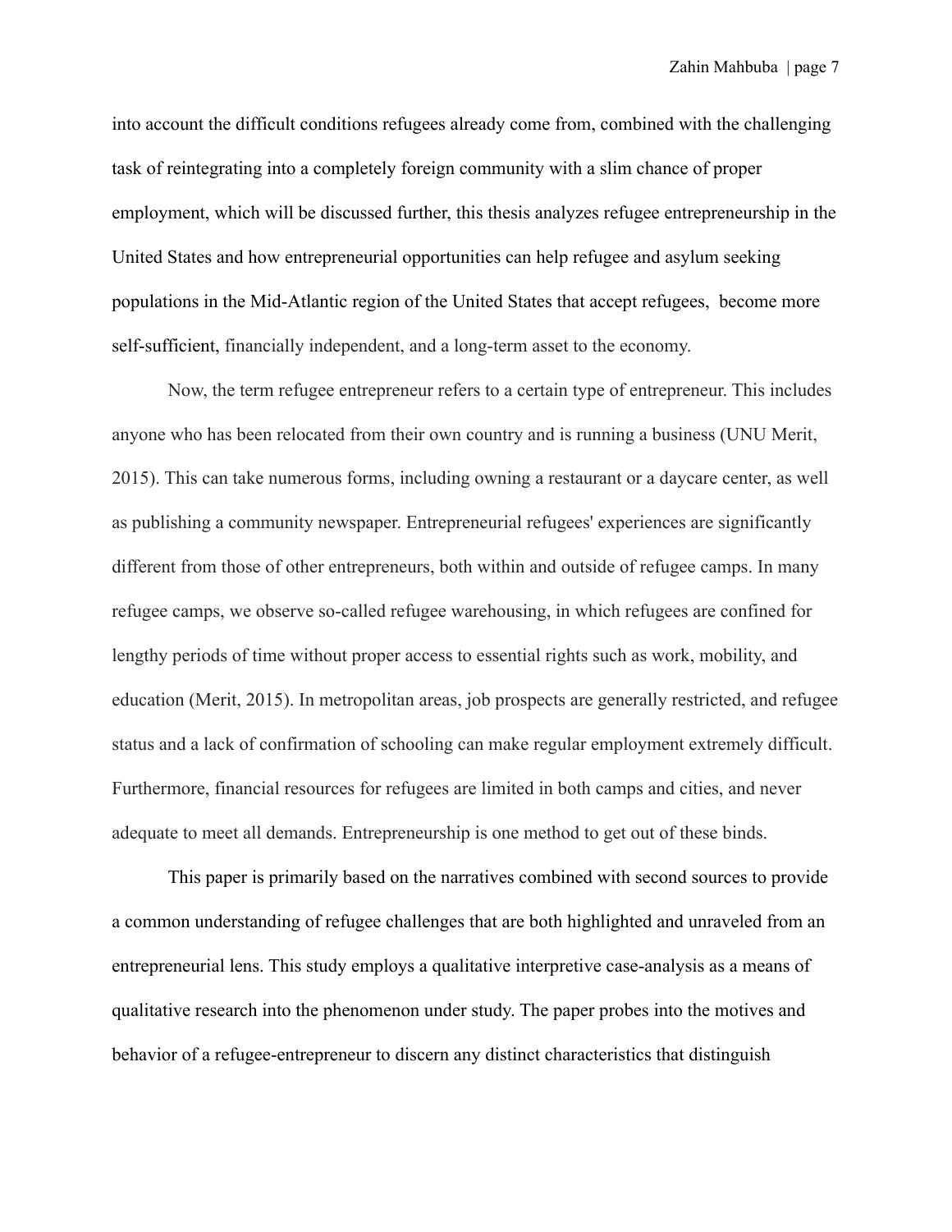into account the difficult conditions refugees already come from, combined with the challenging task of reintegrating into a completely foreign community with a slim chance of proper employment, which will be discussed further, this thesis analyzes refugee entrepreneurship in the United States and how entrepreneurial opportunities can help refugee and asylum seeking populations in the Mid-Atlantic region of the United States that accept refugees, become more self-sufficient, financially independent, and a long-term asset to the economy.

Now, the term refugee entrepreneur refers to a certain type of entrepreneur. This includes anyone who has been relocated from their own country and is running a business (UNU Merit, 2015). This can take numerous forms, including owning a restaurant or a daycare center, as well as publishing a community newspaper. Entrepreneurial refugees' experiences are significantly different from those of other entrepreneurs, both within and outside of refugee camps. In many refugee camps, we observe so-called refugee warehousing, in which refugees are confined for lengthy periods of time without proper access to essential rights such as work, mobility, and education (Merit, 2015). In metropolitan areas, job prospects are generally restricted, and refugee status and a lack of confirmation of schooling can make regular employment extremely difficult. Furthermore, financial resources for refugees are limited in both camps and cities, and never adequate to meet all demands. Entrepreneurship is one method to get out of these binds.

This paper is primarily based on the narratives combined with second sources to provide a common understanding of refugee challenges that are both highlighted and unraveled from an entrepreneurial lens. This study employs a qualitative interpretive case-analysis as a means of qualitative research into the phenomenon under study. The paper probes into the motives and behavior of a refugee-entrepreneur to discern any distinct characteristics that distinguish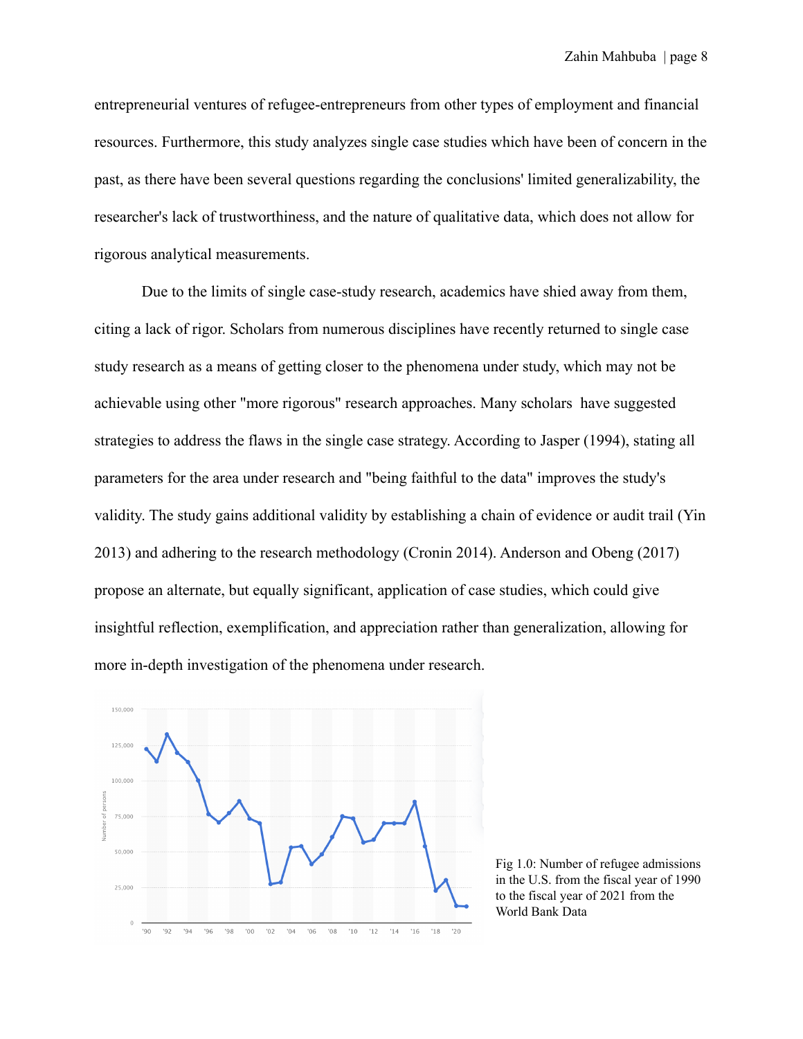entrepreneurial ventures of refugee-entrepreneurs from other types of employment and financial resources. Furthermore, this study analyzes single case studies which have been of concern in the past, as there have been several questions regarding the conclusions' limited generalizability, the researcher's lack of trustworthiness, and the nature of qualitative data, which does not allow for rigorous analytical measurements.

Due to the limits of single case-study research, academics have shied away from them, citing a lack of rigor. Scholars from numerous disciplines have recently returned to single case study research as a means of getting closer to the phenomena under study, which may not be achievable using other "more rigorous" research approaches. Many scholars have suggested strategies to address the flaws in the single case strategy. According to Jasper (1994), stating all parameters for the area under research and "being faithful to the data" improves the study's validity. The study gains additional validity by establishing a chain of evidence or audit trail (Yin 2013) and adhering to the research methodology (Cronin 2014). Anderson and Obeng (2017) propose an alternate, but equally significant, application of case studies, which could give insightful reflection, exemplification, and appreciation rather than generalization, allowing for more in-depth investigation of the phenomena under research.

Fig 1.0: Number of refugee admissions in the U.S. from the fiscal year of 1990 to the fiscal year of 2021 from the World Bank Data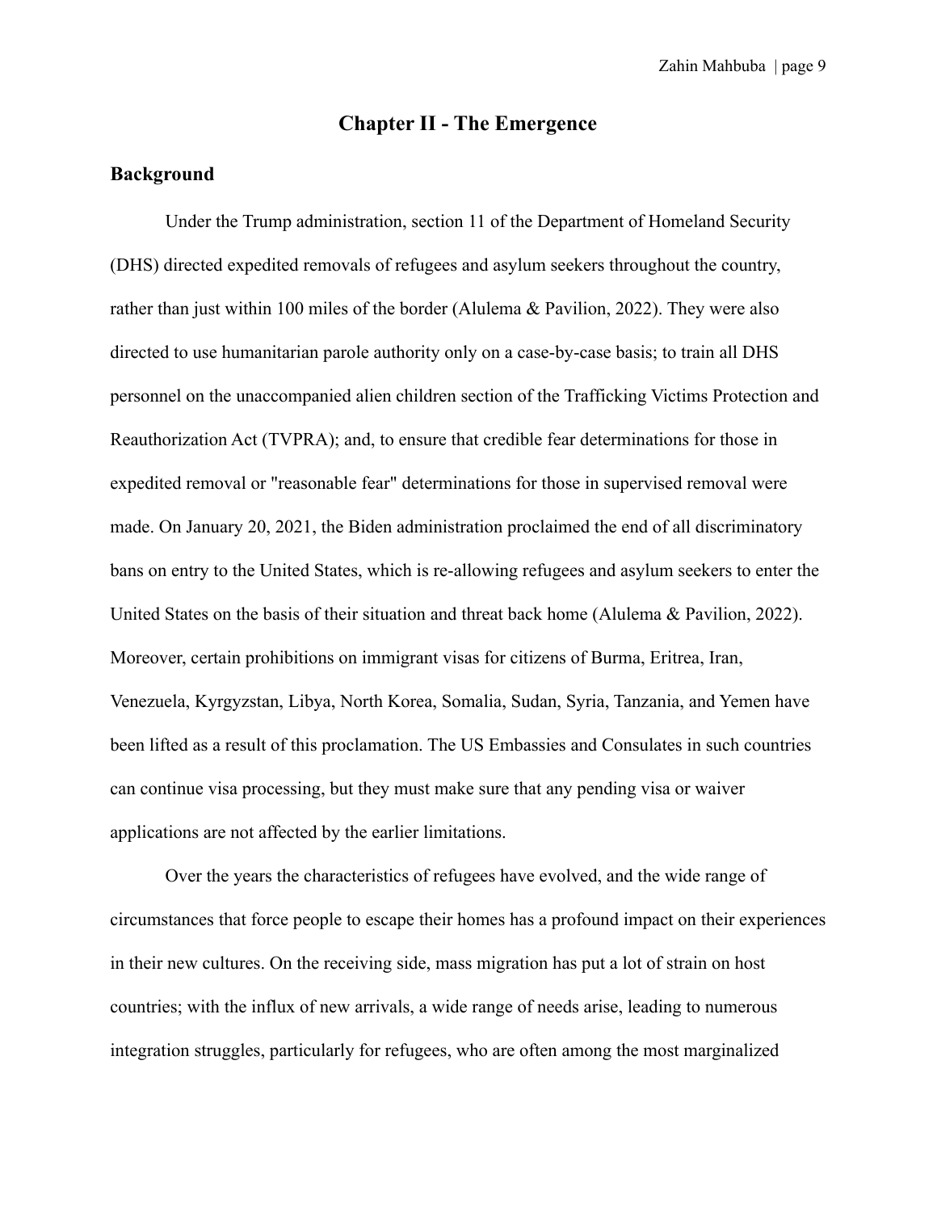# Chapter II - The Emergence

## Background

Under the Trump administration, section 11 of the Department of Homeland Security (DHS) directed expedited removals of refugees and asylum seekers throughout the country, rather than just within 100 miles of the border (Alulema & Pavilion, 2022). They were also directed to use humanitarian parole authority only on a case-by-case basis; to train all DHS personnel on the unaccompanied alien children section of the Trafficking Victims Protection and Reauthorization Act (TVPRA); and, to ensure that credible fear determinations for those in expedited removal or "reasonable fear" determinations for those in supervised removal were made. On January 20, 2021, the Biden administration proclaimed the end of all discriminatory bans on entry to the United States, which is re-allowing refugees and asylum seekers to enter the United States on the basis of their situation and threat back home (Alulema & Pavilion, 2022). Moreover, certain prohibitions on immigrant visas for citizens of Burma, Eritrea, Iran, Venezuela, Kyrgyzstan, Libya, North Korea, Somalia, Sudan, Syria, Tanzania, and Yemen have been lifted as a result of this proclamation. The US Embassies and Consulates in such countries can continue visa processing, but they must make sure that any pending visa or waiver applications are not affected by the earlier limitations.

Over the years the characteristics of refugees have evolved, and the wide range of circumstances that force people to escape their homes has a profound impact on their experiences in their new cultures. On the receiving side, mass migration has put a lot of strain on host countries; with the influx of new arrivals, a wide range of needs arise, leading to numerous integration struggles, particularly for refugees, who are often among the most marginalized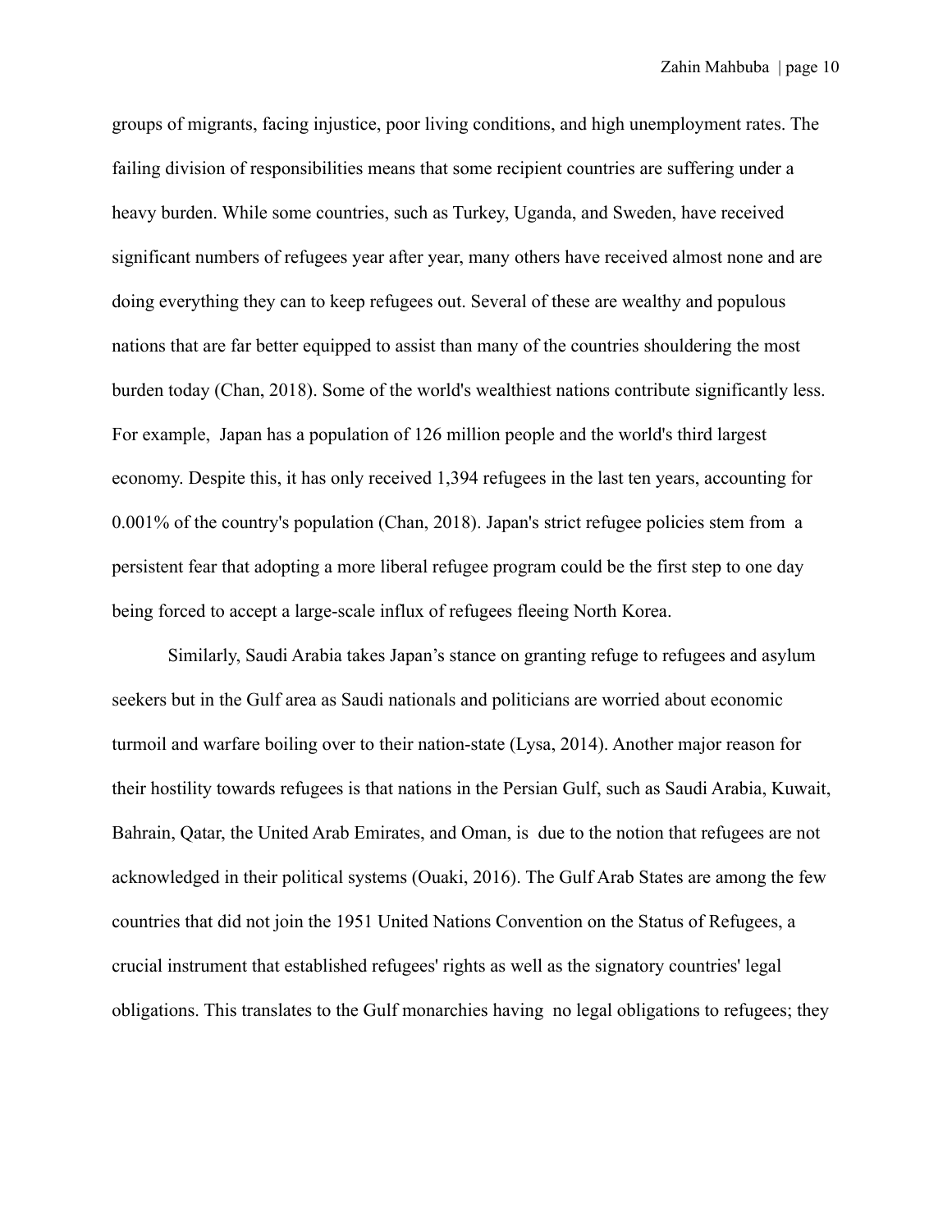groups of migrants, facing injustice, poor living conditions, and high unemployment rates. The failing division of responsibilities means that some recipient countries are suffering under a heavy burden. While some countries, such as Turkey, Uganda, and Sweden, have received significant numbers of refugees year after year, many others have received almost none and are doing everything they can to keep refugees out. Several of these are wealthy and populous nations that are far better equipped to assist than many of the countries shouldering the most burden today (Chan, 2018). Some of the world's wealthiest nations contribute significantly less. For example, Japan has a population of 126 million people and the world's third largest economy. Despite this, it has only received 1,394 refugees in the last ten years, accounting for 0.001% of the country's population (Chan, 2018). Japan's strict refugee policies stem from a persistent fear that adopting a more liberal refugee program could be the first step to one day being forced to accept a large-scale influx of refugees fleeing North Korea.

Similarly, Saudi Arabia takes Japan's stance on granting refuge to refugees and asylum seekers but in the Gulf area as Saudi nationals and politicians are worried about economic turmoil and warfare boiling over to their nation-state (Lysa, 2014). Another major reason for their hostility towards refugees is that nations in the Persian Gulf, such as Saudi Arabia, Kuwait, Bahrain, Qatar, the United Arab Emirates, and Oman, is due to the notion that refugees are not acknowledged in their political systems (Ouaki, 2016). The Gulf Arab States are among the few countries that did not join the 1951 United Nations Convention on the Status of Refugees, a crucial instrument that established refugees' rights as well as the signatory countries' legal obligations. This translates to the Gulf monarchies having no legal obligations to refugees; they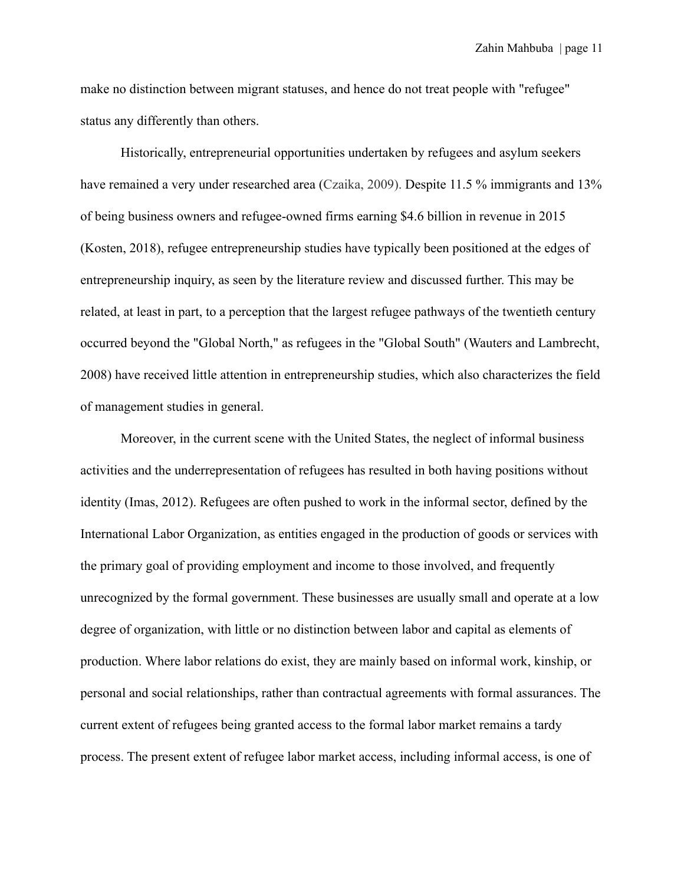make no distinction between migrant statuses, and hence do not treat people with "refugee" status any differently than others.

Historically, entrepreneurial opportunities undertaken by refugees and asylum seekers have remained a very under researched area (Czaika, 2009). Despite 11.5 % immigrants and 13% of being business owners and refugee-owned firms earning $4.6 billion in revenue in 2015 (Kosten, 2018), refugee entrepreneurship studies have typically been positioned at the edges of entrepreneurship inquiry, as seen by the literature review and discussed further. This may be related, at least in part, to a perception that the largest refugee pathways of the twentieth century occurred beyond the "Global North," as refugees in the "Global South" (Wauters and Lambrecht, 2008) have received little attention in entrepreneurship studies, which also characterizes the field of management studies in general.

Moreover, in the current scene with the United States, the neglect of informal business activities and the underrepresentation of refugees has resulted in both having positions without identity (Imas, 2012). Refugees are often pushed to work in the informal sector, defined by the International Labor Organization, as entities engaged in the production of goods or services with the primary goal of providing employment and income to those involved, and frequently unrecognized by the formal government. These businesses are usually small and operate at a low degree of organization, with little or no distinction between labor and capital as elements of production. Where labor relations do exist, they are mainly based on informal work, kinship, or personal and social relationships, rather than contractual agreements with formal assurances. The current extent of refugees being granted access to the formal labor market remains a tardy process. The present extent of refugee labor market access, including informal access, is one of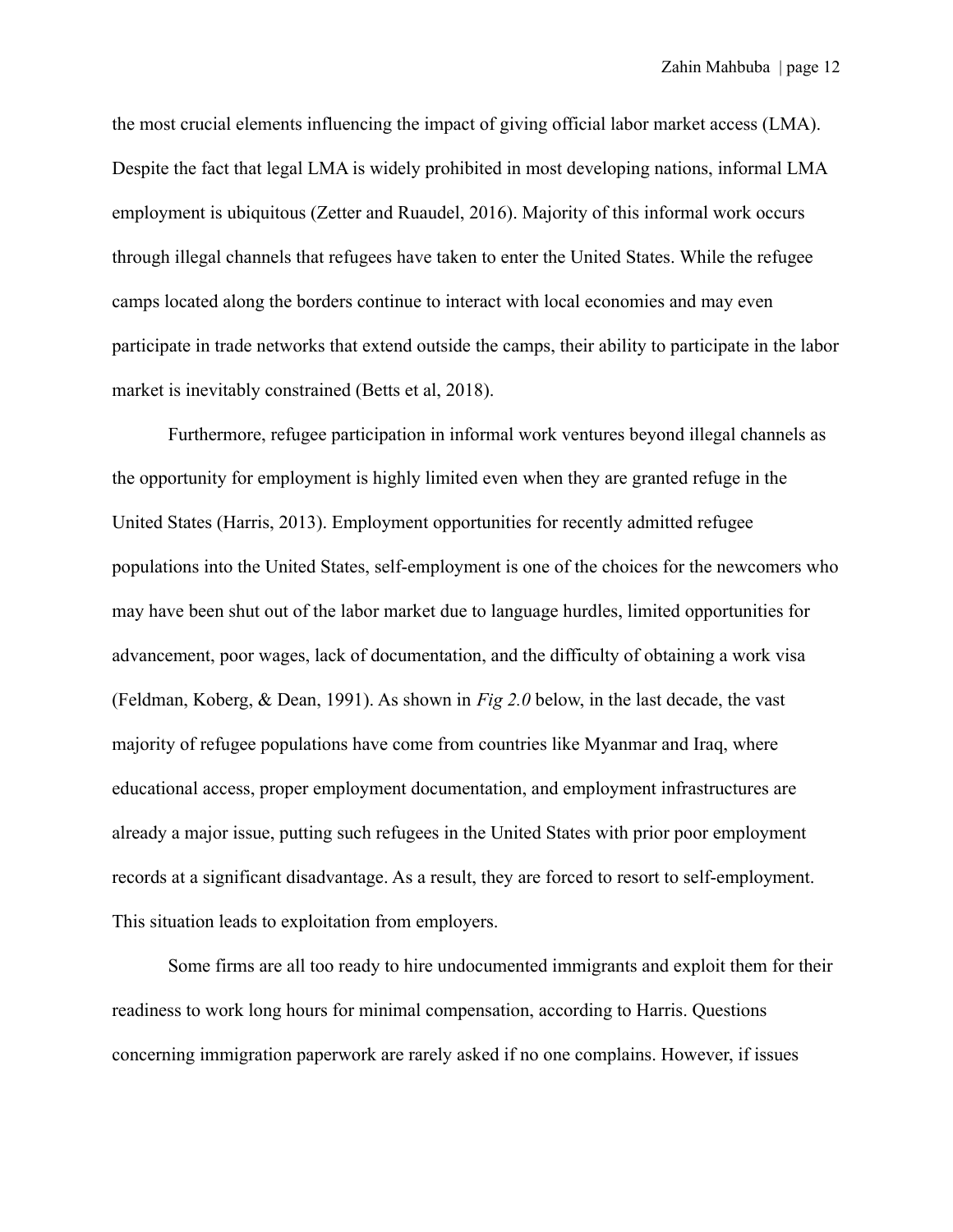the most crucial elements influencing the impact of giving official labor market access (LMA). Despite the fact that legal LMA is widely prohibited in most developing nations, informal LMA employment is ubiquitous (Zetter and Ruaudel, 2016). Majority of this informal work occurs through illegal channels that refugees have taken to enter the United States. While the refugee camps located along the borders continue to interact with local economies and may even participate in trade networks that extend outside the camps, their ability to participate in the labor market is inevitably constrained (Betts et al, 2018).

Furthermore, refugee participation in informal work ventures beyond illegal channels as the opportunity for employment is highly limited even when they are granted refuge in the United States (Harris, 2013). Employment opportunities for recently admitted refugee populations into the United States, self-employment is one of the choices for the newcomers who may have been shut out of the labor market due to language hurdles, limited opportunities for advancement, poor wages, lack of documentation, and the difficulty of obtaining a work visa (Feldman, Koberg, & Dean, 1991). As shown in *Fig 2.0* below, in the last decade, the vast majority of refugee populations have come from countries like Myanmar and Iraq, where educational access, proper employment documentation, and employment infrastructures are already a major issue, putting such refugees in the United States with prior poor employment records at a significant disadvantage. As a result, they are forced to resort to self-employment. This situation leads to exploitation from employers.

Some firms are all too ready to hire undocumented immigrants and exploit them for their readiness to work long hours for minimal compensation, according to Harris. Questions concerning immigration paperwork are rarely asked if no one complains. However, if issues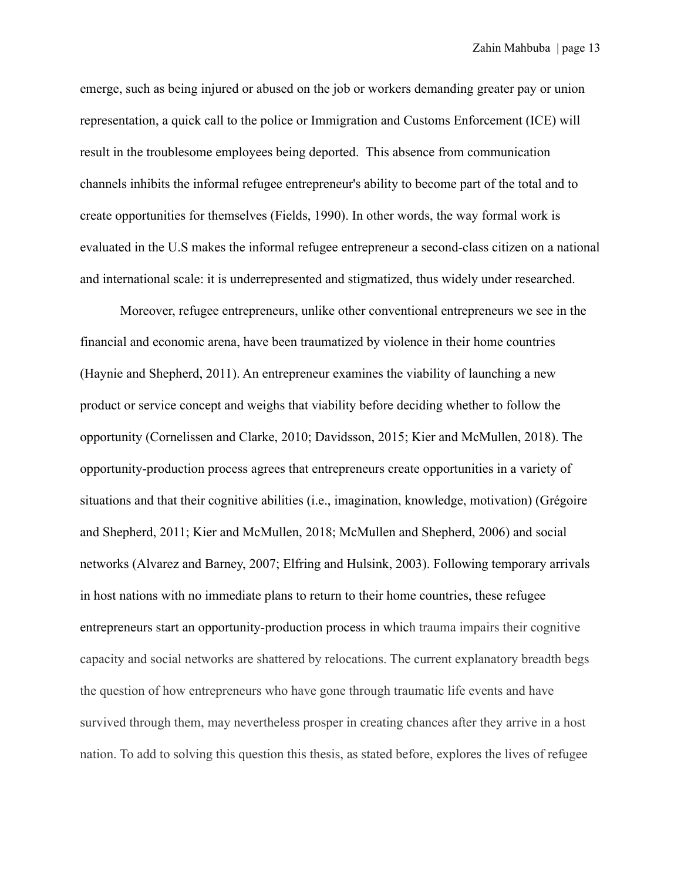emerge, such as being injured or abused on the job or workers demanding greater pay or union representation, a quick call to the police or Immigration and Customs Enforcement (ICE) will result in the troublesome employees being deported. This absence from communication channels inhibits the informal refugee entrepreneur's ability to become part of the total and to create opportunities for themselves (Fields, 1990). In other words, the way formal work is evaluated in the U.S makes the informal refugee entrepreneur a second-class citizen on a national and international scale: it is underrepresented and stigmatized, thus widely under researched.

Moreover, refugee entrepreneurs, unlike other conventional entrepreneurs we see in the financial and economic arena, have been traumatized by violence in their home countries (Haynie and Shepherd, 2011). An entrepreneur examines the viability of launching a new product or service concept and weighs that viability before deciding whether to follow the opportunity (Cornelissen and Clarke, 2010; Davidsson, 2015; Kier and McMullen, 2018). The opportunity-production process agrees that entrepreneurs create opportunities in a variety of situations and that their cognitive abilities (i.e., imagination, knowledge, motivation) (Grégoire and Shepherd, 2011; Kier and McMullen, 2018; McMullen and Shepherd, 2006) and social networks (Alvarez and Barney, 2007; Elfring and Hulsink, 2003). Following temporary arrivals in host nations with no immediate plans to return to their home countries, these refugee entrepreneurs start an opportunity-production process in which trauma impairs their cognitive capacity and social networks are shattered by relocations. The current explanatory breadth begs the question of how entrepreneurs who have gone through traumatic life events and have survived through them, may nevertheless prosper in creating chances after they arrive in a host nation. To add to solving this question this thesis, as stated before, explores the lives of refugee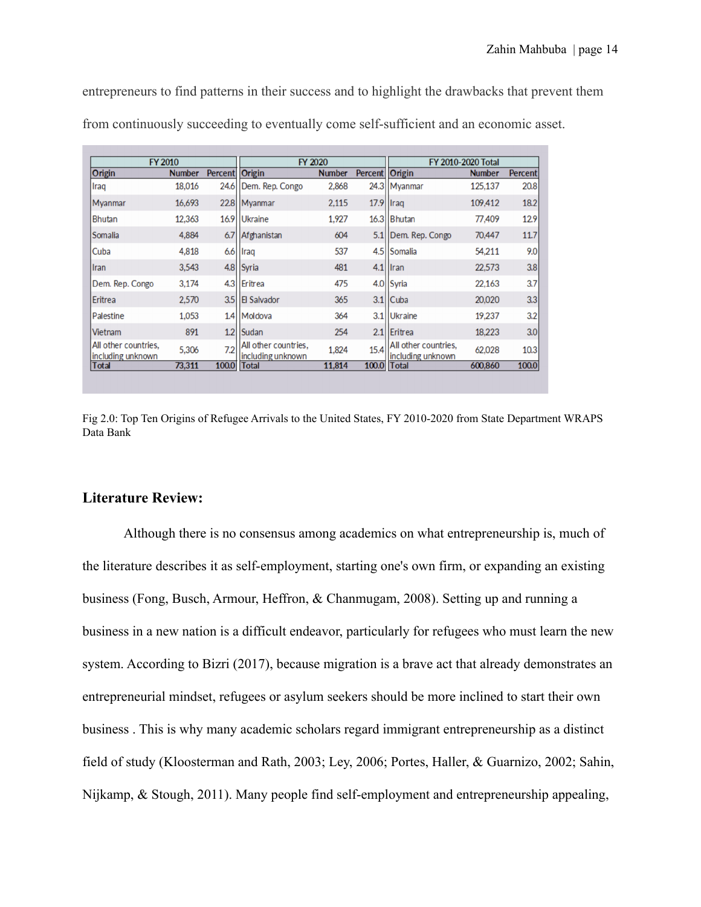entrepreneurs to find patterns in their success and to highlight the drawbacks that prevent them from continuously succeeding to eventually come self-sufficient and an economic asset.

| FY 2010 | | | FY 2020 | | | FY 2010-2020 Total | | |
|---|---|---|---|---|---|---|---|---|
| Origin | Number | Percent | Origin | Number | Percent | Origin | Number | Percent |
| Iraq | 18,016 | 24.6 | Dem. Rep. Congo | 2,868 | 24.3 | Myanmar | 125,137 | 20.8 |
| Myanmar | 16,693 | 22.8 | Myanmar | 2,115 | 17.9 | Iraq | 109,412 | 18.2 |
| Bhutan | 12,363 | 16.9 | Ukraine | 1,927 | 16.3 | Bhutan | 77,409 | 12.9 |
| Somalia | 4,884 | 6.7 | Afghanistan | 604 | 5.1 | Dem. Rep. Congo | 70,447 | 11.7 |
| Cuba | 4,818 | 6.6 | Iraq | 537 | 4.5 | Somalia | 54,211 | 9.0 |
| Iran | 3,543 | 4.8 | Syria | 481 | 4.1 | Iran | 22,573 | 3.8 |
| Dem. Rep. Congo | 3,174 | 4.3 | Eritrea | 475 | 4.0 | Syria | 22,163 | 3.7 |
| Eritrea | 2,570 | 3.5 | El Salvador | 365 | 3.1 | Cuba | 20,020 | 3.3 |
| Palestine | 1,053 | 1.4 | Moldova | 364 | 3.1 | Ukraine | 19,237 | 3.2 |
| Vietnam | 891 | 1.2 | Sudan | 254 | 2.1 | Eritrea | 18,223 | 3.0 |
| All other countries, including unknown | 5,306 | 7.2 | All other countries, including unknown | 1,824 | 15.4 | All other countries, including unknown | 62,028 | 10.3 |
| Total | 73,311 | 100.0 | Total | 11,814 | 100.0 | Total | 600,860 | 100.0 |

Fig 2.0: Top Ten Origins of Refugee Arrivals to the United States, FY 2010-2020 from State Department WRAPS Data Bank

## Literature Review:

Although there is no consensus among academics on what entrepreneurship is, much of the literature describes it as self-employment, starting one's own firm, or expanding an existing business (Fong, Busch, Armour, Heffron, & Chanmugam, 2008). Setting up and running a business in a new nation is a difficult endeavor, particularly for refugees who must learn the new system. According to Bizri (2017), because migration is a brave act that already demonstrates an entrepreneurial mindset, refugees or asylum seekers should be more inclined to start their own business . This is why many academic scholars regard immigrant entrepreneurship as a distinct field of study (Kloosterman and Rath, 2003; Ley, 2006; Portes, Haller, & Guarnizo, 2002; Sahin, Nijkamp, & Stough, 2011). Many people find self-employment and entrepreneurship appealing,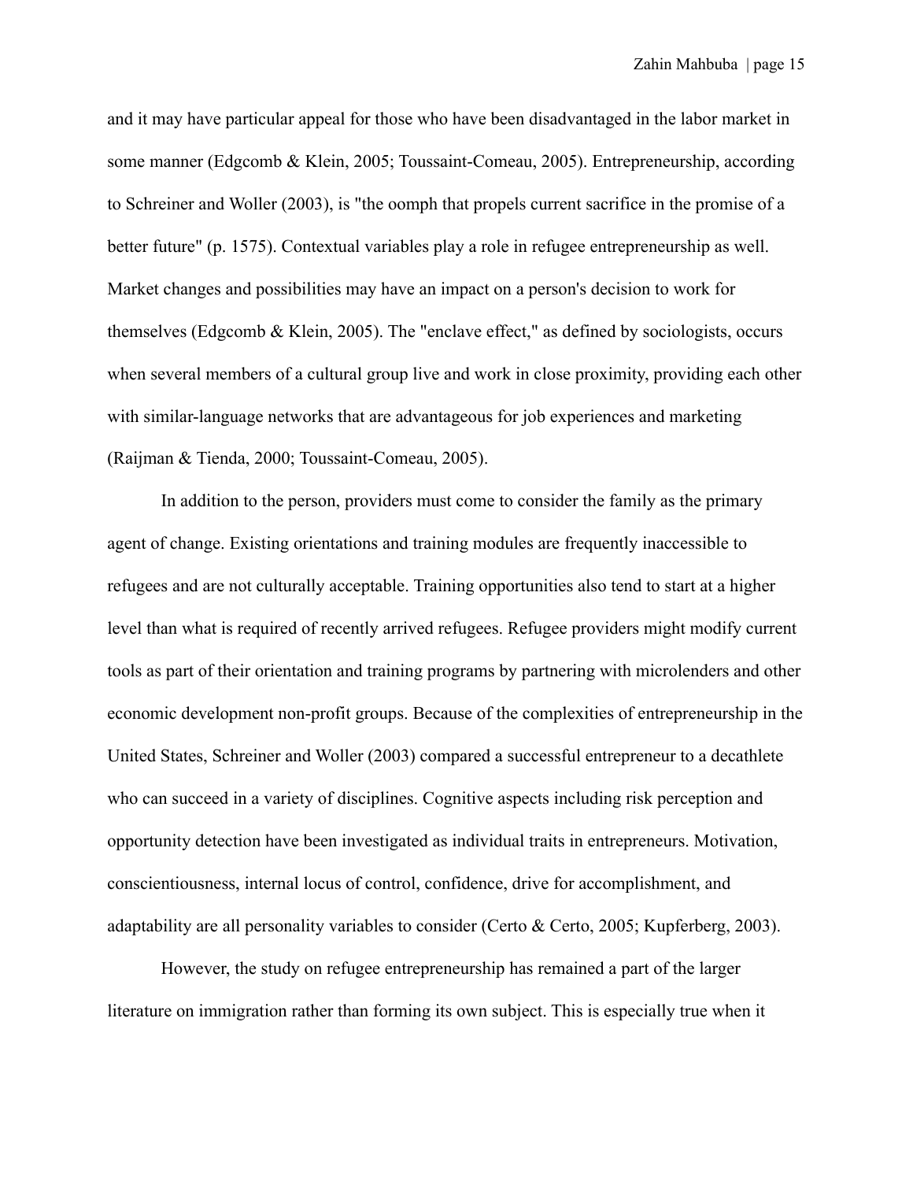and it may have particular appeal for those who have been disadvantaged in the labor market in some manner (Edgcomb & Klein, 2005; Toussaint-Comeau, 2005). Entrepreneurship, according to Schreiner and Woller (2003), is "the oomph that propels current sacrifice in the promise of a better future" (p. 1575). Contextual variables play a role in refugee entrepreneurship as well. Market changes and possibilities may have an impact on a person's decision to work for themselves (Edgcomb & Klein, 2005). The "enclave effect," as defined by sociologists, occurs when several members of a cultural group live and work in close proximity, providing each other with similar-language networks that are advantageous for job experiences and marketing (Raijman & Tienda, 2000; Toussaint-Comeau, 2005).

In addition to the person, providers must come to consider the family as the primary agent of change. Existing orientations and training modules are frequently inaccessible to refugees and are not culturally acceptable. Training opportunities also tend to start at a higher level than what is required of recently arrived refugees. Refugee providers might modify current tools as part of their orientation and training programs by partnering with microlenders and other economic development non-profit groups. Because of the complexities of entrepreneurship in the United States, Schreiner and Woller (2003) compared a successful entrepreneur to a decathlete who can succeed in a variety of disciplines. Cognitive aspects including risk perception and opportunity detection have been investigated as individual traits in entrepreneurs. Motivation, conscientiousness, internal locus of control, confidence, drive for accomplishment, and adaptability are all personality variables to consider (Certo & Certo, 2005; Kupferberg, 2003).

However, the study on refugee entrepreneurship has remained a part of the larger literature on immigration rather than forming its own subject. This is especially true when it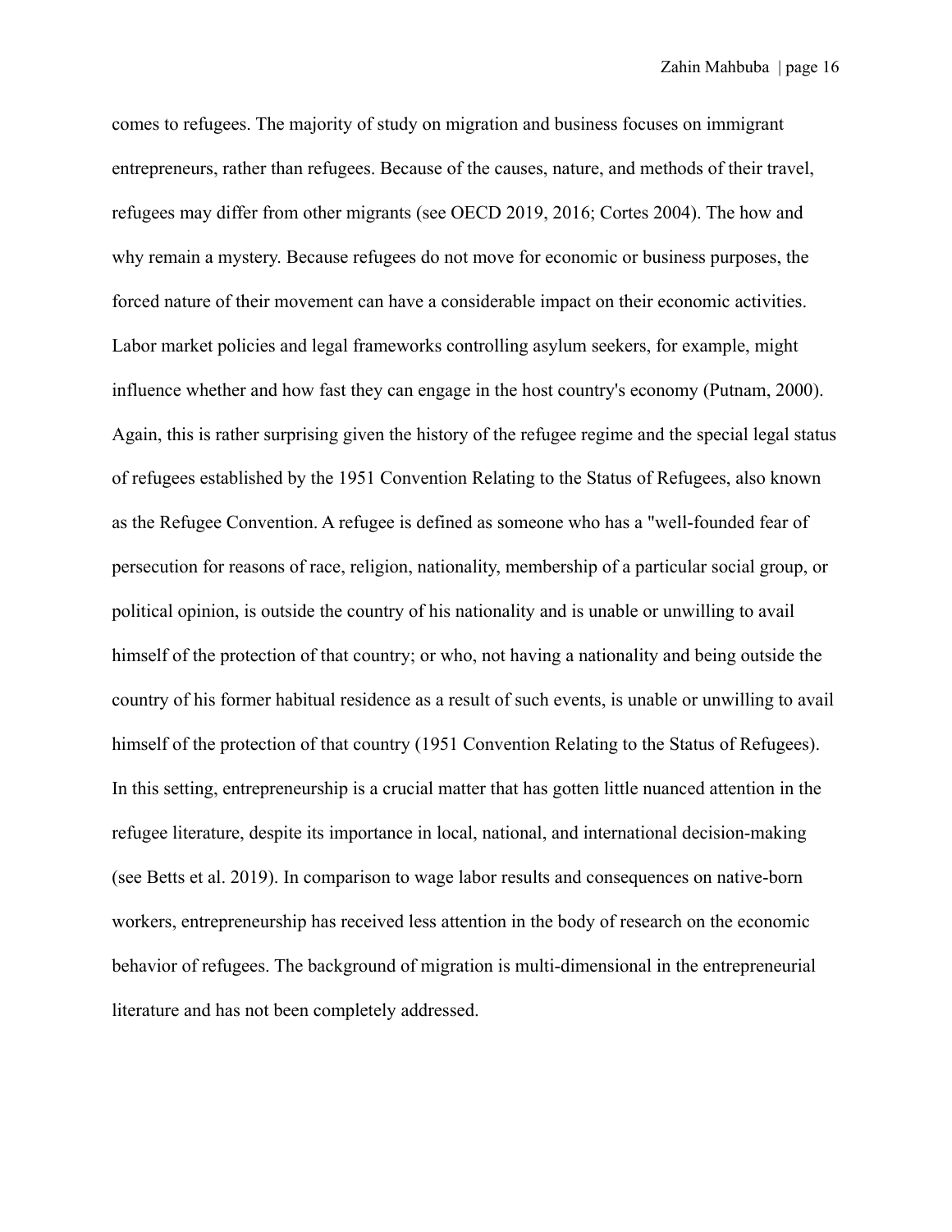comes to refugees. The majority of study on migration and business focuses on immigrant entrepreneurs, rather than refugees. Because of the causes, nature, and methods of their travel, refugees may differ from other migrants (see OECD 2019, 2016; Cortes 2004). The how and why remain a mystery. Because refugees do not move for economic or business purposes, the forced nature of their movement can have a considerable impact on their economic activities. Labor market policies and legal frameworks controlling asylum seekers, for example, might influence whether and how fast they can engage in the host country's economy (Putnam, 2000). Again, this is rather surprising given the history of the refugee regime and the special legal status of refugees established by the 1951 Convention Relating to the Status of Refugees, also known as the Refugee Convention. A refugee is defined as someone who has a "well-founded fear of persecution for reasons of race, religion, nationality, membership of a particular social group, or political opinion, is outside the country of his nationality and is unable or unwilling to avail himself of the protection of that country; or who, not having a nationality and being outside the country of his former habitual residence as a result of such events, is unable or unwilling to avail himself of the protection of that country (1951 Convention Relating to the Status of Refugees). In this setting, entrepreneurship is a crucial matter that has gotten little nuanced attention in the refugee literature, despite its importance in local, national, and international decision-making (see Betts et al. 2019). In comparison to wage labor results and consequences on native-born workers, entrepreneurship has received less attention in the body of research on the economic behavior of refugees. The background of migration is multi-dimensional in the entrepreneurial literature and has not been completely addressed.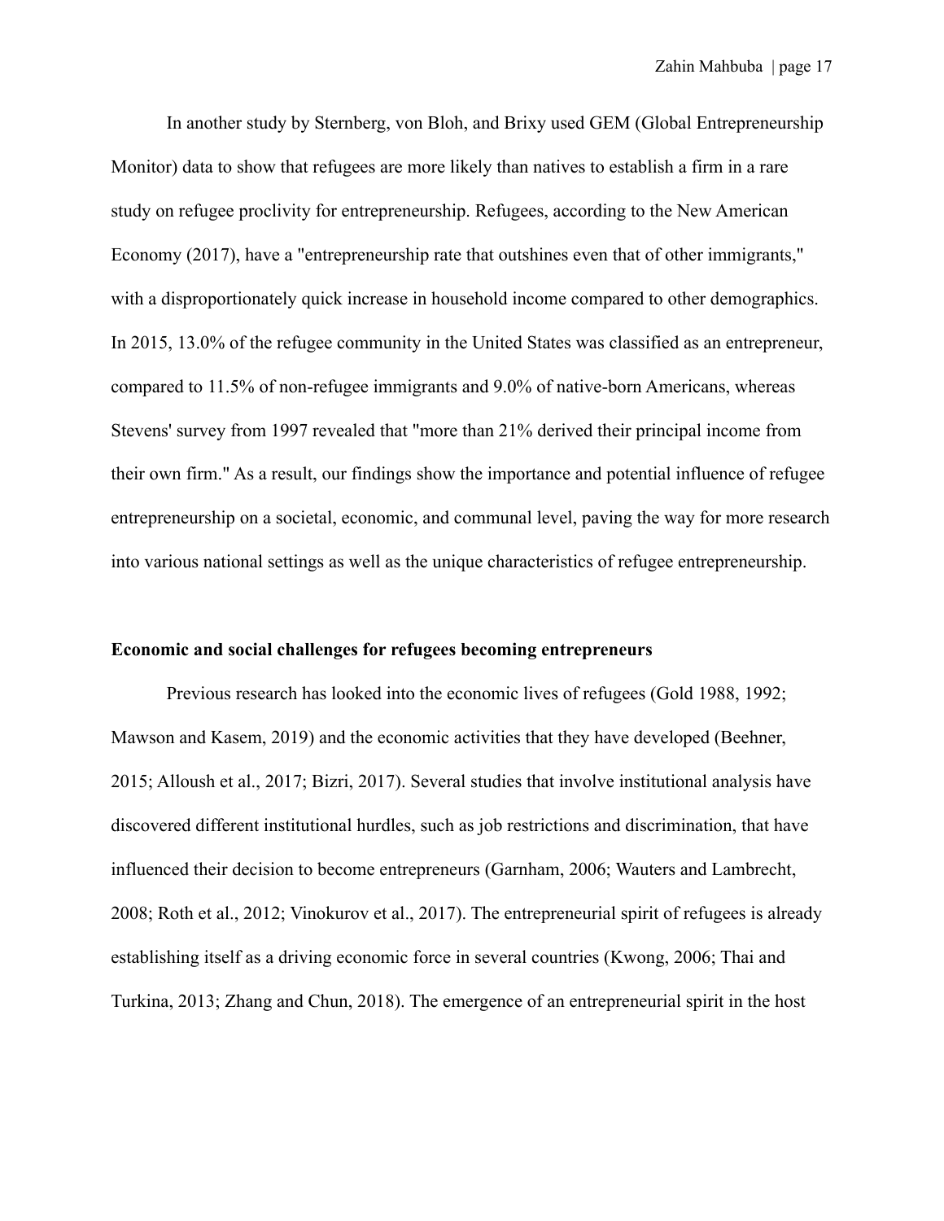In another study by Sternberg, von Bloh, and Brixy used GEM (Global Entrepreneurship Monitor) data to show that refugees are more likely than natives to establish a firm in a rare study on refugee proclivity for entrepreneurship. Refugees, according to the New American Economy (2017), have a "entrepreneurship rate that outshines even that of other immigrants," with a disproportionately quick increase in household income compared to other demographics. In 2015, 13.0% of the refugee community in the United States was classified as an entrepreneur, compared to 11.5% of non-refugee immigrants and 9.0% of native-born Americans, whereas Stevens' survey from 1997 revealed that "more than 21% derived their principal income from their own firm." As a result, our findings show the importance and potential influence of refugee entrepreneurship on a societal, economic, and communal level, paving the way for more research into various national settings as well as the unique characteristics of refugee entrepreneurship.

**Economic and social challenges for refugees becoming entrepreneurs**

Previous research has looked into the economic lives of refugees (Gold 1988, 1992; Mawson and Kasem, 2019) and the economic activities that they have developed (Beehner, 2015; Alloush et al., 2017; Bizri, 2017). Several studies that involve institutional analysis have discovered different institutional hurdles, such as job restrictions and discrimination, that have influenced their decision to become entrepreneurs (Garnham, 2006; Wauters and Lambrecht, 2008; Roth et al., 2012; Vinokurov et al., 2017). The entrepreneurial spirit of refugees is already establishing itself as a driving economic force in several countries (Kwong, 2006; Thai and Turkina, 2013; Zhang and Chun, 2018). The emergence of an entrepreneurial spirit in the host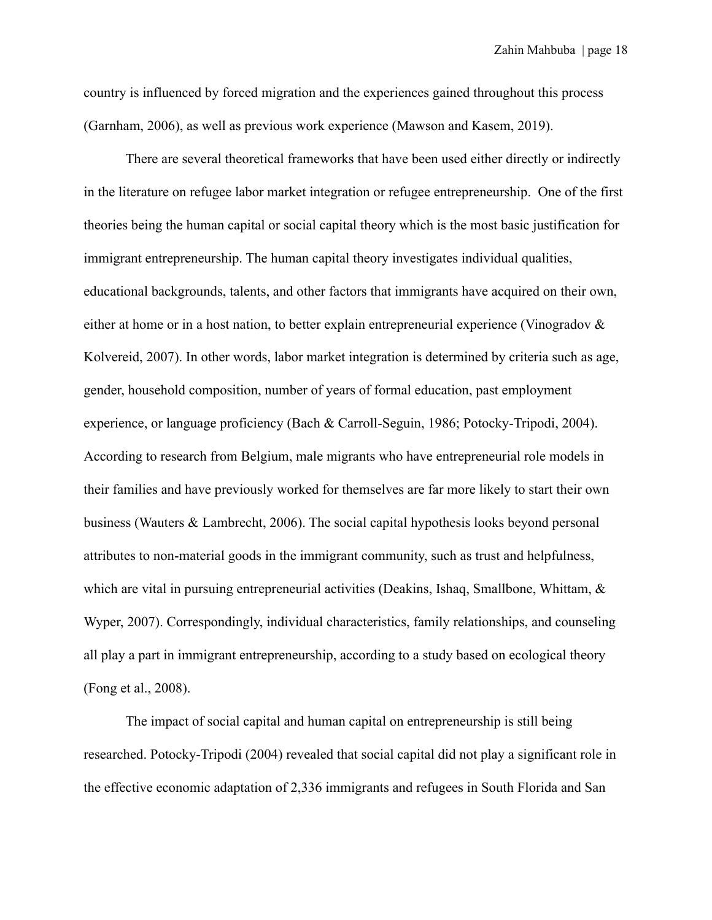country is influenced by forced migration and the experiences gained throughout this process (Garnham, 2006), as well as previous work experience (Mawson and Kasem, 2019).

There are several theoretical frameworks that have been used either directly or indirectly in the literature on refugee labor market integration or refugee entrepreneurship. One of the first theories being the human capital or social capital theory which is the most basic justification for immigrant entrepreneurship. The human capital theory investigates individual qualities, educational backgrounds, talents, and other factors that immigrants have acquired on their own, either at home or in a host nation, to better explain entrepreneurial experience (Vinogradov & Kolvereid, 2007). In other words, labor market integration is determined by criteria such as age, gender, household composition, number of years of formal education, past employment experience, or language proficiency (Bach & Carroll-Seguin, 1986; Potocky-Tripodi, 2004). According to research from Belgium, male migrants who have entrepreneurial role models in their families and have previously worked for themselves are far more likely to start their own business (Wauters & Lambrecht, 2006). The social capital hypothesis looks beyond personal attributes to non-material goods in the immigrant community, such as trust and helpfulness, which are vital in pursuing entrepreneurial activities (Deakins, Ishaq, Smallbone, Whittam, & Wyper, 2007). Correspondingly, individual characteristics, family relationships, and counseling all play a part in immigrant entrepreneurship, according to a study based on ecological theory (Fong et al., 2008).

The impact of social capital and human capital on entrepreneurship is still being researched. Potocky-Tripodi (2004) revealed that social capital did not play a significant role in the effective economic adaptation of 2,336 immigrants and refugees in South Florida and San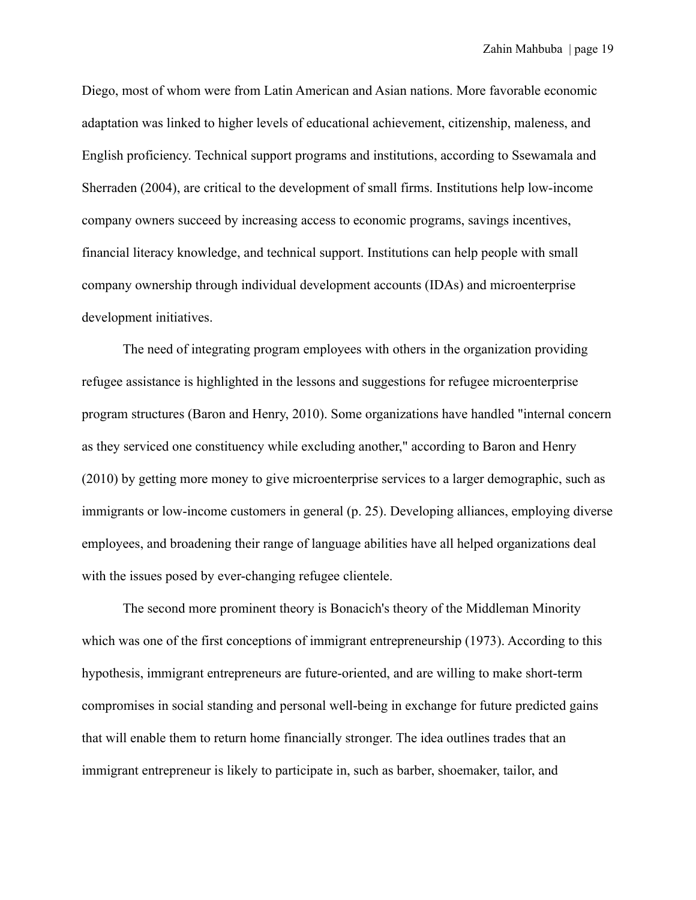Diego, most of whom were from Latin American and Asian nations. More favorable economic adaptation was linked to higher levels of educational achievement, citizenship, maleness, and English proficiency. Technical support programs and institutions, according to Ssewamala and Sherraden (2004), are critical to the development of small firms. Institutions help low-income company owners succeed by increasing access to economic programs, savings incentives, financial literacy knowledge, and technical support. Institutions can help people with small company ownership through individual development accounts (IDAs) and microenterprise development initiatives.

The need of integrating program employees with others in the organization providing refugee assistance is highlighted in the lessons and suggestions for refugee microenterprise program structures (Baron and Henry, 2010). Some organizations have handled "internal concern as they serviced one constituency while excluding another," according to Baron and Henry (2010) by getting more money to give microenterprise services to a larger demographic, such as immigrants or low-income customers in general (p. 25). Developing alliances, employing diverse employees, and broadening their range of language abilities have all helped organizations deal with the issues posed by ever-changing refugee clientele.

The second more prominent theory is Bonacich's theory of the Middleman Minority which was one of the first conceptions of immigrant entrepreneurship (1973). According to this hypothesis, immigrant entrepreneurs are future-oriented, and are willing to make short-term compromises in social standing and personal well-being in exchange for future predicted gains that will enable them to return home financially stronger. The idea outlines trades that an immigrant entrepreneur is likely to participate in, such as barber, shoemaker, tailor, and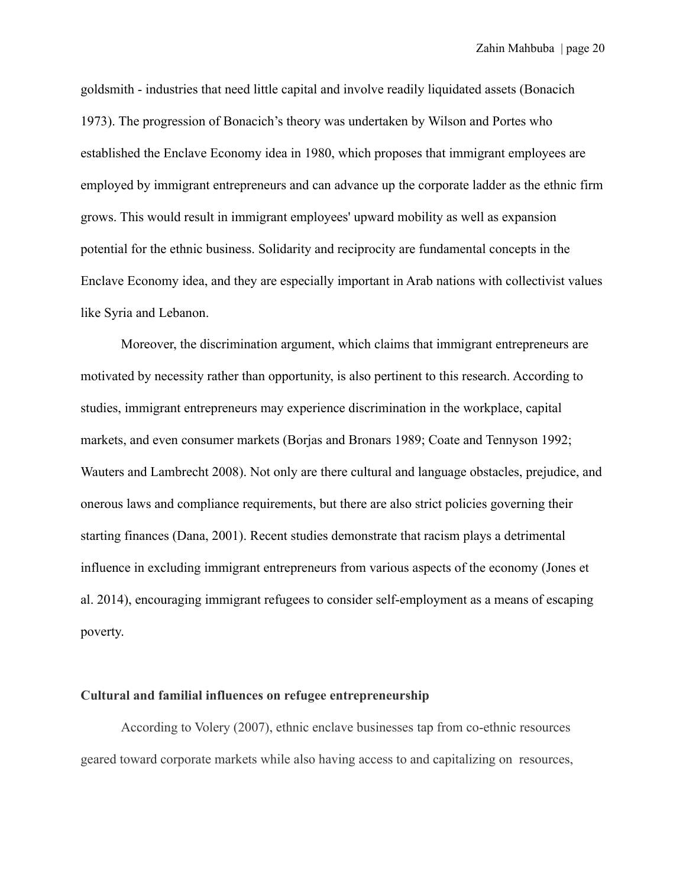goldsmith - industries that need little capital and involve readily liquidated assets (Bonacich 1973). The progression of Bonacich's theory was undertaken by Wilson and Portes who established the Enclave Economy idea in 1980, which proposes that immigrant employees are employed by immigrant entrepreneurs and can advance up the corporate ladder as the ethnic firm grows. This would result in immigrant employees' upward mobility as well as expansion potential for the ethnic business. Solidarity and reciprocity are fundamental concepts in the Enclave Economy idea, and they are especially important in Arab nations with collectivist values like Syria and Lebanon.

Moreover, the discrimination argument, which claims that immigrant entrepreneurs are motivated by necessity rather than opportunity, is also pertinent to this research. According to studies, immigrant entrepreneurs may experience discrimination in the workplace, capital markets, and even consumer markets (Borjas and Bronars 1989; Coate and Tennyson 1992; Wauters and Lambrecht 2008). Not only are there cultural and language obstacles, prejudice, and onerous laws and compliance requirements, but there are also strict policies governing their starting finances (Dana, 2001). Recent studies demonstrate that racism plays a detrimental influence in excluding immigrant entrepreneurs from various aspects of the economy (Jones et al. 2014), encouraging immigrant refugees to consider self-employment as a means of escaping poverty.

**Cultural and familial influences on refugee entrepreneurship**

According to Volery (2007), ethnic enclave businesses tap from co-ethnic resources geared toward corporate markets while also having access to and capitalizing on resources,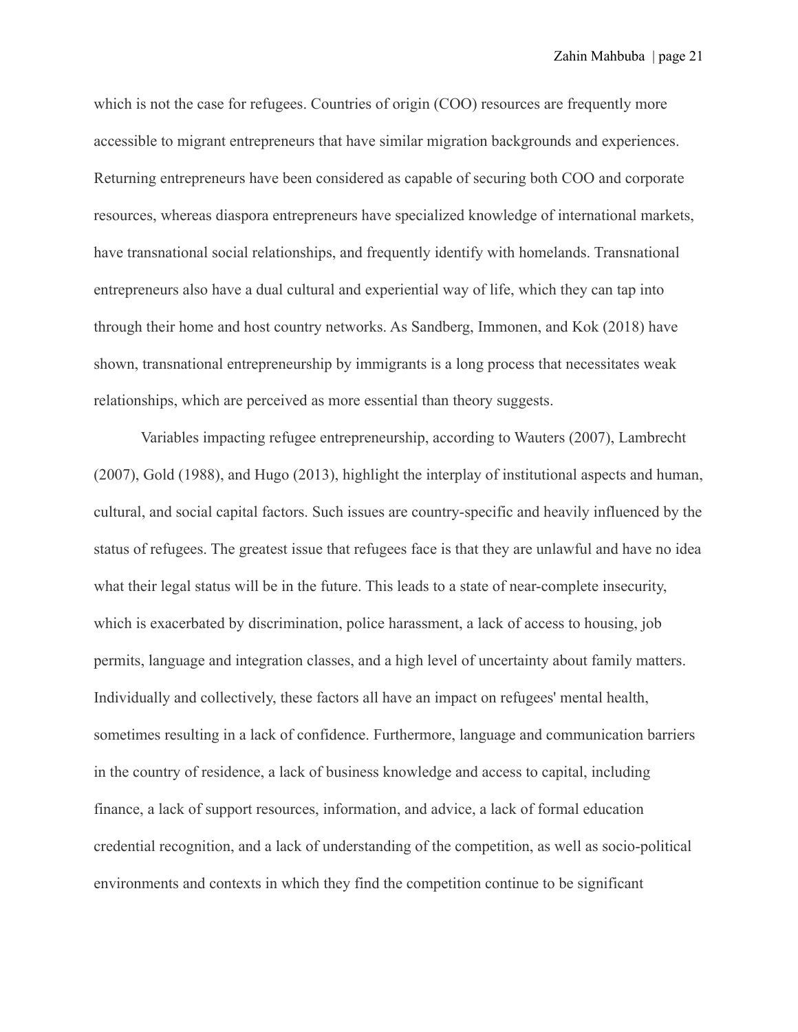which is not the case for refugees. Countries of origin (COO) resources are frequently more accessible to migrant entrepreneurs that have similar migration backgrounds and experiences. Returning entrepreneurs have been considered as capable of securing both COO and corporate resources, whereas diaspora entrepreneurs have specialized knowledge of international markets, have transnational social relationships, and frequently identify with homelands. Transnational entrepreneurs also have a dual cultural and experiential way of life, which they can tap into through their home and host country networks. As Sandberg, Immonen, and Kok (2018) have shown, transnational entrepreneurship by immigrants is a long process that necessitates weak relationships, which are perceived as more essential than theory suggests.

Variables impacting refugee entrepreneurship, according to Wauters (2007), Lambrecht (2007), Gold (1988), and Hugo (2013), highlight the interplay of institutional aspects and human, cultural, and social capital factors. Such issues are country-specific and heavily influenced by the status of refugees. The greatest issue that refugees face is that they are unlawful and have no idea what their legal status will be in the future. This leads to a state of near-complete insecurity, which is exacerbated by discrimination, police harassment, a lack of access to housing, job permits, language and integration classes, and a high level of uncertainty about family matters. Individually and collectively, these factors all have an impact on refugees' mental health, sometimes resulting in a lack of confidence. Furthermore, language and communication barriers in the country of residence, a lack of business knowledge and access to capital, including finance, a lack of support resources, information, and advice, a lack of formal education credential recognition, and a lack of understanding of the competition, as well as socio-political environments and contexts in which they find the competition continue to be significant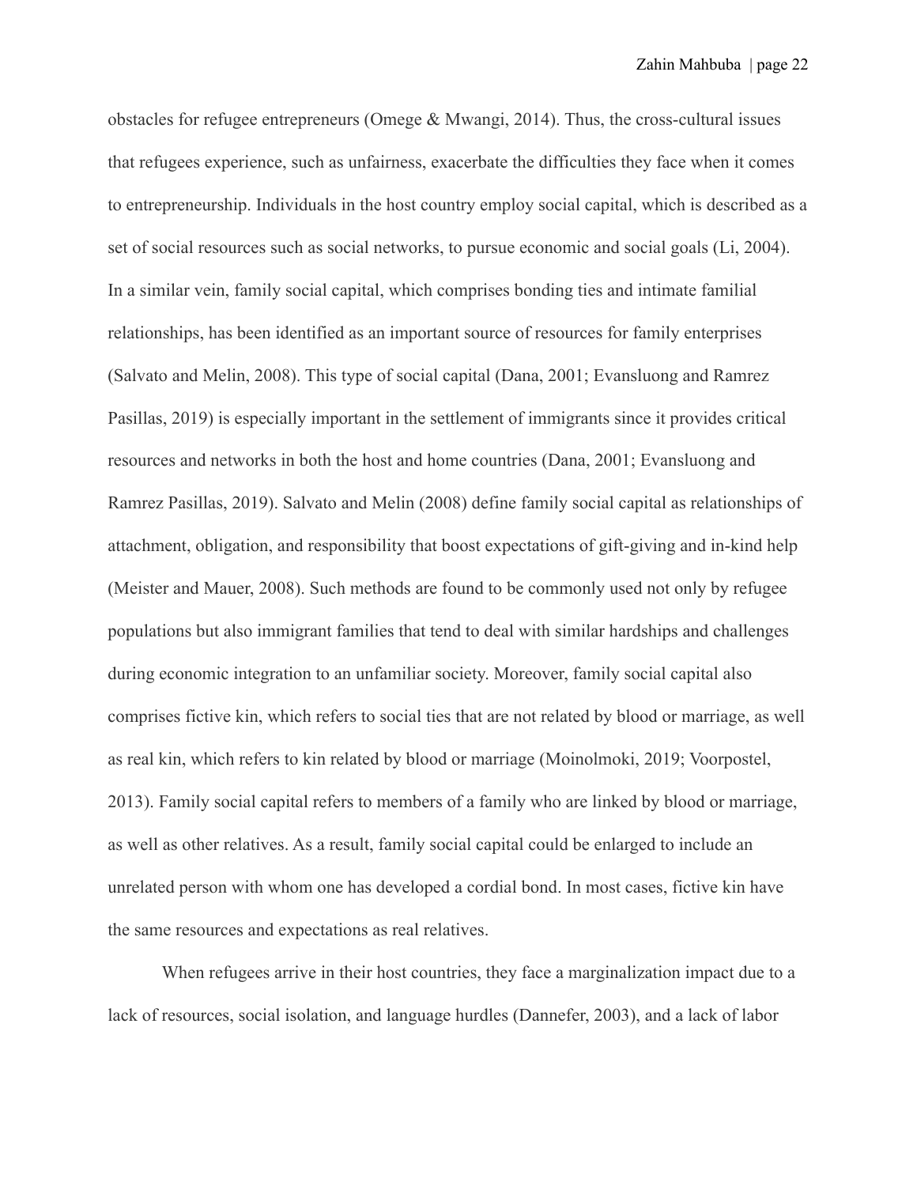obstacles for refugee entrepreneurs (Omege & Mwangi, 2014). Thus, the cross-cultural issues that refugees experience, such as unfairness, exacerbate the difficulties they face when it comes to entrepreneurship. Individuals in the host country employ social capital, which is described as a set of social resources such as social networks, to pursue economic and social goals (Li, 2004). In a similar vein, family social capital, which comprises bonding ties and intimate familial relationships, has been identified as an important source of resources for family enterprises (Salvato and Melin, 2008). This type of social capital (Dana, 2001; Evansluong and Ramrez Pasillas, 2019) is especially important in the settlement of immigrants since it provides critical resources and networks in both the host and home countries (Dana, 2001; Evansluong and Ramrez Pasillas, 2019). Salvato and Melin (2008) define family social capital as relationships of attachment, obligation, and responsibility that boost expectations of gift-giving and in-kind help (Meister and Mauer, 2008). Such methods are found to be commonly used not only by refugee populations but also immigrant families that tend to deal with similar hardships and challenges during economic integration to an unfamiliar society. Moreover, family social capital also comprises fictive kin, which refers to social ties that are not related by blood or marriage, as well as real kin, which refers to kin related by blood or marriage (Moinolmoki, 2019; Voorpostel, 2013). Family social capital refers to members of a family who are linked by blood or marriage, as well as other relatives. As a result, family social capital could be enlarged to include an unrelated person with whom one has developed a cordial bond. In most cases, fictive kin have the same resources and expectations as real relatives.

When refugees arrive in their host countries, they face a marginalization impact due to a lack of resources, social isolation, and language hurdles (Dannefer, 2003), and a lack of labor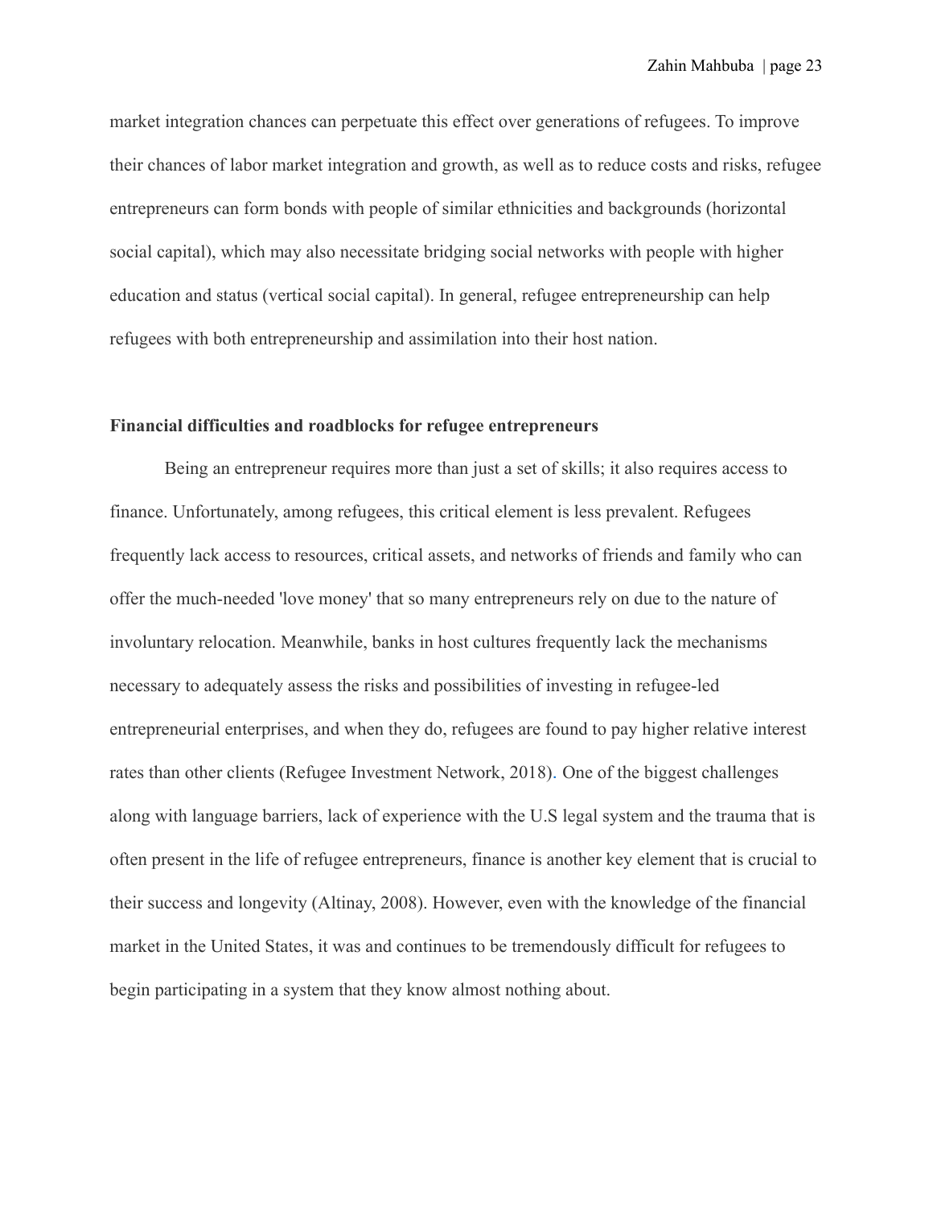market integration chances can perpetuate this effect over generations of refugees. To improve their chances of labor market integration and growth, as well as to reduce costs and risks, refugee entrepreneurs can form bonds with people of similar ethnicities and backgrounds (horizontal social capital), which may also necessitate bridging social networks with people with higher education and status (vertical social capital). In general, refugee entrepreneurship can help refugees with both entrepreneurship and assimilation into their host nation.

**Financial difficulties and roadblocks for refugee entrepreneurs**

Being an entrepreneur requires more than just a set of skills; it also requires access to finance. Unfortunately, among refugees, this critical element is less prevalent. Refugees frequently lack access to resources, critical assets, and networks of friends and family who can offer the much-needed 'love money' that so many entrepreneurs rely on due to the nature of involuntary relocation. Meanwhile, banks in host cultures frequently lack the mechanisms necessary to adequately assess the risks and possibilities of investing in refugee-led entrepreneurial enterprises, and when they do, refugees are found to pay higher relative interest rates than other clients (Refugee Investment Network, 2018). One of the biggest challenges along with language barriers, lack of experience with the U.S legal system and the trauma that is often present in the life of refugee entrepreneurs, finance is another key element that is crucial to their success and longevity (Altinay, 2008). However, even with the knowledge of the financial market in the United States, it was and continues to be tremendously difficult for refugees to begin participating in a system that they know almost nothing about.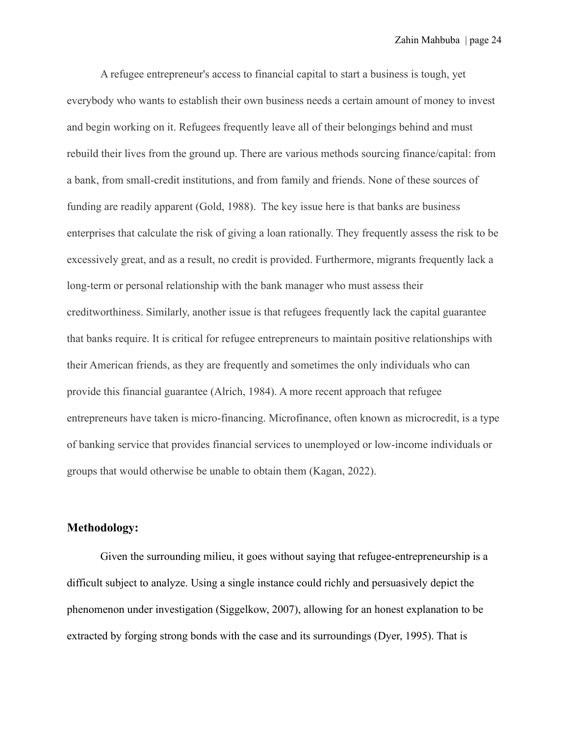A refugee entrepreneur's access to financial capital to start a business is tough, yet everybody who wants to establish their own business needs a certain amount of money to invest and begin working on it. Refugees frequently leave all of their belongings behind and must rebuild their lives from the ground up. There are various methods sourcing finance/capital: from a bank, from small-credit institutions, and from family and friends. None of these sources of funding are readily apparent (Gold, 1988). The key issue here is that banks are business enterprises that calculate the risk of giving a loan rationally. They frequently assess the risk to be excessively great, and as a result, no credit is provided. Furthermore, migrants frequently lack a long-term or personal relationship with the bank manager who must assess their creditworthiness. Similarly, another issue is that refugees frequently lack the capital guarantee that banks require. It is critical for refugee entrepreneurs to maintain positive relationships with their American friends, as they are frequently and sometimes the only individuals who can provide this financial guarantee (Alrich, 1984). A more recent approach that refugee entrepreneurs have taken is micro-financing. Microfinance, often known as microcredit, is a type of banking service that provides financial services to unemployed or low-income individuals or groups that would otherwise be unable to obtain them (Kagan, 2022).

### Methodology:

Given the surrounding milieu, it goes without saying that refugee-entrepreneurship is a difficult subject to analyze. Using a single instance could richly and persuasively depict the phenomenon under investigation (Siggelkow, 2007), allowing for an honest explanation to be extracted by forging strong bonds with the case and its surroundings (Dyer, 1995). That is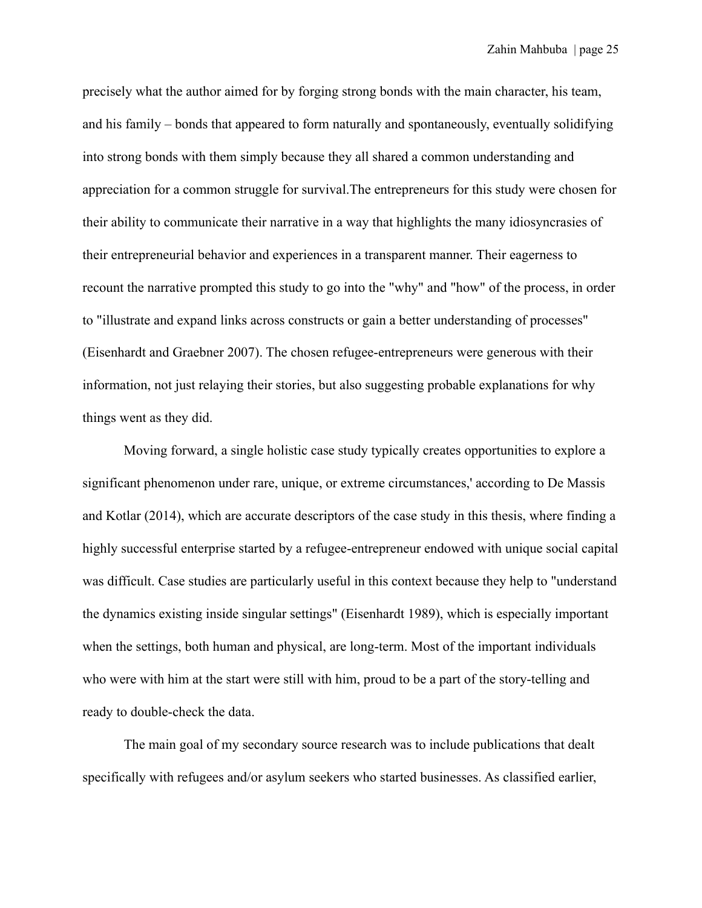precisely what the author aimed for by forging strong bonds with the main character, his team, and his family – bonds that appeared to form naturally and spontaneously, eventually solidifying into strong bonds with them simply because they all shared a common understanding and appreciation for a common struggle for survival.The entrepreneurs for this study were chosen for their ability to communicate their narrative in a way that highlights the many idiosyncrasies of their entrepreneurial behavior and experiences in a transparent manner. Their eagerness to recount the narrative prompted this study to go into the "why" and "how" of the process, in order to "illustrate and expand links across constructs or gain a better understanding of processes" (Eisenhardt and Graebner 2007). The chosen refugee-entrepreneurs were generous with their information, not just relaying their stories, but also suggesting probable explanations for why things went as they did.

Moving forward, a single holistic case study typically creates opportunities to explore a significant phenomenon under rare, unique, or extreme circumstances,' according to De Massis and Kotlar (2014), which are accurate descriptors of the case study in this thesis, where finding a highly successful enterprise started by a refugee-entrepreneur endowed with unique social capital was difficult. Case studies are particularly useful in this context because they help to "understand the dynamics existing inside singular settings" (Eisenhardt 1989), which is especially important when the settings, both human and physical, are long-term. Most of the important individuals who were with him at the start were still with him, proud to be a part of the story-telling and ready to double-check the data.

The main goal of my secondary source research was to include publications that dealt specifically with refugees and/or asylum seekers who started businesses. As classified earlier,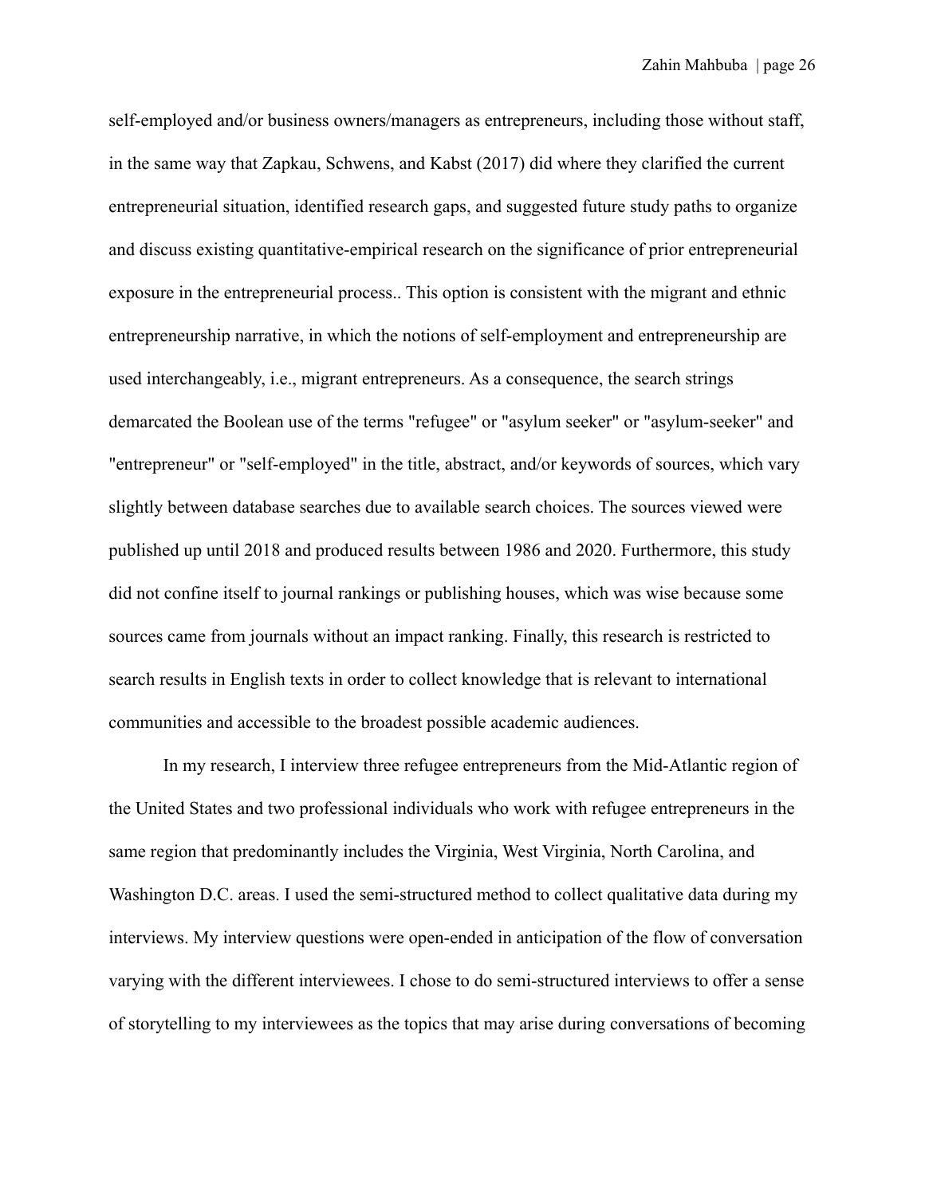self-employed and/or business owners/managers as entrepreneurs, including those without staff, in the same way that Zapkau, Schwens, and Kabst (2017) did where they clarified the current entrepreneurial situation, identified research gaps, and suggested future study paths to organize and discuss existing quantitative-empirical research on the significance of prior entrepreneurial exposure in the entrepreneurial process.. This option is consistent with the migrant and ethnic entrepreneurship narrative, in which the notions of self-employment and entrepreneurship are used interchangeably, i.e., migrant entrepreneurs. As a consequence, the search strings demarcated the Boolean use of the terms "refugee" or "asylum seeker" or "asylum-seeker" and "entrepreneur" or "self-employed" in the title, abstract, and/or keywords of sources, which vary slightly between database searches due to available search choices. The sources viewed were published up until 2018 and produced results between 1986 and 2020. Furthermore, this study did not confine itself to journal rankings or publishing houses, which was wise because some sources came from journals without an impact ranking. Finally, this research is restricted to search results in English texts in order to collect knowledge that is relevant to international communities and accessible to the broadest possible academic audiences.

In my research, I interview three refugee entrepreneurs from the Mid-Atlantic region of the United States and two professional individuals who work with refugee entrepreneurs in the same region that predominantly includes the Virginia, West Virginia, North Carolina, and Washington D.C. areas. I used the semi-structured method to collect qualitative data during my interviews. My interview questions were open-ended in anticipation of the flow of conversation varying with the different interviewees. I chose to do semi-structured interviews to offer a sense of storytelling to my interviewees as the topics that may arise during conversations of becoming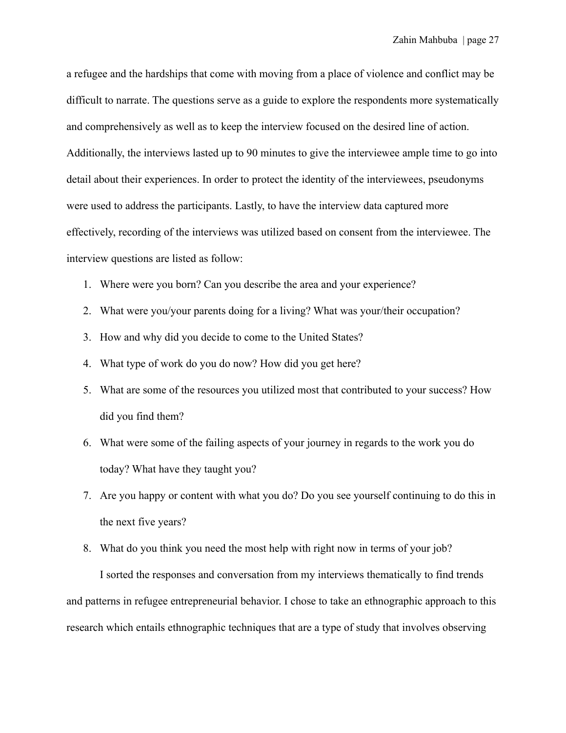a refugee and the hardships that come with moving from a place of violence and conflict may be difficult to narrate. The questions serve as a guide to explore the respondents more systematically and comprehensively as well as to keep the interview focused on the desired line of action. Additionally, the interviews lasted up to 90 minutes to give the interviewee ample time to go into detail about their experiences. In order to protect the identity of the interviewees, pseudonyms were used to address the participants. Lastly, to have the interview data captured more effectively, recording of the interviews was utilized based on consent from the interviewee. The interview questions are listed as follow:

1. Where were you born? Can you describe the area and your experience?
2. What were you/your parents doing for a living? What was your/their occupation?
3. How and why did you decide to come to the United States?
4. What type of work do you do now? How did you get here?
5. What are some of the resources you utilized most that contributed to your success? How did you find them?
6. What were some of the failing aspects of your journey in regards to the work you do today? What have they taught you?
7. Are you happy or content with what you do? Do you see yourself continuing to do this in the next five years?
8. What do you think you need the most help with right now in terms of your job?

I sorted the responses and conversation from my interviews thematically to find trends and patterns in refugee entrepreneurial behavior. I chose to take an ethnographic approach to this research which entails ethnographic techniques that are a type of study that involves observing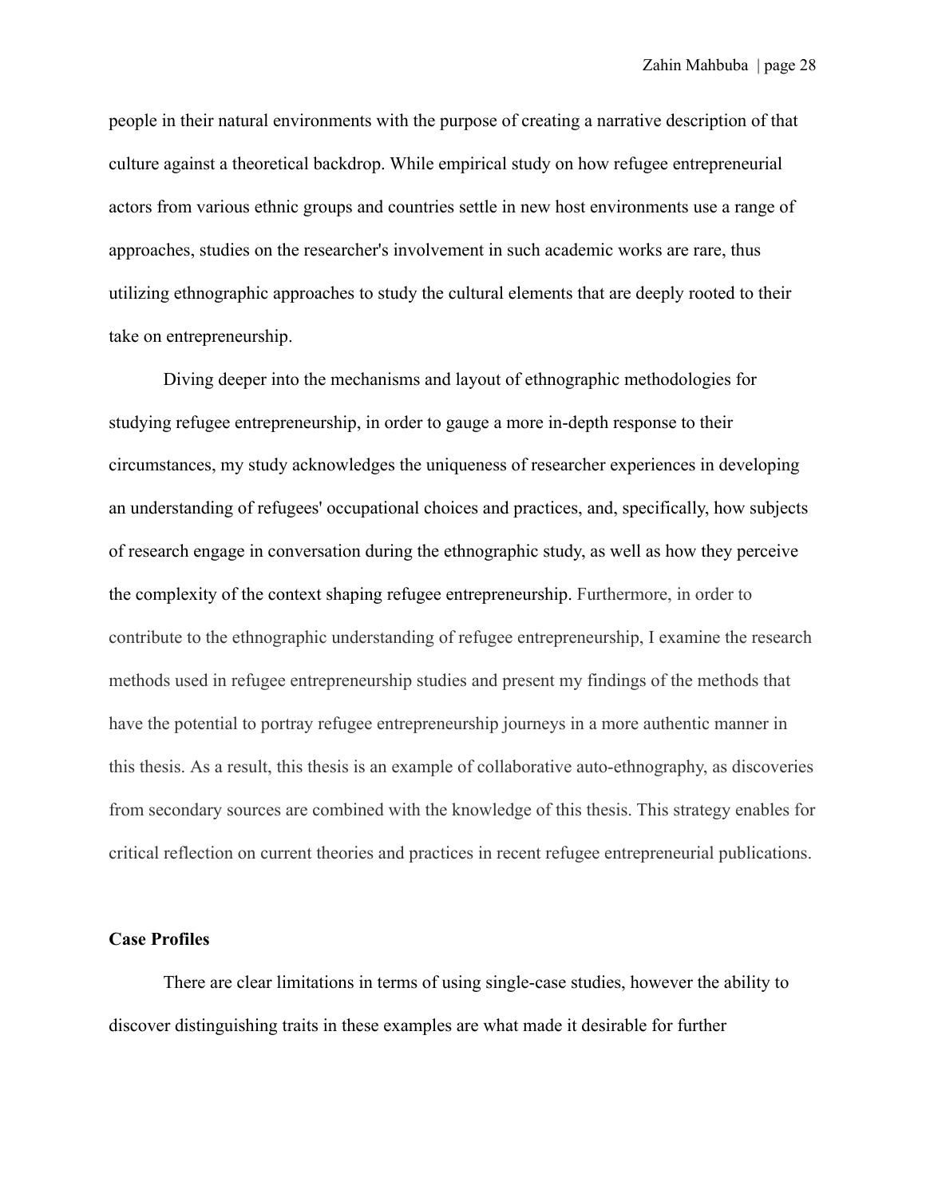people in their natural environments with the purpose of creating a narrative description of that culture against a theoretical backdrop. While empirical study on how refugee entrepreneurial actors from various ethnic groups and countries settle in new host environments use a range of approaches, studies on the researcher's involvement in such academic works are rare, thus utilizing ethnographic approaches to study the cultural elements that are deeply rooted to their take on entrepreneurship.

Diving deeper into the mechanisms and layout of ethnographic methodologies for studying refugee entrepreneurship, in order to gauge a more in-depth response to their circumstances, my study acknowledges the uniqueness of researcher experiences in developing an understanding of refugees' occupational choices and practices, and, specifically, how subjects of research engage in conversation during the ethnographic study, as well as how they perceive the complexity of the context shaping refugee entrepreneurship. Furthermore, in order to contribute to the ethnographic understanding of refugee entrepreneurship, I examine the research methods used in refugee entrepreneurship studies and present my findings of the methods that have the potential to portray refugee entrepreneurship journeys in a more authentic manner in this thesis. As a result, this thesis is an example of collaborative auto-ethnography, as discoveries from secondary sources are combined with the knowledge of this thesis. This strategy enables for critical reflection on current theories and practices in recent refugee entrepreneurial publications.

**Case Profiles**

There are clear limitations in terms of using single-case studies, however the ability to discover distinguishing traits in these examples are what made it desirable for further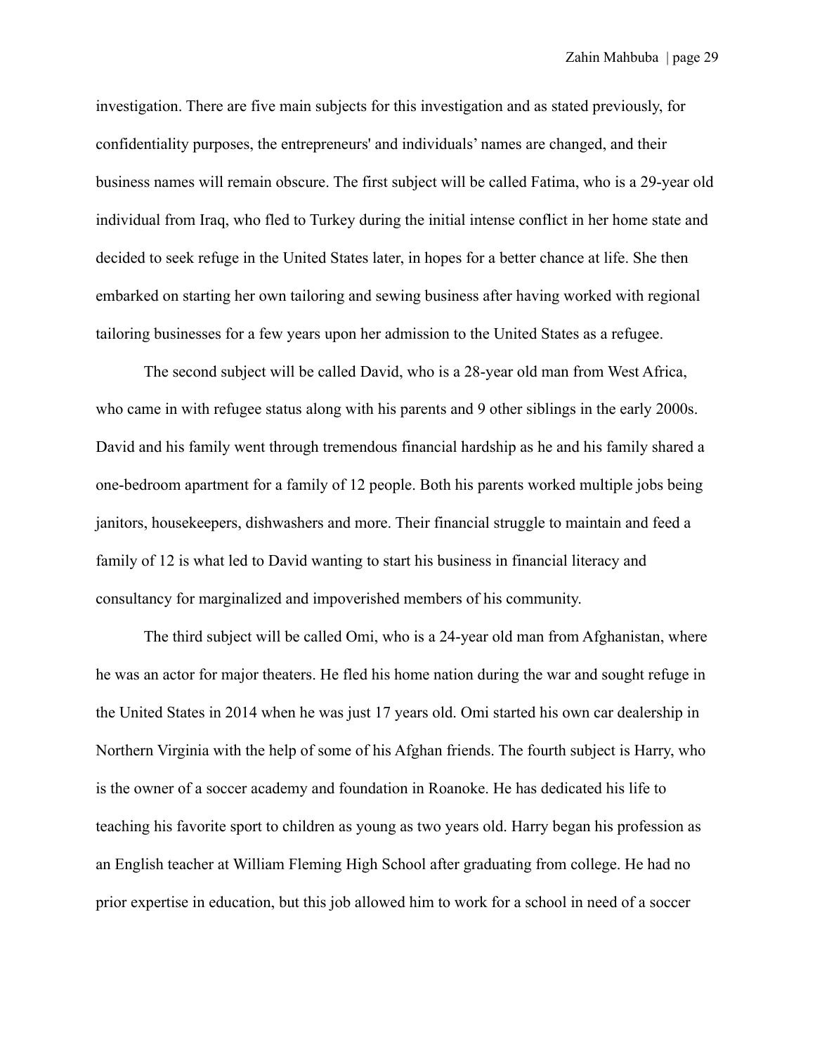investigation. There are five main subjects for this investigation and as stated previously, for confidentiality purposes, the entrepreneurs' and individuals' names are changed, and their business names will remain obscure. The first subject will be called Fatima, who is a 29-year old individual from Iraq, who fled to Turkey during the initial intense conflict in her home state and decided to seek refuge in the United States later, in hopes for a better chance at life. She then embarked on starting her own tailoring and sewing business after having worked with regional tailoring businesses for a few years upon her admission to the United States as a refugee.

The second subject will be called David, who is a 28-year old man from West Africa, who came in with refugee status along with his parents and 9 other siblings in the early 2000s. David and his family went through tremendous financial hardship as he and his family shared a one-bedroom apartment for a family of 12 people. Both his parents worked multiple jobs being janitors, housekeepers, dishwashers and more. Their financial struggle to maintain and feed a family of 12 is what led to David wanting to start his business in financial literacy and consultancy for marginalized and impoverished members of his community.

The third subject will be called Omi, who is a 24-year old man from Afghanistan, where he was an actor for major theaters. He fled his home nation during the war and sought refuge in the United States in 2014 when he was just 17 years old. Omi started his own car dealership in Northern Virginia with the help of some of his Afghan friends. The fourth subject is Harry, who is the owner of a soccer academy and foundation in Roanoke. He has dedicated his life to teaching his favorite sport to children as young as two years old. Harry began his profession as an English teacher at William Fleming High School after graduating from college. He had no prior expertise in education, but this job allowed him to work for a school in need of a soccer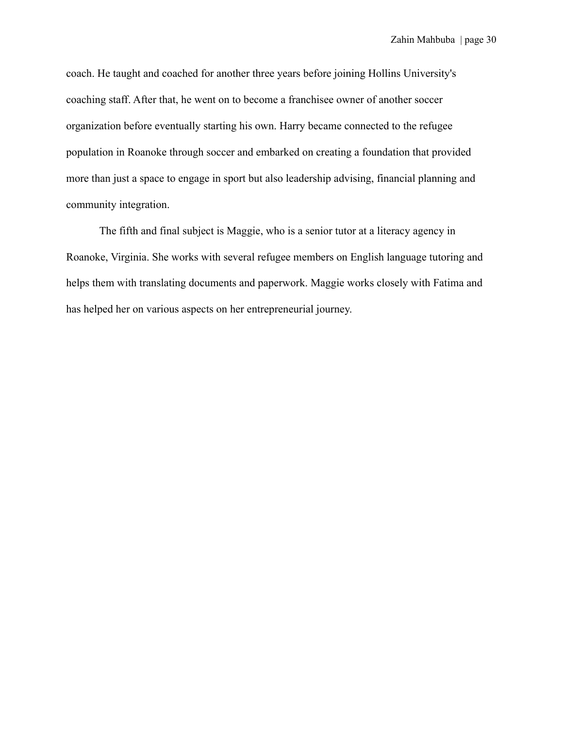coach. He taught and coached for another three years before joining Hollins University's coaching staff. After that, he went on to become a franchisee owner of another soccer organization before eventually starting his own. Harry became connected to the refugee population in Roanoke through soccer and embarked on creating a foundation that provided more than just a space to engage in sport but also leadership advising, financial planning and community integration.

The fifth and final subject is Maggie, who is a senior tutor at a literacy agency in Roanoke, Virginia. She works with several refugee members on English language tutoring and helps them with translating documents and paperwork. Maggie works closely with Fatima and has helped her on various aspects on her entrepreneurial journey.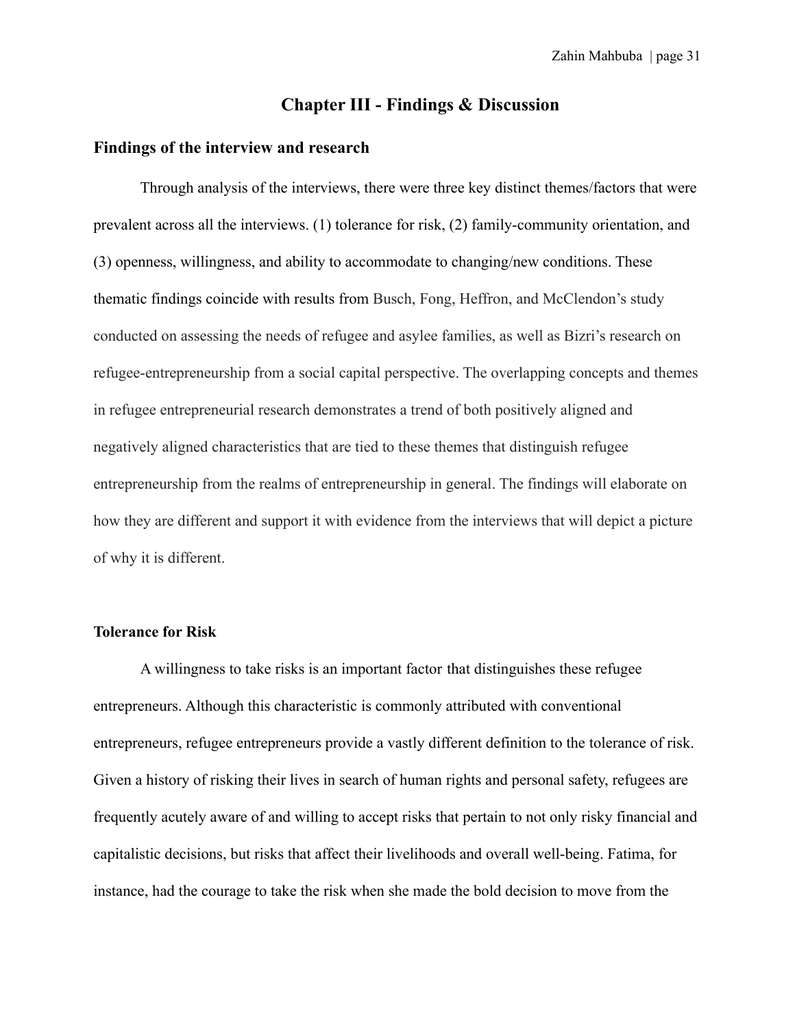## Chapter III - Findings & Discussion

### Findings of the interview and research

Through analysis of the interviews, there were three key distinct themes/factors that were prevalent across all the interviews. (1) tolerance for risk, (2) family-community orientation, and (3) openness, willingness, and ability to accommodate to changing/new conditions. These thematic findings coincide with results from Busch, Fong, Heffron, and McClendon's study conducted on assessing the needs of refugee and asylee families, as well as Bizri's research on refugee-entrepreneurship from a social capital perspective. The overlapping concepts and themes in refugee entrepreneurial research demonstrates a trend of both positively aligned and negatively aligned characteristics that are tied to these themes that distinguish refugee entrepreneurship from the realms of entrepreneurship in general. The findings will elaborate on how they are different and support it with evidence from the interviews that will depict a picture of why it is different.

**Tolerance for Risk**

A willingness to take risks is an important factor that distinguishes these refugee entrepreneurs. Although this characteristic is commonly attributed with conventional entrepreneurs, refugee entrepreneurs provide a vastly different definition to the tolerance of risk. Given a history of risking their lives in search of human rights and personal safety, refugees are frequently acutely aware of and willing to accept risks that pertain to not only risky financial and capitalistic decisions, but risks that affect their livelihoods and overall well-being. Fatima, for instance, had the courage to take the risk when she made the bold decision to move from the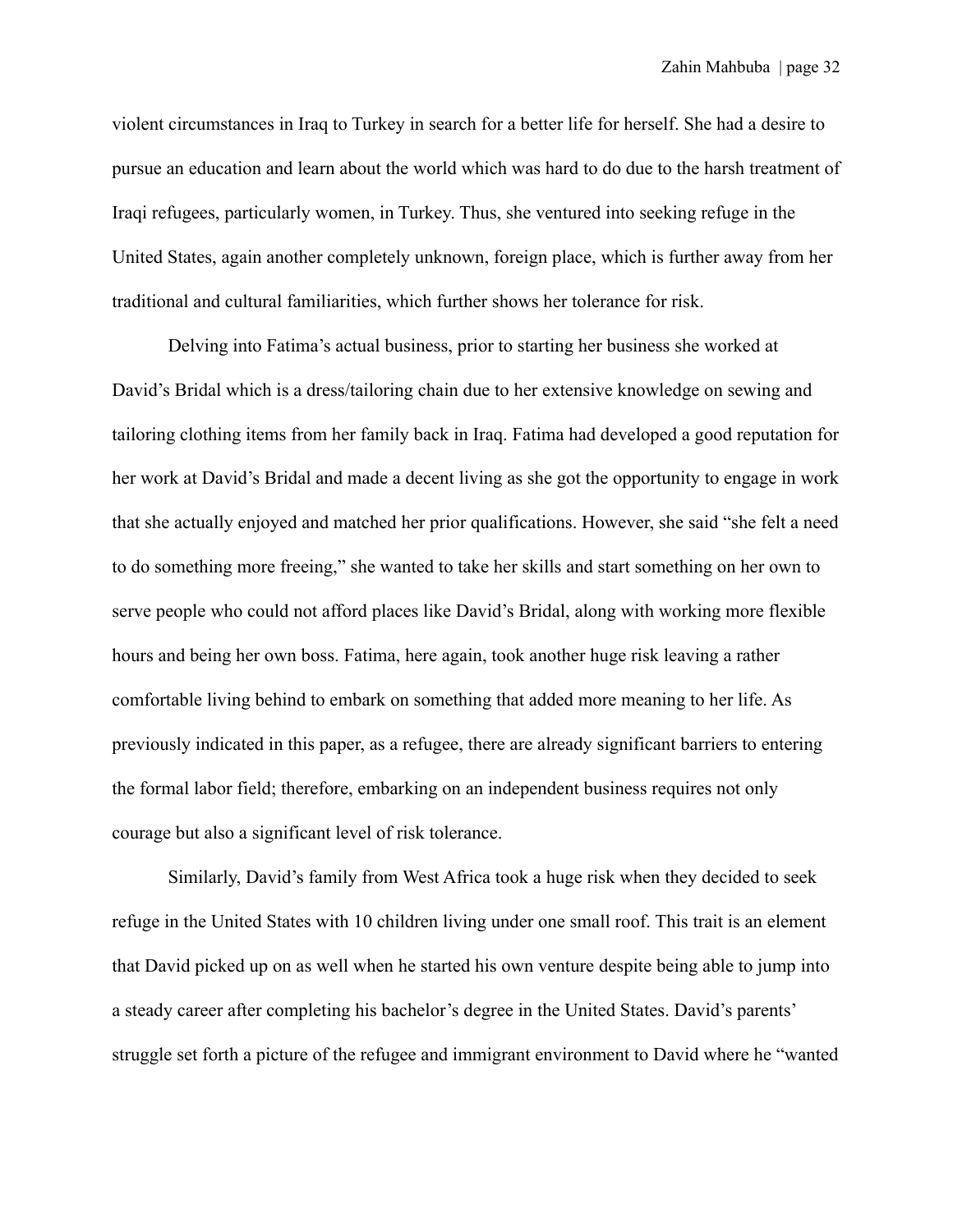violent circumstances in Iraq to Turkey in search for a better life for herself. She had a desire to pursue an education and learn about the world which was hard to do due to the harsh treatment of Iraqi refugees, particularly women, in Turkey. Thus, she ventured into seeking refuge in the United States, again another completely unknown, foreign place, which is further away from her traditional and cultural familiarities, which further shows her tolerance for risk.

Delving into Fatima's actual business, prior to starting her business she worked at David's Bridal which is a dress/tailoring chain due to her extensive knowledge on sewing and tailoring clothing items from her family back in Iraq. Fatima had developed a good reputation for her work at David's Bridal and made a decent living as she got the opportunity to engage in work that she actually enjoyed and matched her prior qualifications. However, she said "she felt a need to do something more freeing," she wanted to take her skills and start something on her own to serve people who could not afford places like David's Bridal, along with working more flexible hours and being her own boss. Fatima, here again, took another huge risk leaving a rather comfortable living behind to embark on something that added more meaning to her life. As previously indicated in this paper, as a refugee, there are already significant barriers to entering the formal labor field; therefore, embarking on an independent business requires not only courage but also a significant level of risk tolerance.

Similarly, David's family from West Africa took a huge risk when they decided to seek refuge in the United States with 10 children living under one small roof. This trait is an element that David picked up on as well when he started his own venture despite being able to jump into a steady career after completing his bachelor's degree in the United States. David's parents' struggle set forth a picture of the refugee and immigrant environment to David where he "wanted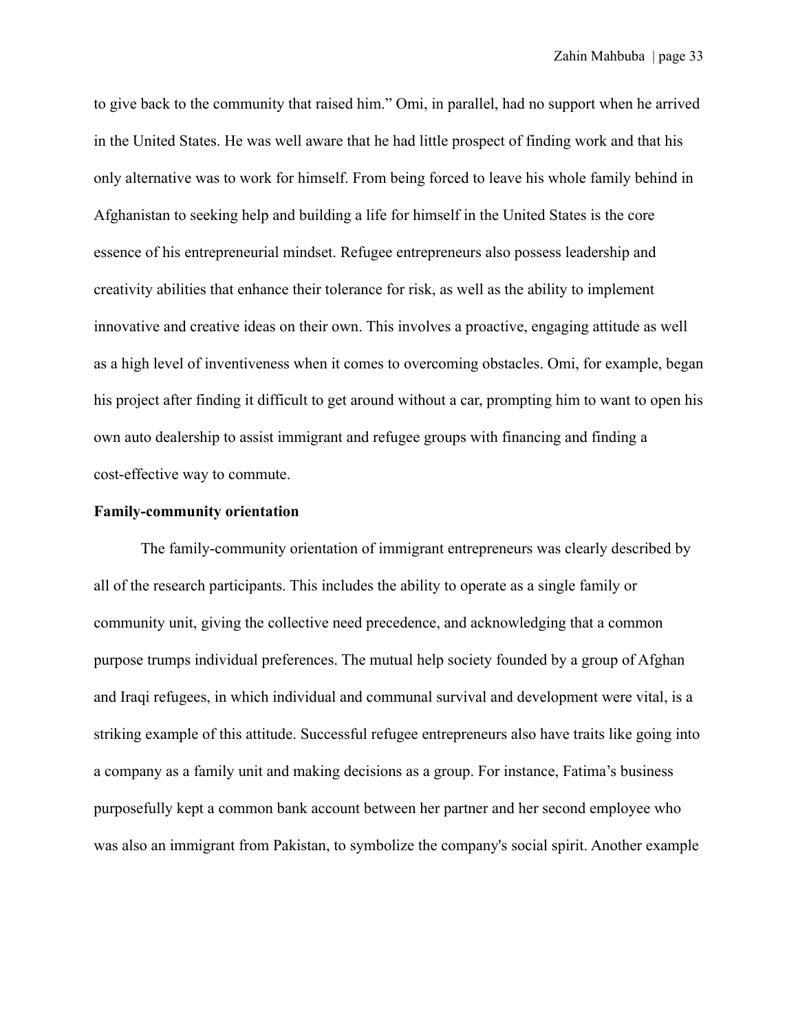to give back to the community that raised him." Omi, in parallel, had no support when he arrived in the United States. He was well aware that he had little prospect of finding work and that his only alternative was to work for himself. From being forced to leave his whole family behind in Afghanistan to seeking help and building a life for himself in the United States is the core essence of his entrepreneurial mindset. Refugee entrepreneurs also possess leadership and creativity abilities that enhance their tolerance for risk, as well as the ability to implement innovative and creative ideas on their own. This involves a proactive, engaging attitude as well as a high level of inventiveness when it comes to overcoming obstacles. Omi, for example, began his project after finding it difficult to get around without a car, prompting him to want to open his own auto dealership to assist immigrant and refugee groups with financing and finding a cost-effective way to commute.

**Family-community orientation**

The family-community orientation of immigrant entrepreneurs was clearly described by all of the research participants. This includes the ability to operate as a single family or community unit, giving the collective need precedence, and acknowledging that a common purpose trumps individual preferences. The mutual help society founded by a group of Afghan and Iraqi refugees, in which individual and communal survival and development were vital, is a striking example of this attitude. Successful refugee entrepreneurs also have traits like going into a company as a family unit and making decisions as a group. For instance, Fatima's business purposefully kept a common bank account between her partner and her second employee who was also an immigrant from Pakistan, to symbolize the company's social spirit. Another example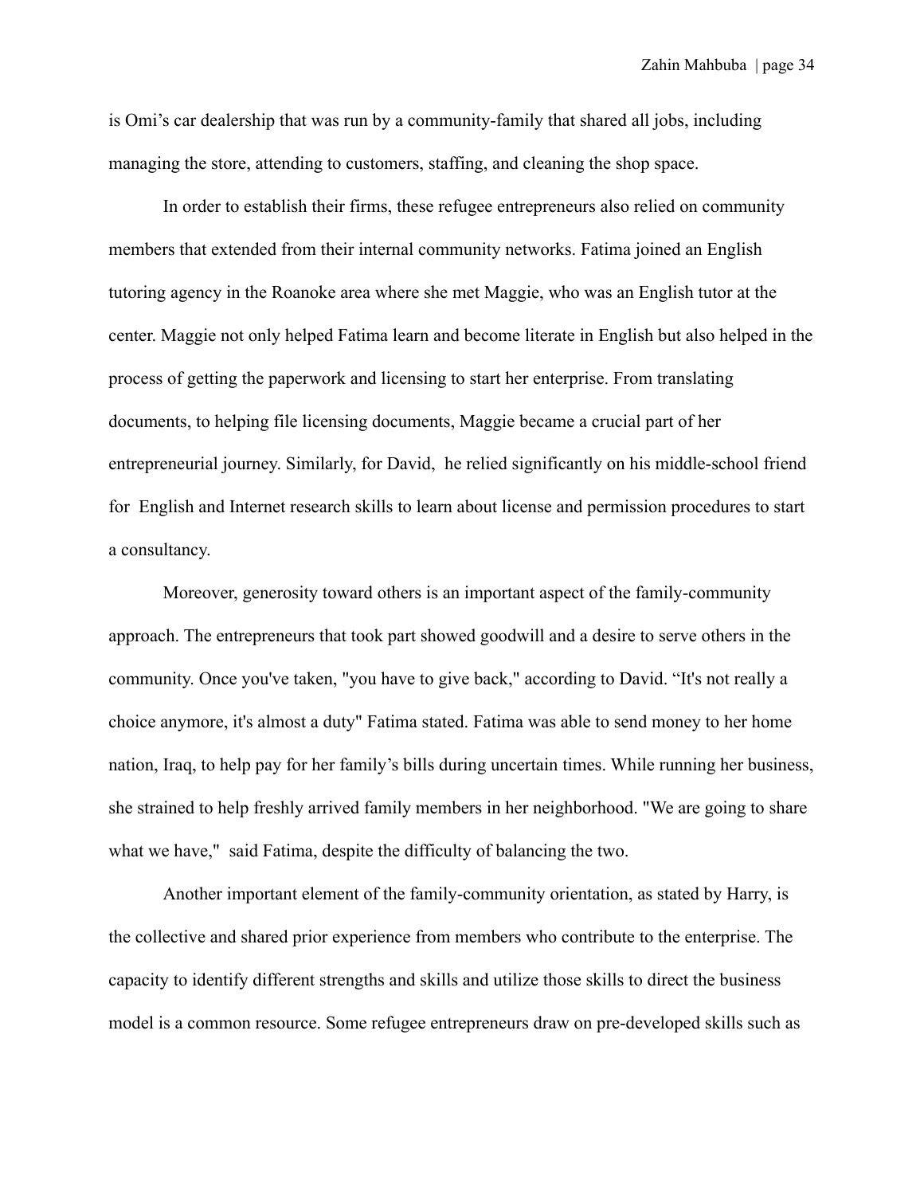is Omi's car dealership that was run by a community-family that shared all jobs, including managing the store, attending to customers, staffing, and cleaning the shop space.

In order to establish their firms, these refugee entrepreneurs also relied on community members that extended from their internal community networks. Fatima joined an English tutoring agency in the Roanoke area where she met Maggie, who was an English tutor at the center. Maggie not only helped Fatima learn and become literate in English but also helped in the process of getting the paperwork and licensing to start her enterprise. From translating documents, to helping file licensing documents, Maggie became a crucial part of her entrepreneurial journey. Similarly, for David, he relied significantly on his middle-school friend for English and Internet research skills to learn about license and permission procedures to start a consultancy.

Moreover, generosity toward others is an important aspect of the family-community approach. The entrepreneurs that took part showed goodwill and a desire to serve others in the community. Once you've taken, "you have to give back," according to David. "It's not really a choice anymore, it's almost a duty" Fatima stated. Fatima was able to send money to her home nation, Iraq, to help pay for her family's bills during uncertain times. While running her business, she strained to help freshly arrived family members in her neighborhood. "We are going to share what we have," said Fatima, despite the difficulty of balancing the two.

Another important element of the family-community orientation, as stated by Harry, is the collective and shared prior experience from members who contribute to the enterprise. The capacity to identify different strengths and skills and utilize those skills to direct the business model is a common resource. Some refugee entrepreneurs draw on pre-developed skills such as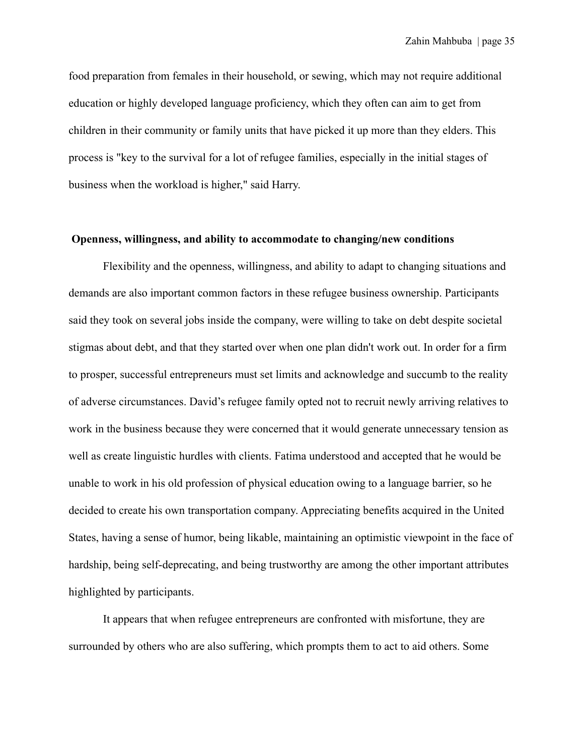food preparation from females in their household, or sewing, which may not require additional education or highly developed language proficiency, which they often can aim to get from children in their community or family units that have picked it up more than they elders. This process is "key to the survival for a lot of refugee families, especially in the initial stages of business when the workload is higher," said Harry.

**Openness, willingness, and ability to accommodate to changing/new conditions**

Flexibility and the openness, willingness, and ability to adapt to changing situations and demands are also important common factors in these refugee business ownership. Participants said they took on several jobs inside the company, were willing to take on debt despite societal stigmas about debt, and that they started over when one plan didn't work out. In order for a firm to prosper, successful entrepreneurs must set limits and acknowledge and succumb to the reality of adverse circumstances. David's refugee family opted not to recruit newly arriving relatives to work in the business because they were concerned that it would generate unnecessary tension as well as create linguistic hurdles with clients. Fatima understood and accepted that he would be unable to work in his old profession of physical education owing to a language barrier, so he decided to create his own transportation company. Appreciating benefits acquired in the United States, having a sense of humor, being likable, maintaining an optimistic viewpoint in the face of hardship, being self-deprecating, and being trustworthy are among the other important attributes highlighted by participants.

It appears that when refugee entrepreneurs are confronted with misfortune, they are surrounded by others who are also suffering, which prompts them to act to aid others. Some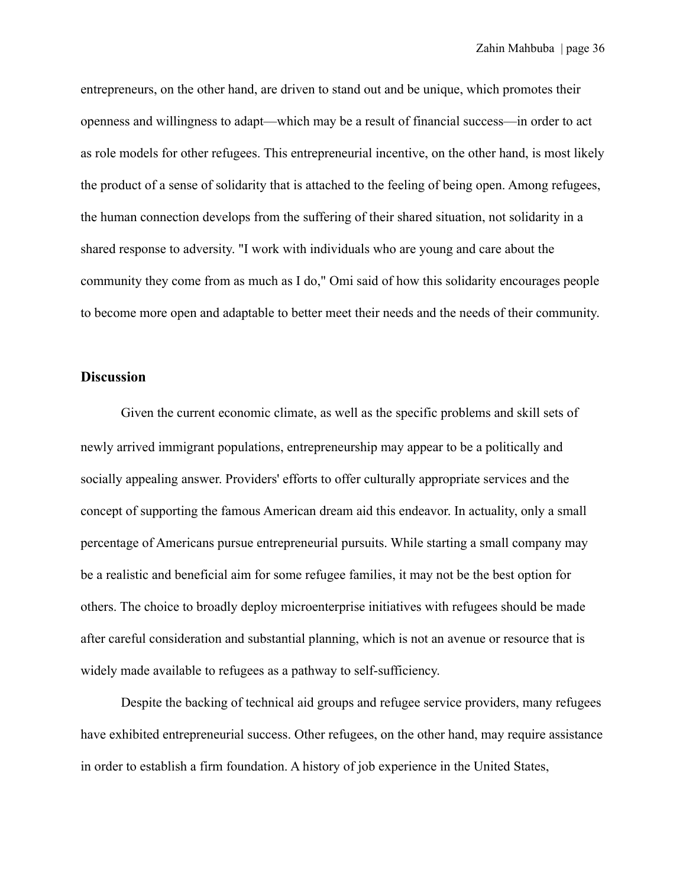entrepreneurs, on the other hand, are driven to stand out and be unique, which promotes their openness and willingness to adapt—which may be a result of financial success—in order to act as role models for other refugees. This entrepreneurial incentive, on the other hand, is most likely the product of a sense of solidarity that is attached to the feeling of being open. Among refugees, the human connection develops from the suffering of their shared situation, not solidarity in a shared response to adversity. "I work with individuals who are young and care about the community they come from as much as I do," Omi said of how this solidarity encourages people to become more open and adaptable to better meet their needs and the needs of their community.

## Discussion

Given the current economic climate, as well as the specific problems and skill sets of newly arrived immigrant populations, entrepreneurship may appear to be a politically and socially appealing answer. Providers' efforts to offer culturally appropriate services and the concept of supporting the famous American dream aid this endeavor. In actuality, only a small percentage of Americans pursue entrepreneurial pursuits. While starting a small company may be a realistic and beneficial aim for some refugee families, it may not be the best option for others. The choice to broadly deploy microenterprise initiatives with refugees should be made after careful consideration and substantial planning, which is not an avenue or resource that is widely made available to refugees as a pathway to self-sufficiency.

Despite the backing of technical aid groups and refugee service providers, many refugees have exhibited entrepreneurial success. Other refugees, on the other hand, may require assistance in order to establish a firm foundation. A history of job experience in the United States,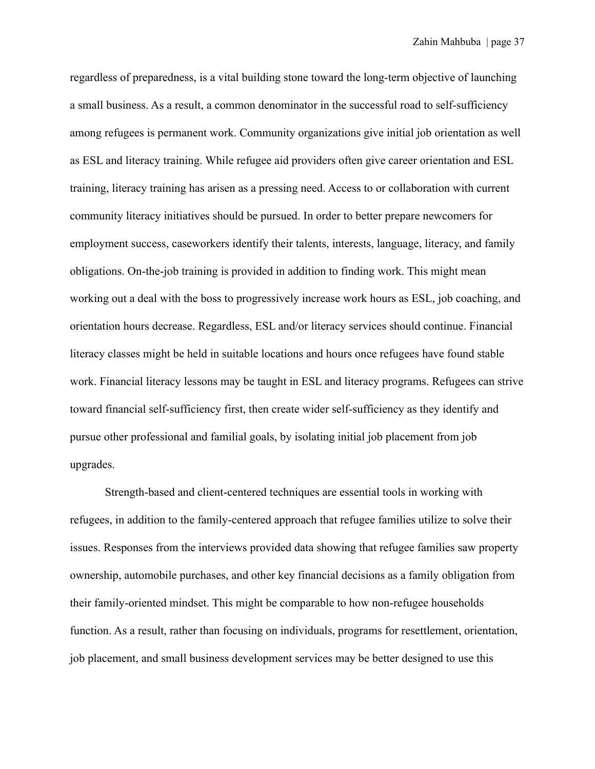regardless of preparedness, is a vital building stone toward the long-term objective of launching a small business. As a result, a common denominator in the successful road to self-sufficiency among refugees is permanent work. Community organizations give initial job orientation as well as ESL and literacy training. While refugee aid providers often give career orientation and ESL training, literacy training has arisen as a pressing need. Access to or collaboration with current community literacy initiatives should be pursued. In order to better prepare newcomers for employment success, caseworkers identify their talents, interests, language, literacy, and family obligations. On-the-job training is provided in addition to finding work. This might mean working out a deal with the boss to progressively increase work hours as ESL, job coaching, and orientation hours decrease. Regardless, ESL and/or literacy services should continue. Financial literacy classes might be held in suitable locations and hours once refugees have found stable work. Financial literacy lessons may be taught in ESL and literacy programs. Refugees can strive toward financial self-sufficiency first, then create wider self-sufficiency as they identify and pursue other professional and familial goals, by isolating initial job placement from job upgrades.

Strength-based and client-centered techniques are essential tools in working with refugees, in addition to the family-centered approach that refugee families utilize to solve their issues. Responses from the interviews provided data showing that refugee families saw property ownership, automobile purchases, and other key financial decisions as a family obligation from their family-oriented mindset. This might be comparable to how non-refugee households function. As a result, rather than focusing on individuals, programs for resettlement, orientation, job placement, and small business development services may be better designed to use this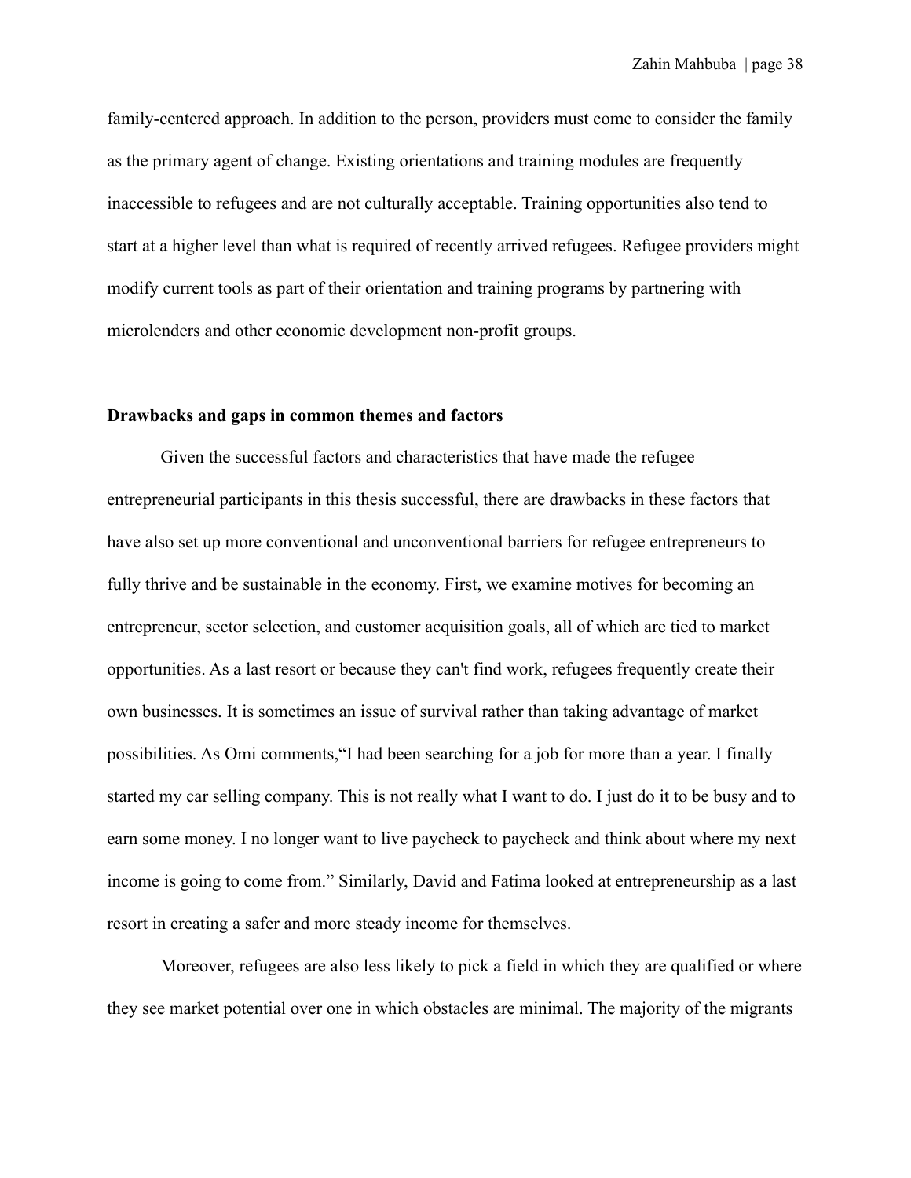family-centered approach. In addition to the person, providers must come to consider the family as the primary agent of change. Existing orientations and training modules are frequently inaccessible to refugees and are not culturally acceptable. Training opportunities also tend to start at a higher level than what is required of recently arrived refugees. Refugee providers might modify current tools as part of their orientation and training programs by partnering with microlenders and other economic development non-profit groups.

**Drawbacks and gaps in common themes and factors**

Given the successful factors and characteristics that have made the refugee entrepreneurial participants in this thesis successful, there are drawbacks in these factors that have also set up more conventional and unconventional barriers for refugee entrepreneurs to fully thrive and be sustainable in the economy. First, we examine motives for becoming an entrepreneur, sector selection, and customer acquisition goals, all of which are tied to market opportunities. As a last resort or because they can't find work, refugees frequently create their own businesses. It is sometimes an issue of survival rather than taking advantage of market possibilities. As Omi comments,"I had been searching for a job for more than a year. I finally started my car selling company. This is not really what I want to do. I just do it to be busy and to earn some money. I no longer want to live paycheck to paycheck and think about where my next income is going to come from." Similarly, David and Fatima looked at entrepreneurship as a last resort in creating a safer and more steady income for themselves.

Moreover, refugees are also less likely to pick a field in which they are qualified or where they see market potential over one in which obstacles are minimal. The majority of the migrants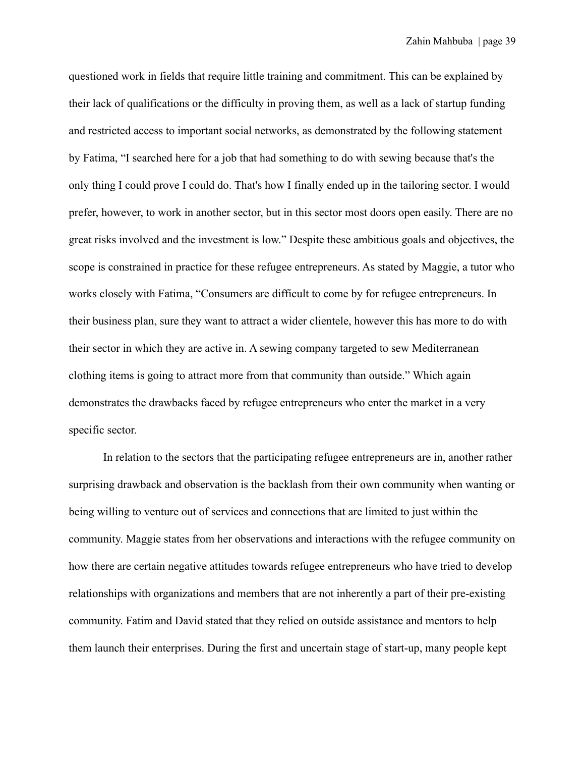questioned work in fields that require little training and commitment. This can be explained by their lack of qualifications or the difficulty in proving them, as well as a lack of startup funding and restricted access to important social networks, as demonstrated by the following statement by Fatima, "I searched here for a job that had something to do with sewing because that's the only thing I could prove I could do. That's how I finally ended up in the tailoring sector. I would prefer, however, to work in another sector, but in this sector most doors open easily. There are no great risks involved and the investment is low." Despite these ambitious goals and objectives, the scope is constrained in practice for these refugee entrepreneurs. As stated by Maggie, a tutor who works closely with Fatima, "Consumers are difficult to come by for refugee entrepreneurs. In their business plan, sure they want to attract a wider clientele, however this has more to do with their sector in which they are active in. A sewing company targeted to sew Mediterranean clothing items is going to attract more from that community than outside." Which again demonstrates the drawbacks faced by refugee entrepreneurs who enter the market in a very specific sector.

In relation to the sectors that the participating refugee entrepreneurs are in, another rather surprising drawback and observation is the backlash from their own community when wanting or being willing to venture out of services and connections that are limited to just within the community. Maggie states from her observations and interactions with the refugee community on how there are certain negative attitudes towards refugee entrepreneurs who have tried to develop relationships with organizations and members that are not inherently a part of their pre-existing community. Fatim and David stated that they relied on outside assistance and mentors to help them launch their enterprises. During the first and uncertain stage of start-up, many people kept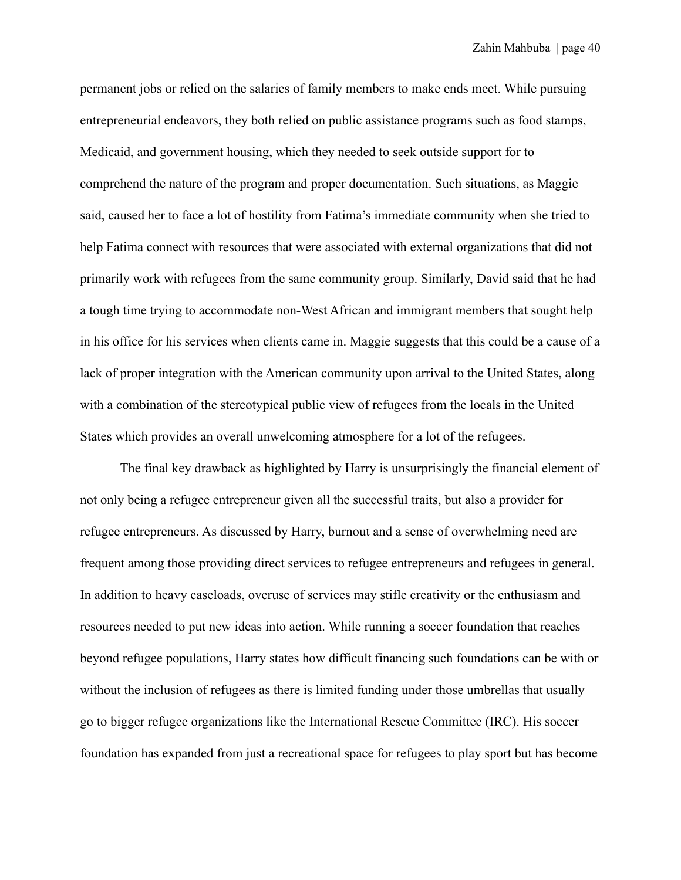permanent jobs or relied on the salaries of family members to make ends meet. While pursuing entrepreneurial endeavors, they both relied on public assistance programs such as food stamps, Medicaid, and government housing, which they needed to seek outside support for to comprehend the nature of the program and proper documentation. Such situations, as Maggie said, caused her to face a lot of hostility from Fatima's immediate community when she tried to help Fatima connect with resources that were associated with external organizations that did not primarily work with refugees from the same community group. Similarly, David said that he had a tough time trying to accommodate non-West African and immigrant members that sought help in his office for his services when clients came in. Maggie suggests that this could be a cause of a lack of proper integration with the American community upon arrival to the United States, along with a combination of the stereotypical public view of refugees from the locals in the United States which provides an overall unwelcoming atmosphere for a lot of the refugees.

The final key drawback as highlighted by Harry is unsurprisingly the financial element of not only being a refugee entrepreneur given all the successful traits, but also a provider for refugee entrepreneurs. As discussed by Harry, burnout and a sense of overwhelming need are frequent among those providing direct services to refugee entrepreneurs and refugees in general. In addition to heavy caseloads, overuse of services may stifle creativity or the enthusiasm and resources needed to put new ideas into action. While running a soccer foundation that reaches beyond refugee populations, Harry states how difficult financing such foundations can be with or without the inclusion of refugees as there is limited funding under those umbrellas that usually go to bigger refugee organizations like the International Rescue Committee (IRC). His soccer foundation has expanded from just a recreational space for refugees to play sport but has become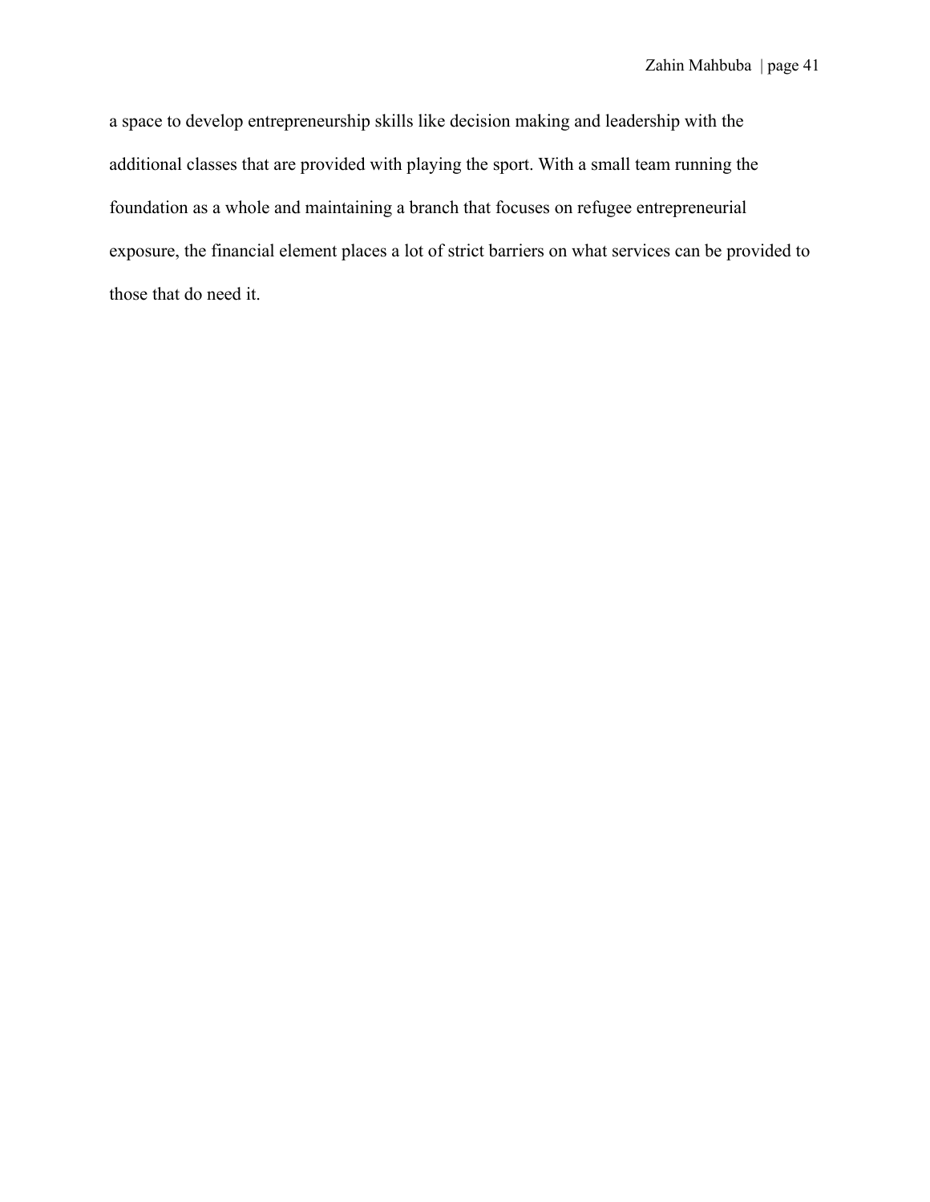a space to develop entrepreneurship skills like decision making and leadership with the additional classes that are provided with playing the sport. With a small team running the foundation as a whole and maintaining a branch that focuses on refugee entrepreneurial exposure, the financial element places a lot of strict barriers on what services can be provided to those that do need it.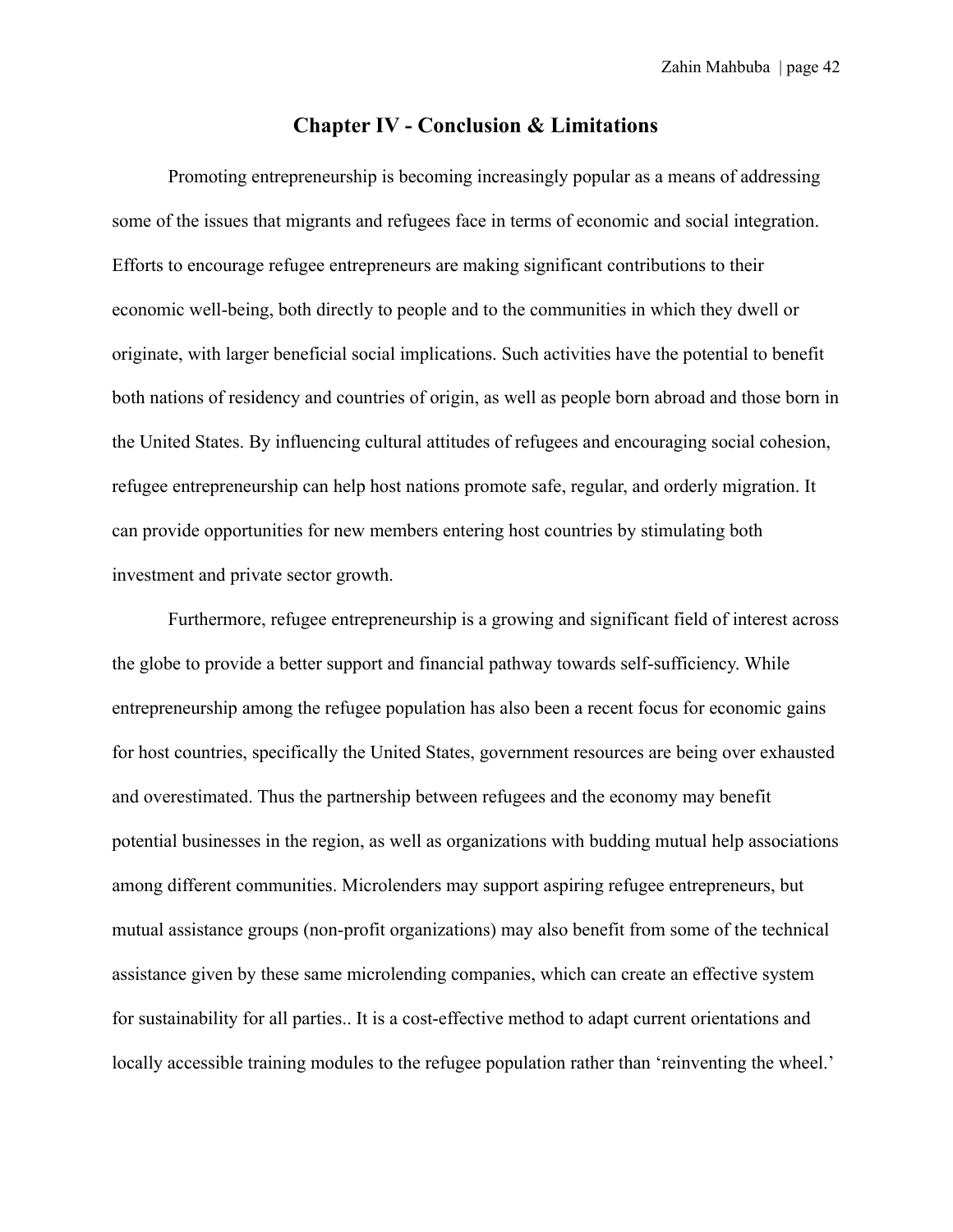# Chapter IV - Conclusion & Limitations

Promoting entrepreneurship is becoming increasingly popular as a means of addressing some of the issues that migrants and refugees face in terms of economic and social integration. Efforts to encourage refugee entrepreneurs are making significant contributions to their economic well-being, both directly to people and to the communities in which they dwell or originate, with larger beneficial social implications. Such activities have the potential to benefit both nations of residency and countries of origin, as well as people born abroad and those born in the United States. By influencing cultural attitudes of refugees and encouraging social cohesion, refugee entrepreneurship can help host nations promote safe, regular, and orderly migration. It can provide opportunities for new members entering host countries by stimulating both investment and private sector growth.

Furthermore, refugee entrepreneurship is a growing and significant field of interest across the globe to provide a better support and financial pathway towards self-sufficiency. While entrepreneurship among the refugee population has also been a recent focus for economic gains for host countries, specifically the United States, government resources are being over exhausted and overestimated. Thus the partnership between refugees and the economy may benefit potential businesses in the region, as well as organizations with budding mutual help associations among different communities. Microlenders may support aspiring refugee entrepreneurs, but mutual assistance groups (non-profit organizations) may also benefit from some of the technical assistance given by these same microlending companies, which can create an effective system for sustainability for all parties.. It is a cost-effective method to adapt current orientations and locally accessible training modules to the refugee population rather than 'reinventing the wheel.'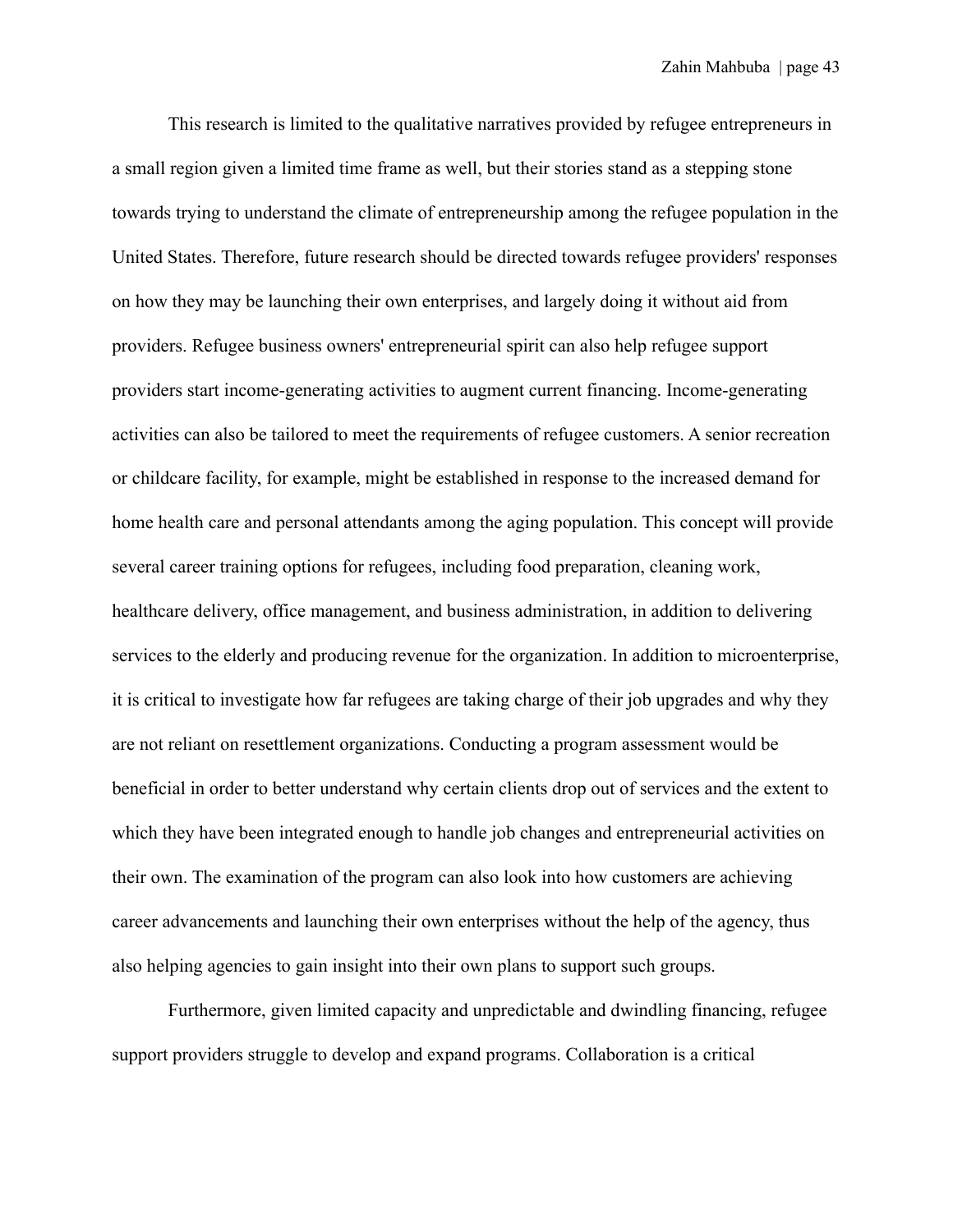This research is limited to the qualitative narratives provided by refugee entrepreneurs in a small region given a limited time frame as well, but their stories stand as a stepping stone towards trying to understand the climate of entrepreneurship among the refugee population in the United States. Therefore, future research should be directed towards refugee providers' responses on how they may be launching their own enterprises, and largely doing it without aid from providers. Refugee business owners' entrepreneurial spirit can also help refugee support providers start income-generating activities to augment current financing. Income-generating activities can also be tailored to meet the requirements of refugee customers. A senior recreation or childcare facility, for example, might be established in response to the increased demand for home health care and personal attendants among the aging population. This concept will provide several career training options for refugees, including food preparation, cleaning work, healthcare delivery, office management, and business administration, in addition to delivering services to the elderly and producing revenue for the organization. In addition to microenterprise, it is critical to investigate how far refugees are taking charge of their job upgrades and why they are not reliant on resettlement organizations. Conducting a program assessment would be beneficial in order to better understand why certain clients drop out of services and the extent to which they have been integrated enough to handle job changes and entrepreneurial activities on their own. The examination of the program can also look into how customers are achieving career advancements and launching their own enterprises without the help of the agency, thus also helping agencies to gain insight into their own plans to support such groups.

Furthermore, given limited capacity and unpredictable and dwindling financing, refugee support providers struggle to develop and expand programs. Collaboration is a critical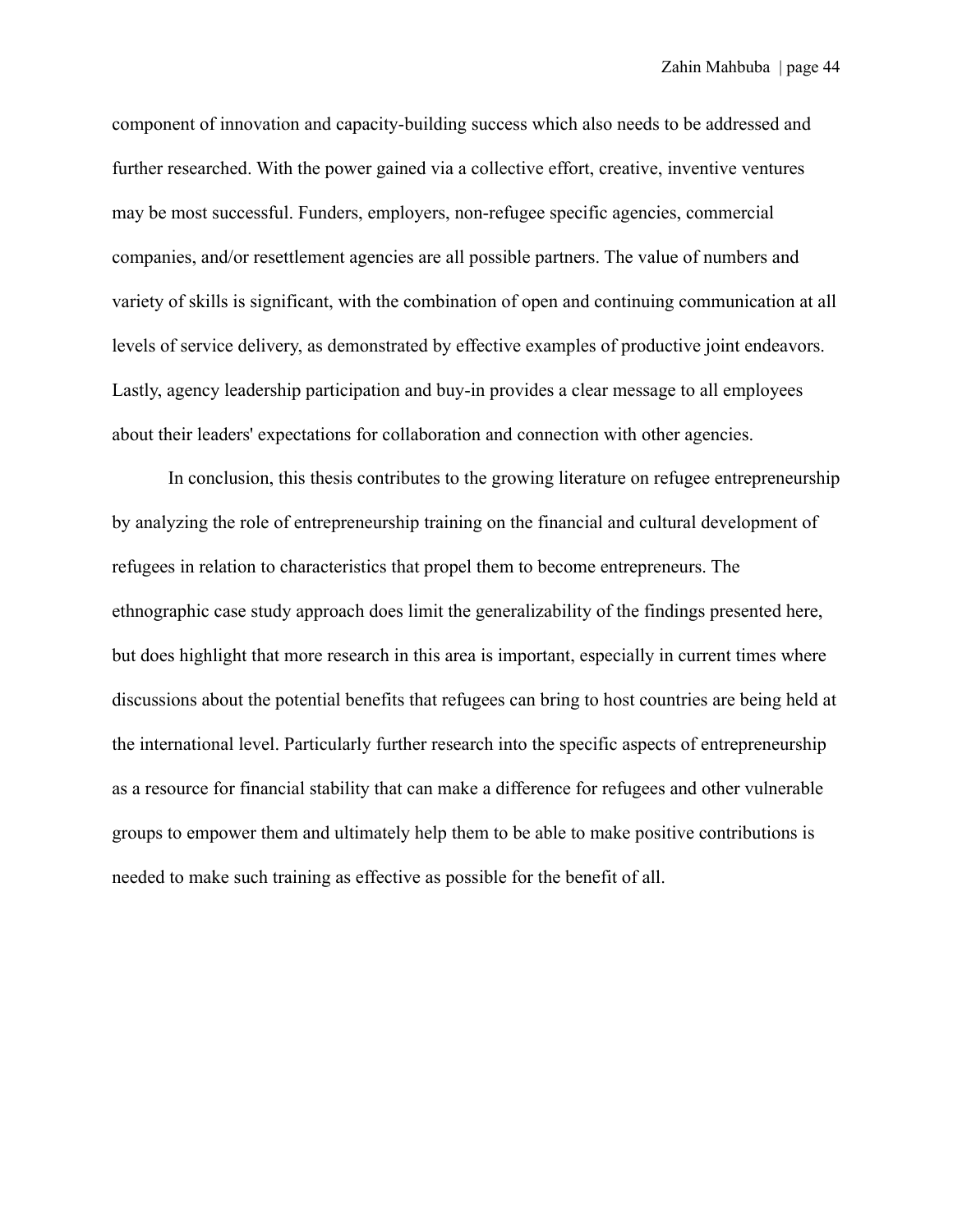component of innovation and capacity-building success which also needs to be addressed and further researched. With the power gained via a collective effort, creative, inventive ventures may be most successful. Funders, employers, non-refugee specific agencies, commercial companies, and/or resettlement agencies are all possible partners. The value of numbers and variety of skills is significant, with the combination of open and continuing communication at all levels of service delivery, as demonstrated by effective examples of productive joint endeavors. Lastly, agency leadership participation and buy-in provides a clear message to all employees about their leaders' expectations for collaboration and connection with other agencies.

In conclusion, this thesis contributes to the growing literature on refugee entrepreneurship by analyzing the role of entrepreneurship training on the financial and cultural development of refugees in relation to characteristics that propel them to become entrepreneurs. The ethnographic case study approach does limit the generalizability of the findings presented here, but does highlight that more research in this area is important, especially in current times where discussions about the potential benefits that refugees can bring to host countries are being held at the international level. Particularly further research into the specific aspects of entrepreneurship as a resource for financial stability that can make a difference for refugees and other vulnerable groups to empower them and ultimately help them to be able to make positive contributions is needed to make such training as effective as possible for the benefit of all.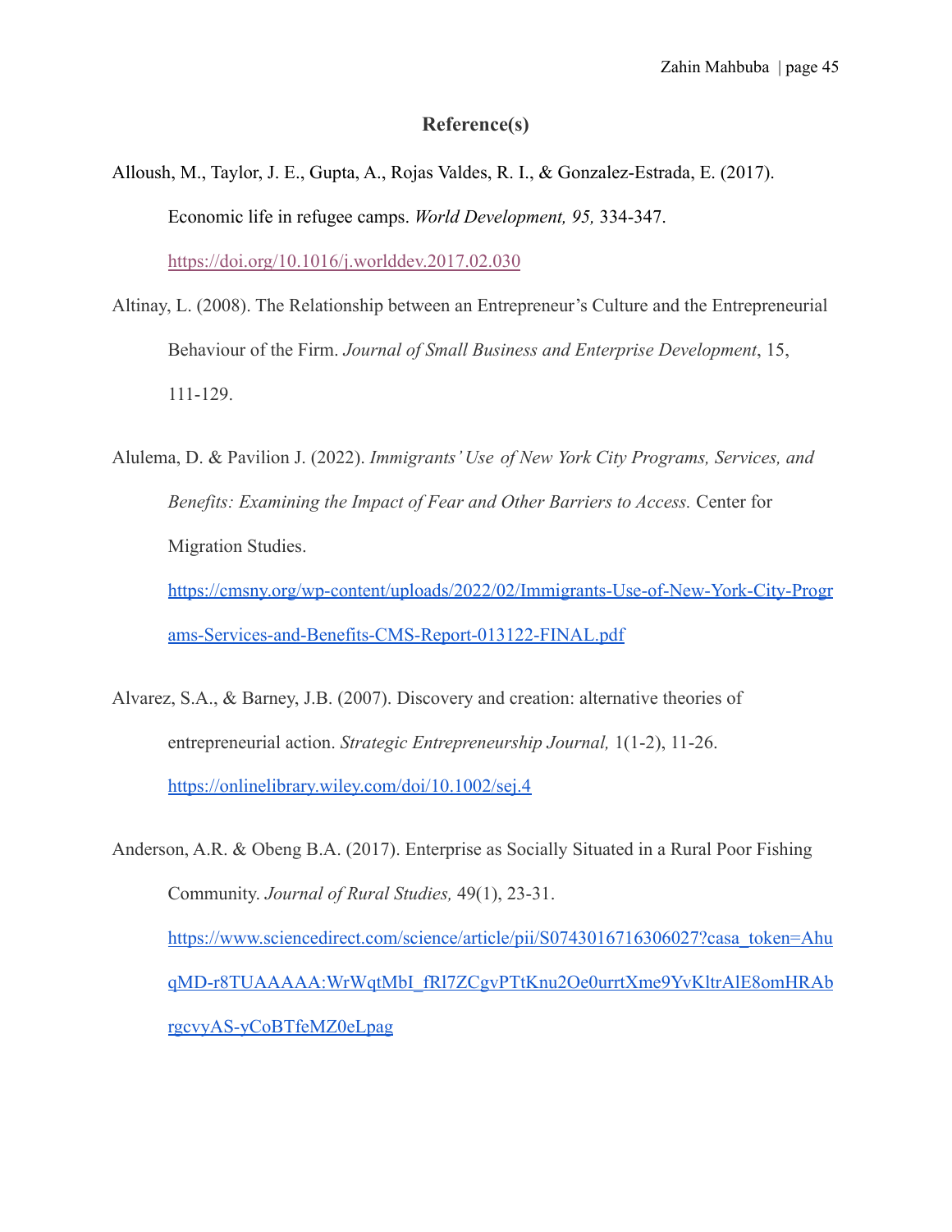## Reference(s)

Alloush, M., Taylor, J. E., Gupta, A., Rojas Valdes, R. I., & Gonzalez-Estrada, E. (2017). Economic life in refugee camps. *World Development, 95,* 334-347. https://doi.org/10.1016/j.worlddev.2017.02.030

Altinay, L. (2008). The Relationship between an Entrepreneur's Culture and the Entrepreneurial Behaviour of the Firm. *Journal of Small Business and Enterprise Development*, 15, 111-129.

Alulema, D. & Pavilion J. (2022). *Immigrants' Use of New York City Programs, Services, and Benefits: Examining the Impact of Fear and Other Barriers to Access.* Center for Migration Studies. https://cmsny.org/wp-content/uploads/2022/02/Immigrants-Use-of-New-York-City-Programs-Services-and-Benefits-CMS-Report-013122-FINAL.pdf

Alvarez, S.A., & Barney, J.B. (2007). Discovery and creation: alternative theories of entrepreneurial action. *Strategic Entrepreneurship Journal,* 1(1-2), 11-26. https://onlinelibrary.wiley.com/doi/10.1002/sej.4

Anderson, A.R. & Obeng B.A. (2017). Enterprise as Socially Situated in a Rural Poor Fishing Community. *Journal of Rural Studies,* 49(1), 23-31. https://www.sciencedirect.com/science/article/pii/S0743016716306027?casa_token=AhuqMD-r8TUAAAAA:WrWqtMbI_fRl7ZCgvPTtKnu2Oe0urrtXme9YvKltrAlE8omHRAbrgcvyAS-yCoBTfeMZ0eLpag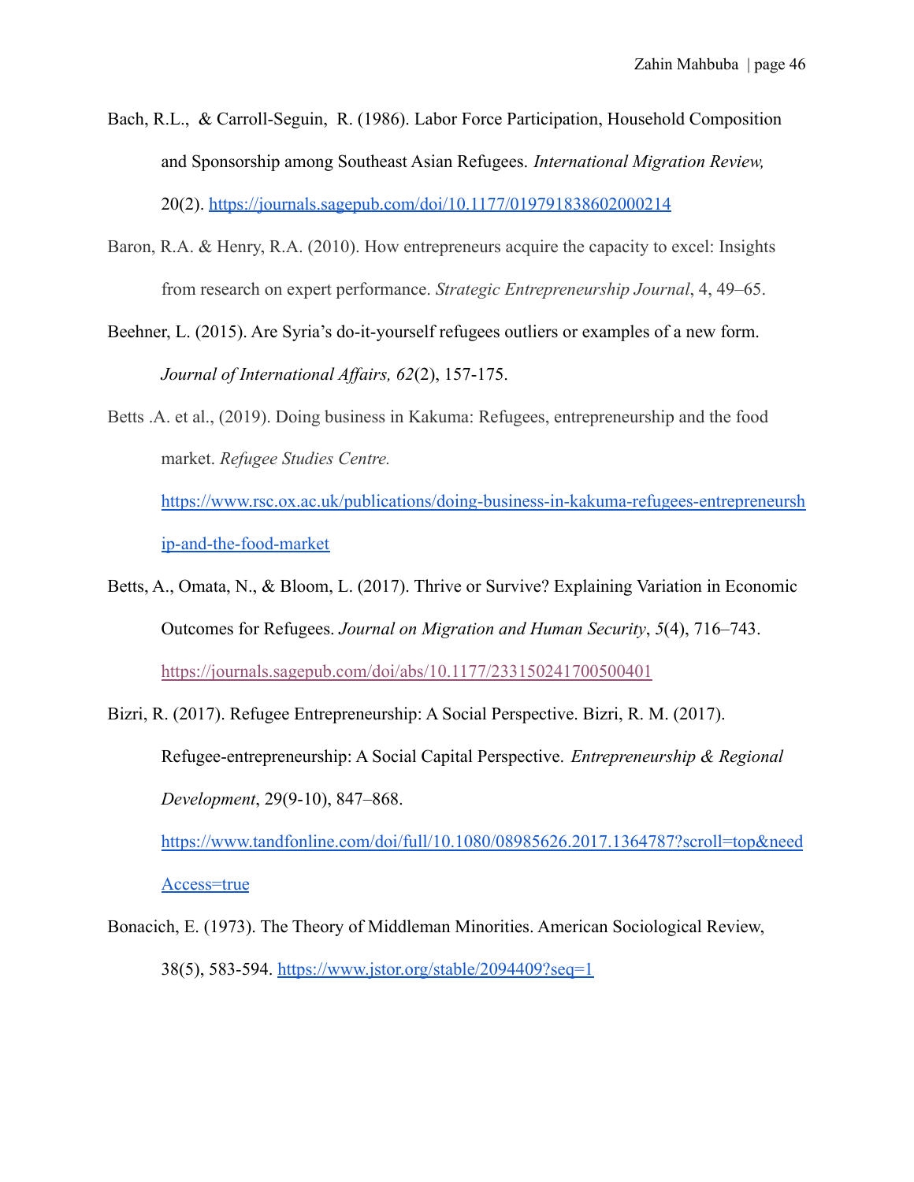Bach, R.L., & Carroll-Seguin, R. (1986). Labor Force Participation, Household Composition and Sponsorship among Southeast Asian Refugees. *International Migration Review,* 20(2). https://journals.sagepub.com/doi/10.1177/019791838602000214

Baron, R.A. & Henry, R.A. (2010). How entrepreneurs acquire the capacity to excel: Insights from research on expert performance. *Strategic Entrepreneurship Journal*, 4, 49–65.

Beehner, L. (2015). Are Syria's do-it-yourself refugees outliers or examples of a new form. *Journal of International Affairs, 62*(2), 157-175.

Betts .A. et al., (2019). Doing business in Kakuma: Refugees, entrepreneurship and the food market. *Refugee Studies Centre.* https://www.rsc.ox.ac.uk/publications/doing-business-in-kakuma-refugees-entrepreneurship-and-the-food-market

Betts, A., Omata, N., & Bloom, L. (2017). Thrive or Survive? Explaining Variation in Economic Outcomes for Refugees. *Journal on Migration and Human Security*, *5*(4), 716–743. https://journals.sagepub.com/doi/abs/10.1177/233150241700500401

Bizri, R. (2017). Refugee Entrepreneurship: A Social Perspective. Bizri, R. M. (2017). Refugee-entrepreneurship: A Social Capital Perspective. *Entrepreneurship & Regional Development*, 29(9-10), 847–868. https://www.tandfonline.com/doi/full/10.1080/08985626.2017.1364787?scroll=top&needAccess=true

Bonacich, E. (1973). The Theory of Middleman Minorities. American Sociological Review, 38(5), 583-594. https://www.jstor.org/stable/2094409?seq=1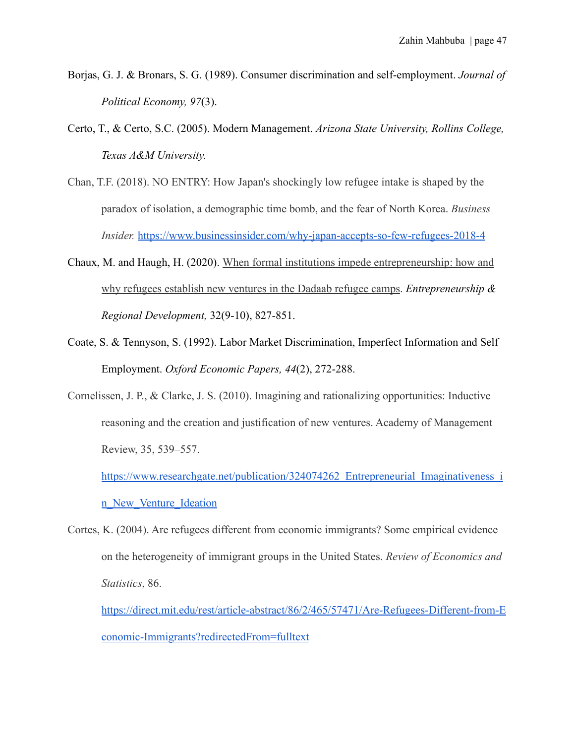Borjas, G. J. & Bronars, S. G. (1989). Consumer discrimination and self-employment. *Journal of Political Economy, 97*(3).

Certo, T., & Certo, S.C. (2005). Modern Management. *Arizona State University, Rollins College, Texas A&M University.*

Chan, T.F. (2018). NO ENTRY: How Japan's shockingly low refugee intake is shaped by the paradox of isolation, a demographic time bomb, and the fear of North Korea. *Business Insider.* https://www.businessinsider.com/why-japan-accepts-so-few-refugees-2018-4

Chaux, M. and Haugh, H. (2020). When formal institutions impede entrepreneurship: how and why refugees establish new ventures in the Dadaab refugee camps. *Entrepreneurship & Regional Development,* 32(9-10), 827-851.

Coate, S. & Tennyson, S. (1992). Labor Market Discrimination, Imperfect Information and Self Employment. *Oxford Economic Papers, 44*(2), 272-288.

Cornelissen, J. P., & Clarke, J. S. (2010). Imagining and rationalizing opportunities: Inductive reasoning and the creation and justification of new ventures. Academy of Management Review, 35, 539–557. https://www.researchgate.net/publication/324074262_Entrepreneurial_Imaginativeness_in_New_Venture_Ideation

Cortes, K. (2004). Are refugees different from economic immigrants? Some empirical evidence on the heterogeneity of immigrant groups in the United States. *Review of Economics and Statistics*, 86. https://direct.mit.edu/rest/article-abstract/86/2/465/57471/Are-Refugees-Different-from-Economic-Immigrants?redirectedFrom=fulltext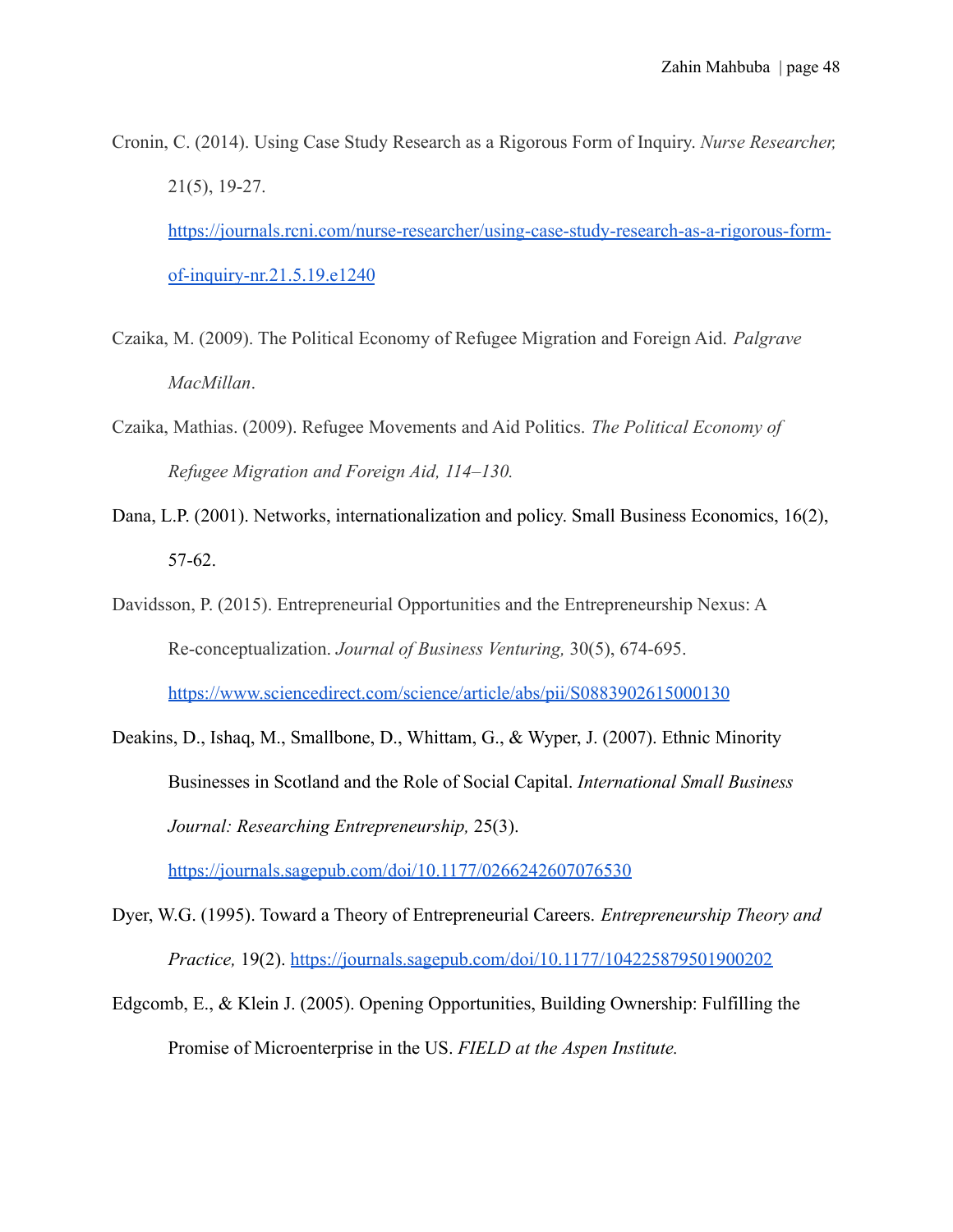Cronin, C. (2014). Using Case Study Research as a Rigorous Form of Inquiry. *Nurse Researcher,* 21(5), 19-27. https://journals.rcni.com/nurse-researcher/using-case-study-research-as-a-rigorous-form-of-inquiry-nr.21.5.19.e1240

Czaika, M. (2009). The Political Economy of Refugee Migration and Foreign Aid. *Palgrave MacMillan*.

Czaika, Mathias. (2009). Refugee Movements and Aid Politics. *The Political Economy of Refugee Migration and Foreign Aid, 114–130.*

Dana, L.P. (2001). Networks, internationalization and policy. Small Business Economics, 16(2), 57-62.

Davidsson, P. (2015). Entrepreneurial Opportunities and the Entrepreneurship Nexus: A Re-conceptualization. *Journal of Business Venturing,* 30(5), 674-695. https://www.sciencedirect.com/science/article/abs/pii/S0883902615000130

Deakins, D., Ishaq, M., Smallbone, D., Whittam, G., & Wyper, J. (2007). Ethnic Minority Businesses in Scotland and the Role of Social Capital. *International Small Business Journal: Researching Entrepreneurship,* 25(3). https://journals.sagepub.com/doi/10.1177/0266242607076530

Dyer, W.G. (1995). Toward a Theory of Entrepreneurial Careers. *Entrepreneurship Theory and Practice,* 19(2). https://journals.sagepub.com/doi/10.1177/104225879501900202

Edgcomb, E., & Klein J. (2005). Opening Opportunities, Building Ownership: Fulfilling the Promise of Microenterprise in the US. *FIELD at the Aspen Institute.*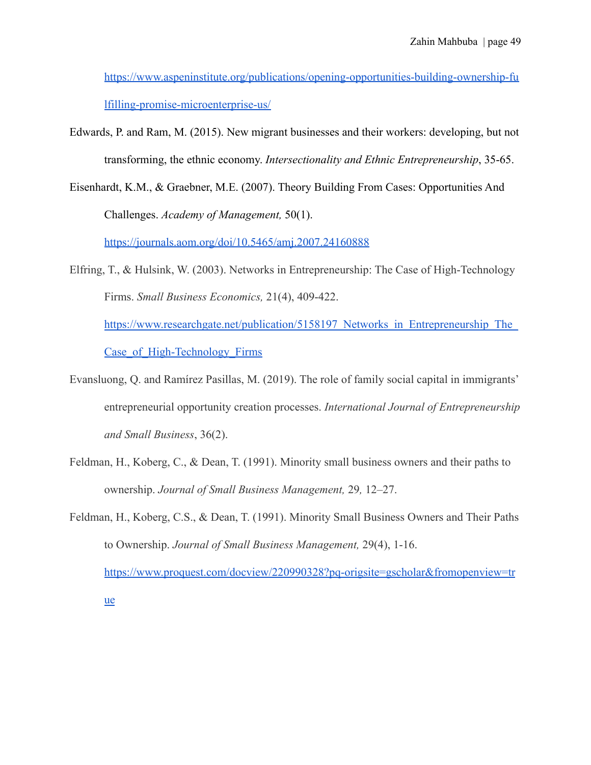https://www.aspeninstitute.org/publications/opening-opportunities-building-ownership-fulfilling-promise-microenterprise-us/

Edwards, P. and Ram, M. (2015). New migrant businesses and their workers: developing, but not transforming, the ethnic economy. *Intersectionality and Ethnic Entrepreneurship*, 35-65.

Eisenhardt, K.M., & Graebner, M.E. (2007). Theory Building From Cases: Opportunities And Challenges. *Academy of Management,* 50(1). https://journals.aom.org/doi/10.5465/amj.2007.24160888

Elfring, T., & Hulsink, W. (2003). Networks in Entrepreneurship: The Case of High-Technology Firms. *Small Business Economics,* 21(4), 409-422. https://www.researchgate.net/publication/5158197_Networks_in_Entrepreneurship_The_Case_of_High-Technology_Firms

Evansluong, Q. and Ramírez Pasillas, M. (2019). The role of family social capital in immigrants' entrepreneurial opportunity creation processes. *International Journal of Entrepreneurship and Small Business*, 36(2).

Feldman, H., Koberg, C., & Dean, T. (1991). Minority small business owners and their paths to ownership. *Journal of Small Business Management,* 29*,* 12–27.

Feldman, H., Koberg, C.S., & Dean, T. (1991). Minority Small Business Owners and Their Paths to Ownership. *Journal of Small Business Management,* 29(4), 1-16. https://www.proquest.com/docview/220990328?pq-origsite=gscholar&fromopenview=true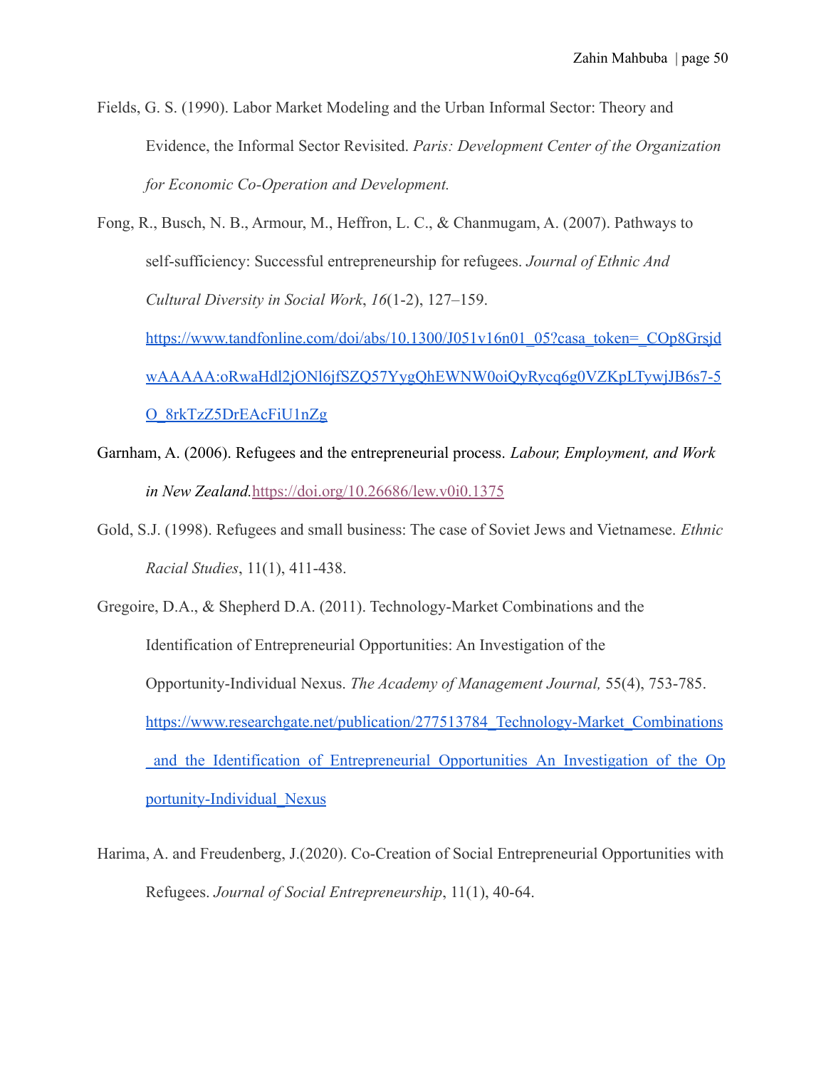Fields, G. S. (1990). Labor Market Modeling and the Urban Informal Sector: Theory and Evidence, the Informal Sector Revisited. *Paris: Development Center of the Organization for Economic Co-Operation and Development.*

Fong, R., Busch, N. B., Armour, M., Heffron, L. C., & Chanmugam, A. (2007). Pathways to self-sufficiency: Successful entrepreneurship for refugees. *Journal of Ethnic And Cultural Diversity in Social Work*, *16*(1-2), 127–159. https://www.tandfonline.com/doi/abs/10.1300/J051v16n01_05?casa_token=_COp8GrsjdwAAAAA:oRwaHdl2jONl6jfSZQ57YygQhEWNW0oiQyRycq6g0VZKpLTywjJB6s7-5O_8rkTzZ5DrEAcFiU1nZg

Garnham, A. (2006). Refugees and the entrepreneurial process. *Labour, Employment, and Work in New Zealand.*https://doi.org/10.26686/lew.v0i0.1375

Gold, S.J. (1998). Refugees and small business: The case of Soviet Jews and Vietnamese. *Ethnic Racial Studies*, 11(1), 411-438.

Gregoire, D.A., & Shepherd D.A. (2011). Technology-Market Combinations and the Identification of Entrepreneurial Opportunities: An Investigation of the Opportunity-Individual Nexus. *The Academy of Management Journal,* 55(4), 753-785. https://www.researchgate.net/publication/277513784_Technology-Market_Combinations_and_the_Identification_of_Entrepreneurial_Opportunities_An_Investigation_of_the_Opportunity-Individual_Nexus

Harima, A. and Freudenberg, J.(2020). Co-Creation of Social Entrepreneurial Opportunities with Refugees. *Journal of Social Entrepreneurship*, 11(1), 40-64.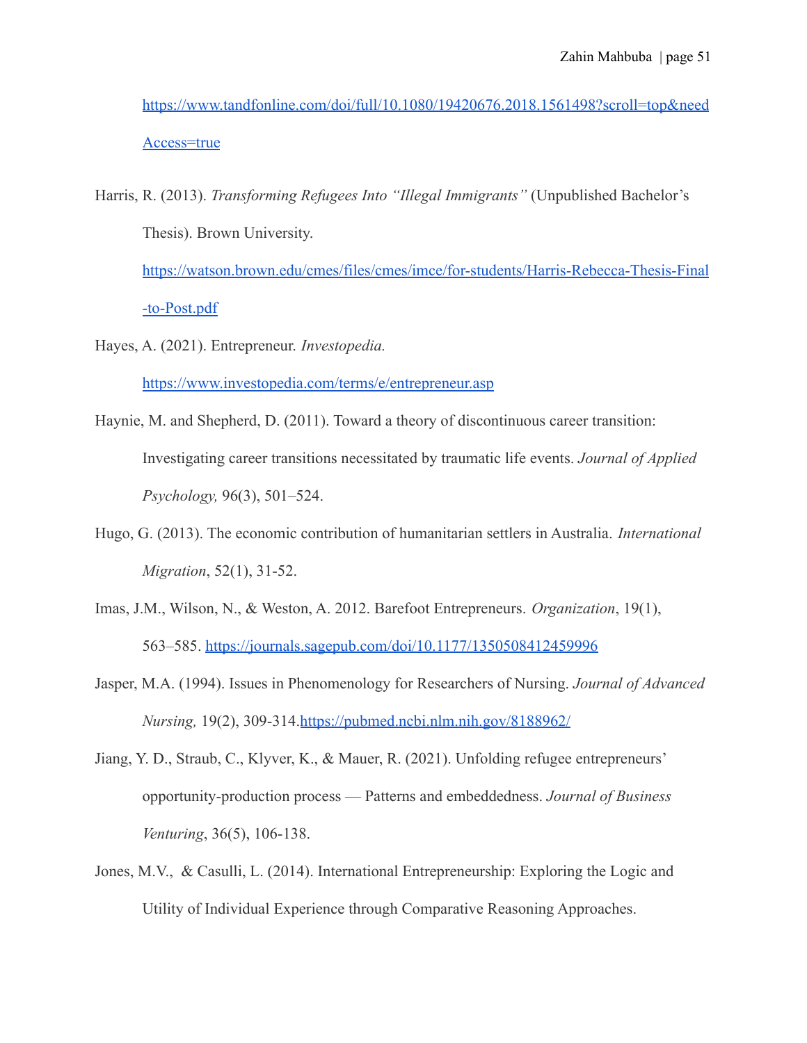https://www.tandfonline.com/doi/full/10.1080/19420676.2018.1561498?scroll=top&needAccess=true

Harris, R. (2013). *Transforming Refugees Into "Illegal Immigrants"* (Unpublished Bachelor's Thesis). Brown University. https://watson.brown.edu/cmes/files/cmes/imce/for-students/Harris-Rebecca-Thesis-Final-to-Post.pdf

Hayes, A. (2021). Entrepreneur. *Investopedia.* https://www.investopedia.com/terms/e/entrepreneur.asp

Haynie, M. and Shepherd, D. (2011). Toward a theory of discontinuous career transition: Investigating career transitions necessitated by traumatic life events. *Journal of Applied Psychology,* 96(3), 501–524.

Hugo, G. (2013). The economic contribution of humanitarian settlers in Australia. *International Migration*, 52(1), 31-52.

Imas, J.M., Wilson, N., & Weston, A. 2012. Barefoot Entrepreneurs. *Organization*, 19(1), 563–585. https://journals.sagepub.com/doi/10.1177/1350508412459996

Jasper, M.A. (1994). Issues in Phenomenology for Researchers of Nursing. *Journal of Advanced Nursing,* 19(2), 309-314.https://pubmed.ncbi.nlm.nih.gov/8188962/

Jiang, Y. D., Straub, C., Klyver, K., & Mauer, R. (2021). Unfolding refugee entrepreneurs' opportunity-production process — Patterns and embeddedness. *Journal of Business Venturing*, 36(5), 106-138.

Jones, M.V., & Casulli, L. (2014). International Entrepreneurship: Exploring the Logic and Utility of Individual Experience through Comparative Reasoning Approaches.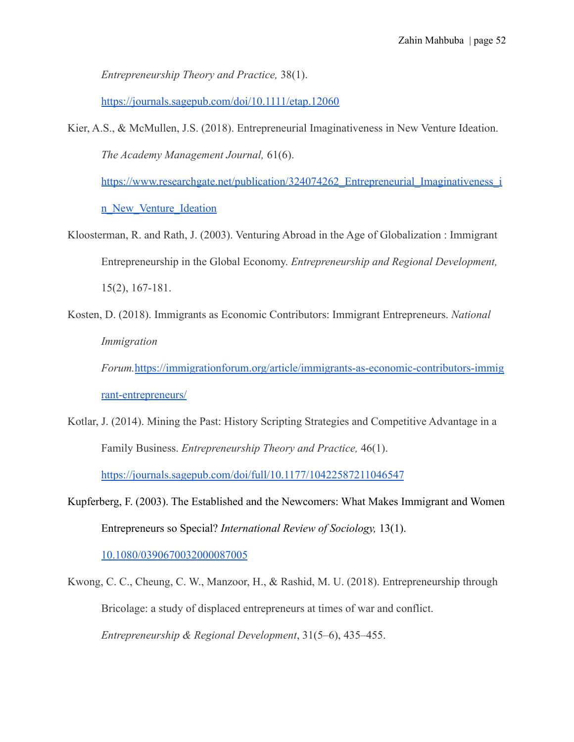*Entrepreneurship Theory and Practice,* 38(1). https://journals.sagepub.com/doi/10.1111/etap.12060

Kier, A.S., & McMullen, J.S. (2018). Entrepreneurial Imaginativeness in New Venture Ideation. *The Academy Management Journal,* 61(6). https://www.researchgate.net/publication/324074262_Entrepreneurial_Imaginativeness_in_New_Venture_Ideation

Kloosterman, R. and Rath, J. (2003). Venturing Abroad in the Age of Globalization : Immigrant Entrepreneurship in the Global Economy. *Entrepreneurship and Regional Development,* 15(2), 167-181.

Kosten, D. (2018). Immigrants as Economic Contributors: Immigrant Entrepreneurs. *National Immigration Forum.*https://immigrationforum.org/article/immigrants-as-economic-contributors-immigrant-entrepreneurs/

Kotlar, J. (2014). Mining the Past: History Scripting Strategies and Competitive Advantage in a Family Business. *Entrepreneurship Theory and Practice,* 46(1). https://journals.sagepub.com/doi/full/10.1177/10422587211046547

Kupferberg, F. (2003). The Established and the Newcomers: What Makes Immigrant and Women Entrepreneurs so Special? *International Review of Sociology,* 13(1). 10.1080/0390670032000087005

Kwong, C. C., Cheung, C. W., Manzoor, H., & Rashid, M. U. (2018). Entrepreneurship through Bricolage: a study of displaced entrepreneurs at times of war and conflict. *Entrepreneurship & Regional Development*, 31(5–6), 435–455.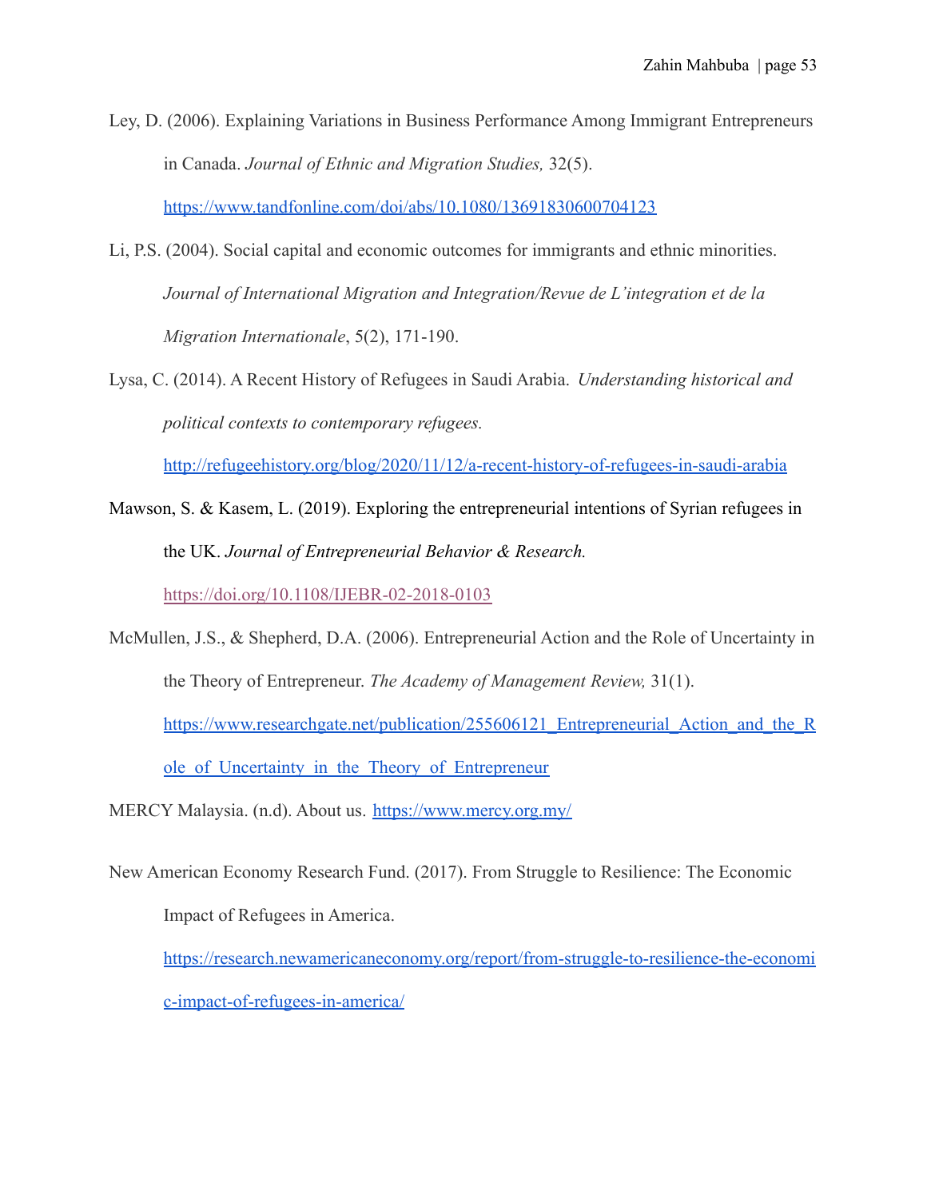Ley, D. (2006). Explaining Variations in Business Performance Among Immigrant Entrepreneurs in Canada. *Journal of Ethnic and Migration Studies,* 32(5). https://www.tandfonline.com/doi/abs/10.1080/13691830600704123

Li, P.S. (2004). Social capital and economic outcomes for immigrants and ethnic minorities. *Journal of International Migration and Integration/Revue de L'integration et de la Migration Internationale*, 5(2), 171-190.

Lysa, C. (2014). A Recent History of Refugees in Saudi Arabia. *Understanding historical and political contexts to contemporary refugees.* http://refugeehistory.org/blog/2020/11/12/a-recent-history-of-refugees-in-saudi-arabia

Mawson, S. & Kasem, L. (2019). Exploring the entrepreneurial intentions of Syrian refugees in the UK. *Journal of Entrepreneurial Behavior & Research.* https://doi.org/10.1108/IJEBR-02-2018-0103

McMullen, J.S., & Shepherd, D.A. (2006). Entrepreneurial Action and the Role of Uncertainty in the Theory of Entrepreneur. *The Academy of Management Review,* 31(1). https://www.researchgate.net/publication/255606121_Entrepreneurial_Action_and_the_Role_of_Uncertainty_in_the_Theory_of_Entrepreneur

MERCY Malaysia. (n.d). About us. https://www.mercy.org.my/

New American Economy Research Fund. (2017). From Struggle to Resilience: The Economic Impact of Refugees in America. https://research.newamericaneconomy.org/report/from-struggle-to-resilience-the-economic-impact-of-refugees-in-america/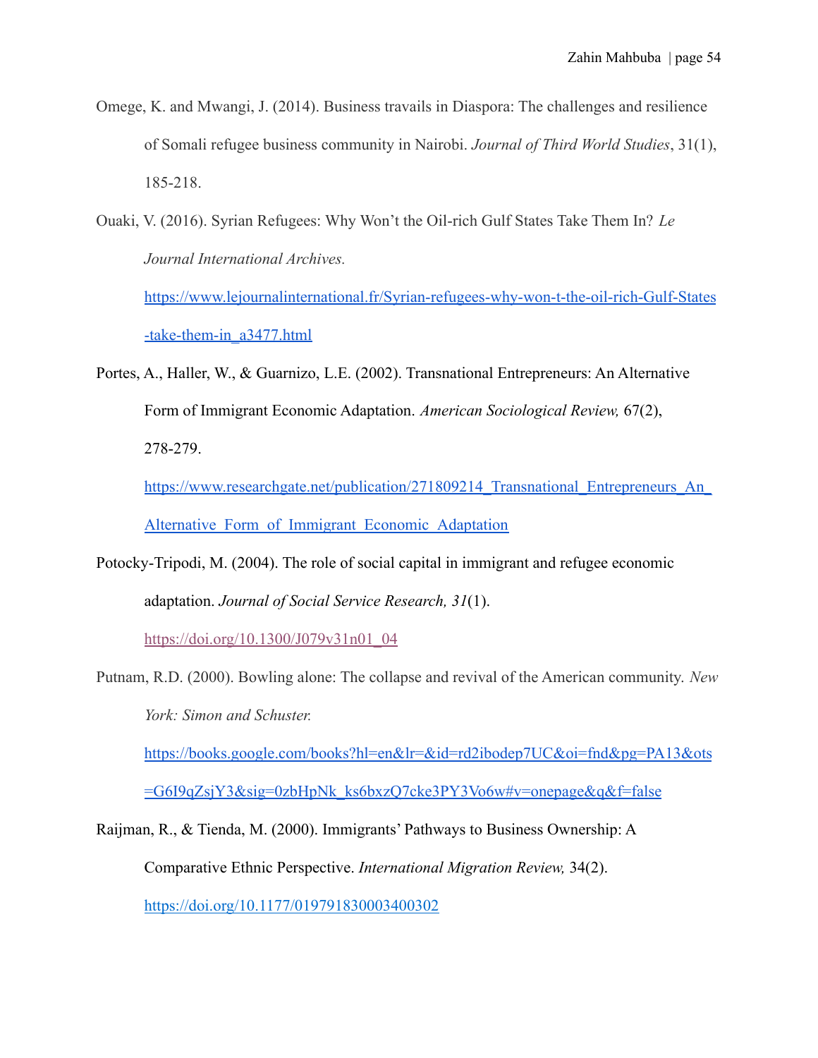Omege, K. and Mwangi, J. (2014). Business travails in Diaspora: The challenges and resilience of Somali refugee business community in Nairobi. *Journal of Third World Studies*, 31(1), 185-218.

Ouaki, V. (2016). Syrian Refugees: Why Won't the Oil-rich Gulf States Take Them In? *Le Journal International Archives.* https://www.lejournalinternational.fr/Syrian-refugees-why-won-t-the-oil-rich-Gulf-States-take-them-in_a3477.html

Portes, A., Haller, W., & Guarnizo, L.E. (2002). Transnational Entrepreneurs: An Alternative Form of Immigrant Economic Adaptation. *American Sociological Review,* 67(2), 278-279. https://www.researchgate.net/publication/271809214_Transnational_Entrepreneurs_An_Alternative_Form_of_Immigrant_Economic_Adaptation

Potocky-Tripodi, M. (2004). The role of social capital in immigrant and refugee economic adaptation. *Journal of Social Service Research, 31*(1). https://doi.org/10.1300/J079v31n01_04

Putnam, R.D. (2000). Bowling alone: The collapse and revival of the American community. *New York: Simon and Schuster.* https://books.google.com/books?hl=en&lr=&id=rd2ibodep7UC&oi=fnd&pg=PA13&ots=G6I9qZsjY3&sig=0zbHpNk_ks6bxzQ7cke3PY3Vo6w#v=onepage&q&f=false

Raijman, R., & Tienda, M. (2000). Immigrants' Pathways to Business Ownership: A Comparative Ethnic Perspective. *International Migration Review,* 34(2). https://doi.org/10.1177/019791830003400302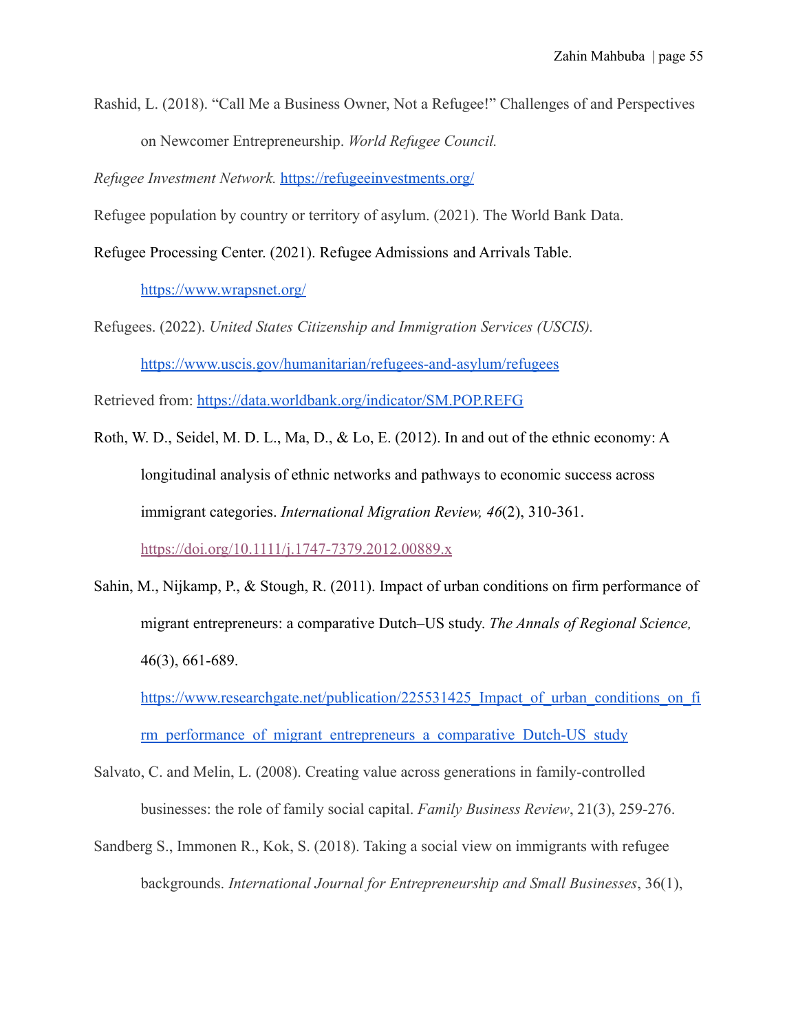Rashid, L. (2018). "Call Me a Business Owner, Not a Refugee!" Challenges of and Perspectives on Newcomer Entrepreneurship. *World Refugee Council.*

*Refugee Investment Network.* https://refugeeinvestments.org/

Refugee population by country or territory of asylum. (2021). The World Bank Data.

Refugee Processing Center. (2021). Refugee Admissions and Arrivals Table. https://www.wrapsnet.org/

Refugees. (2022). *United States Citizenship and Immigration Services (USCIS).* https://www.uscis.gov/humanitarian/refugees-and-asylum/refugees

Retrieved from: https://data.worldbank.org/indicator/SM.POP.REFG

Roth, W. D., Seidel, M. D. L., Ma, D., & Lo, E. (2012). In and out of the ethnic economy: A longitudinal analysis of ethnic networks and pathways to economic success across immigrant categories. *International Migration Review, 46*(2), 310-361. https://doi.org/10.1111/j.1747-7379.2012.00889.x

Sahin, M., Nijkamp, P., & Stough, R. (2011). Impact of urban conditions on firm performance of migrant entrepreneurs: a comparative Dutch–US study. *The Annals of Regional Science,* 46(3), 661-689. https://www.researchgate.net/publication/225531425_Impact_of_urban_conditions_on_firm_performance_of_migrant_entrepreneurs_a_comparative_Dutch-US_study

Salvato, C. and Melin, L. (2008). Creating value across generations in family-controlled businesses: the role of family social capital. *Family Business Review*, 21(3), 259-276.

Sandberg S., Immonen R., Kok, S. (2018). Taking a social view on immigrants with refugee backgrounds. *International Journal for Entrepreneurship and Small Businesses*, 36(1),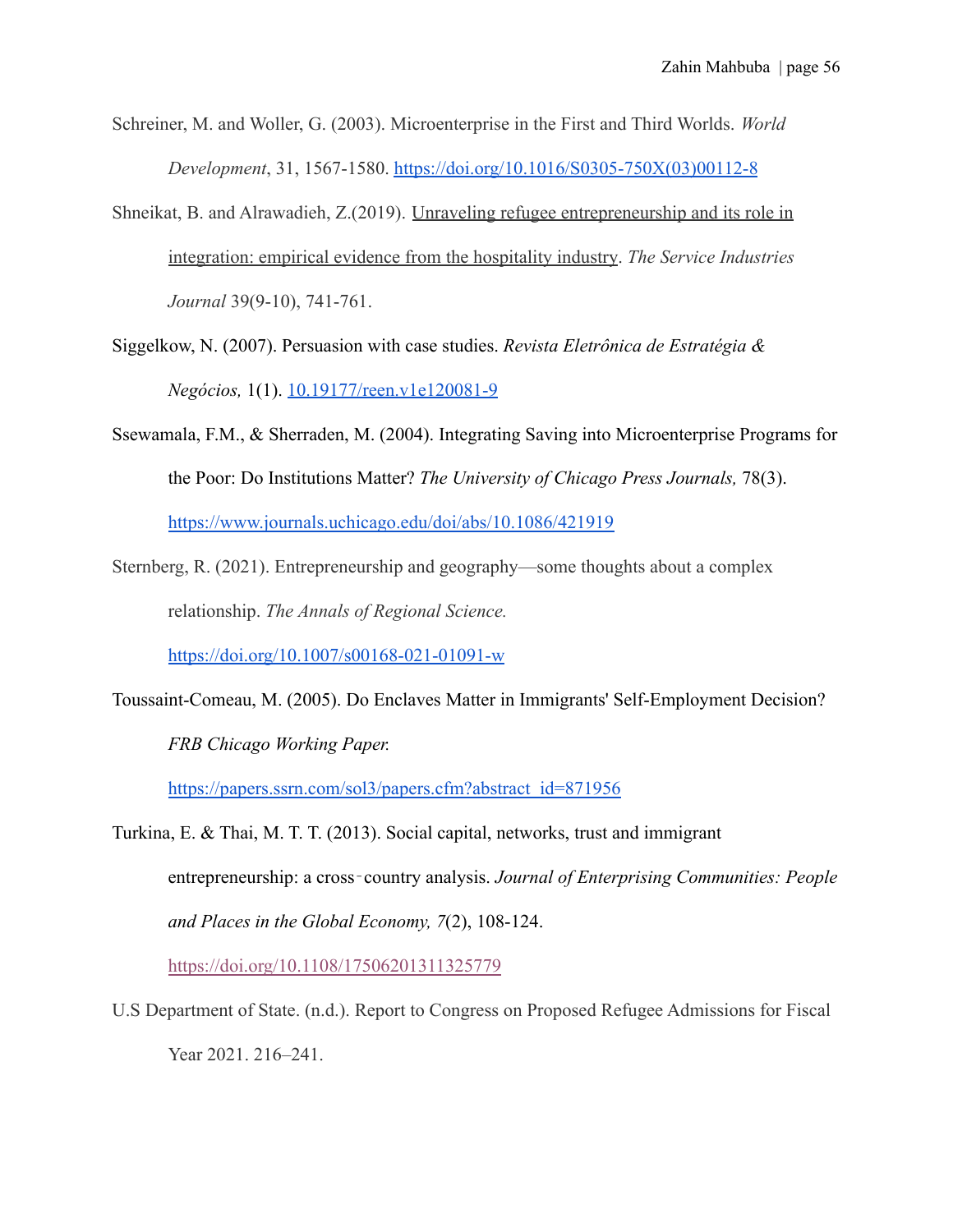Schreiner, M. and Woller, G. (2003). Microenterprise in the First and Third Worlds. *World Development*, 31, 1567-1580. https://doi.org/10.1016/S0305-750X(03)00112-8

Shneikat, B. and Alrawadieh, Z.(2019). Unraveling refugee entrepreneurship and its role in integration: empirical evidence from the hospitality industry. *The Service Industries Journal* 39(9-10), 741-761.

Siggelkow, N. (2007). Persuasion with case studies. *Revista Eletrônica de Estratégia & Negócios,* 1(1). 10.19177/reen.v1e120081-9

Ssewamala, F.M., & Sherraden, M. (2004). Integrating Saving into Microenterprise Programs for the Poor: Do Institutions Matter? *The University of Chicago Press Journals,* 78(3). https://www.journals.uchicago.edu/doi/abs/10.1086/421919

Sternberg, R. (2021). Entrepreneurship and geography—some thoughts about a complex relationship. *The Annals of Regional Science.* https://doi.org/10.1007/s00168-021-01091-w

Toussaint-Comeau, M. (2005). Do Enclaves Matter in Immigrants' Self-Employment Decision? *FRB Chicago Working Paper.* https://papers.ssrn.com/sol3/papers.cfm?abstract_id=871956

Turkina, E. & Thai, M. T. T. (2013). Social capital, networks, trust and immigrant entrepreneurship: a cross‐country analysis. *Journal of Enterprising Communities: People and Places in the Global Economy, 7*(2), 108-124. https://doi.org/10.1108/17506201311325779

U.S Department of State. (n.d.). Report to Congress on Proposed Refugee Admissions for Fiscal Year 2021. 216–241.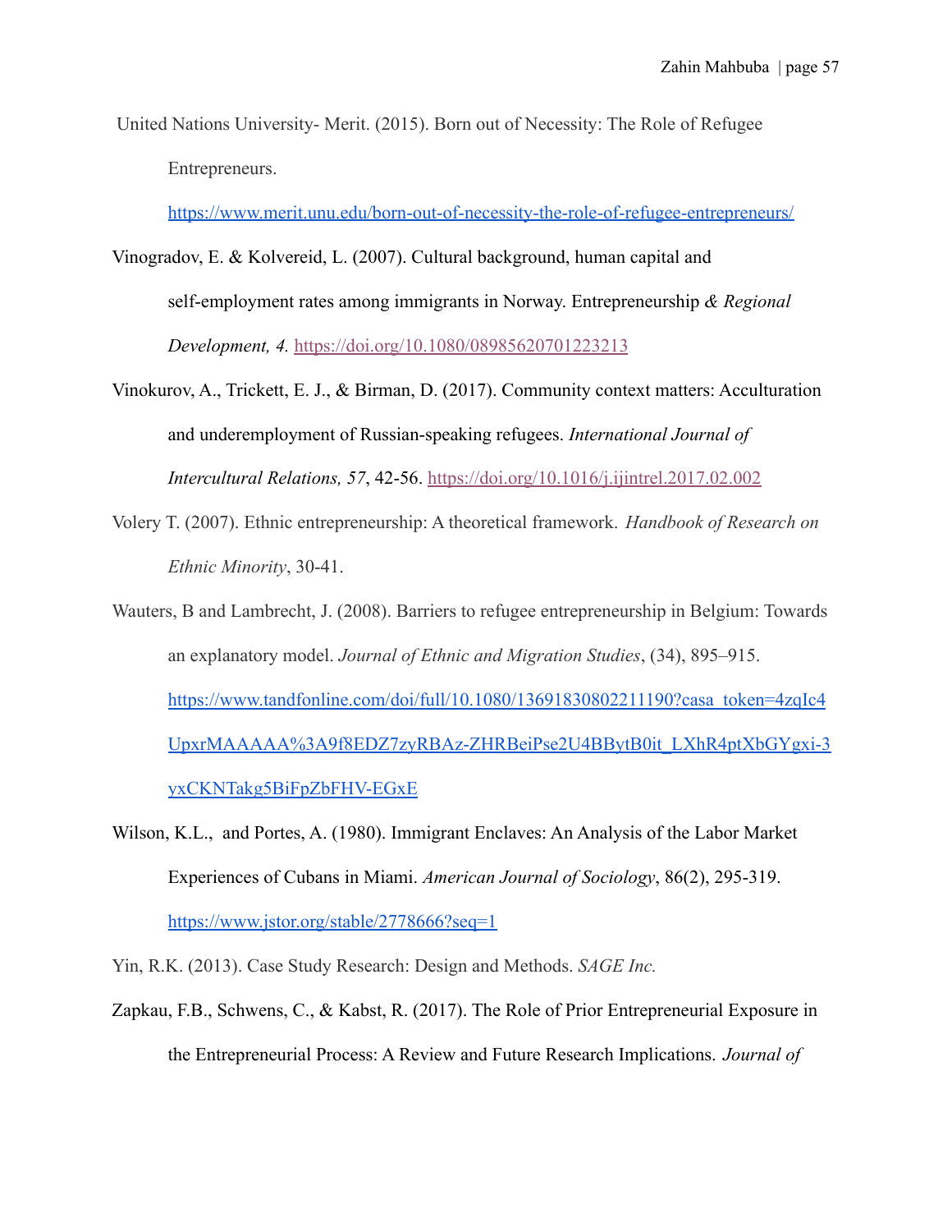United Nations University- Merit. (2015). Born out of Necessity: The Role of Refugee Entrepreneurs. https://www.merit.unu.edu/born-out-of-necessity-the-role-of-refugee-entrepreneurs/

Vinogradov, E. & Kolvereid, L. (2007). Cultural background, human capital and self-employment rates among immigrants in Norway. Entrepreneurship *& Regional Development, 4.* https://doi.org/10.1080/08985620701223213

Vinokurov, A., Trickett, E. J., & Birman, D. (2017). Community context matters: Acculturation and underemployment of Russian-speaking refugees. *International Journal of Intercultural Relations, 57*, 42-56. https://doi.org/10.1016/j.ijintrel.2017.02.002

Volery T. (2007). Ethnic entrepreneurship: A theoretical framework. *Handbook of Research on Ethnic Minority*, 30-41.

Wauters, B and Lambrecht, J. (2008). Barriers to refugee entrepreneurship in Belgium: Towards an explanatory model. *Journal of Ethnic and Migration Studies*, (34), 895–915. https://www.tandfonline.com/doi/full/10.1080/13691830802211190?casa_token=4zqIc4UpxrMAAAAA%3A9f8EDZ7zyRBAz-ZHRBeiPse2U4BBytB0it_LXhR4ptXbGYgxi-3yxCKNTakg5BiFpZbFHV-EGxE

Wilson, K.L., and Portes, A. (1980). Immigrant Enclaves: An Analysis of the Labor Market Experiences of Cubans in Miami. *American Journal of Sociology*, 86(2), 295-319. https://www.jstor.org/stable/2778666?seq=1

Yin, R.K. (2013). Case Study Research: Design and Methods. *SAGE Inc.*

Zapkau, F.B., Schwens, C., & Kabst, R. (2017). The Role of Prior Entrepreneurial Exposure in the Entrepreneurial Process: A Review and Future Research Implications. *Journal of*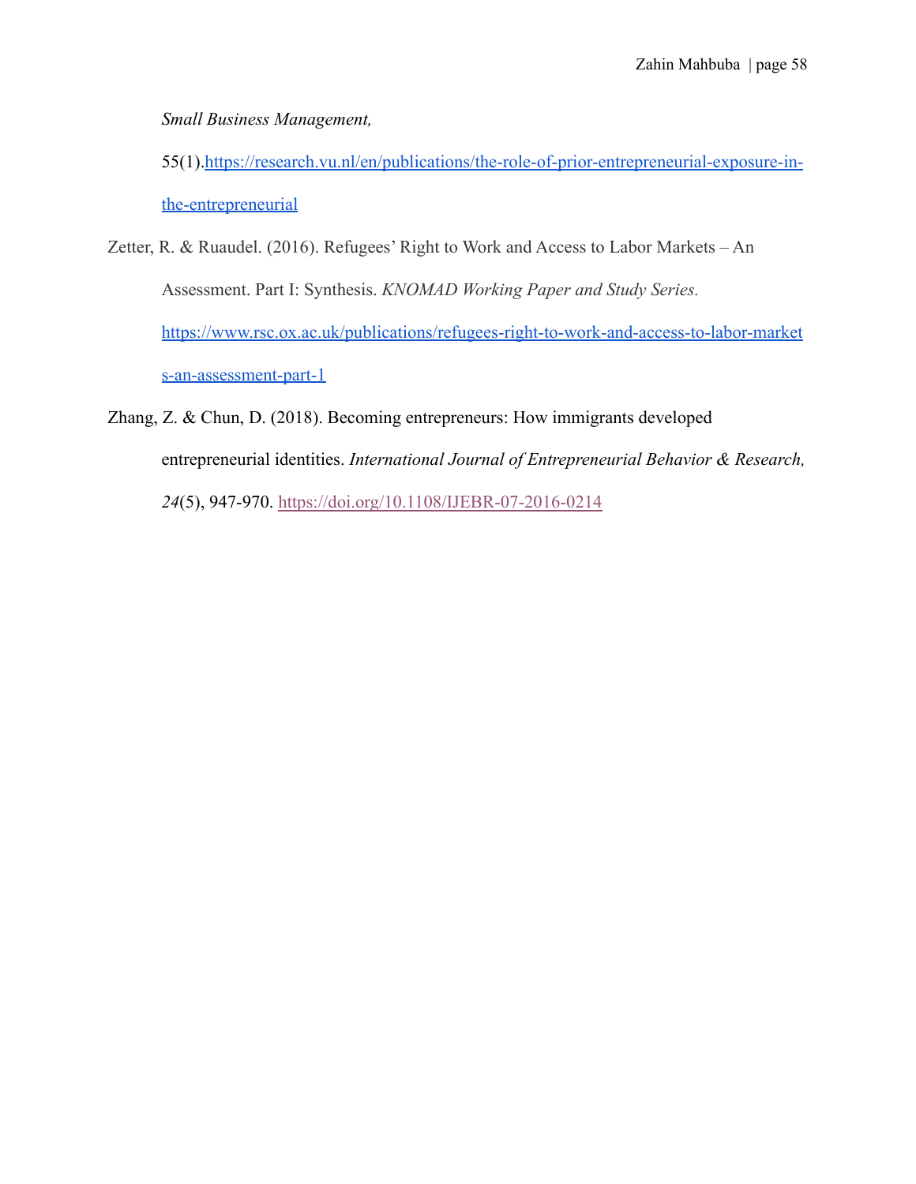*Small Business Management,*

55(1).https://research.vu.nl/en/publications/the-role-of-prior-entrepreneurial-exposure-in-the-entrepreneurial

Zetter, R. & Ruaudel. (2016). Refugees' Right to Work and Access to Labor Markets – An Assessment. Part I: Synthesis. *KNOMAD Working Paper and Study Series.* https://www.rsc.ox.ac.uk/publications/refugees-right-to-work-and-access-to-labor-markets-an-assessment-part-1

Zhang, Z. & Chun, D. (2018). Becoming entrepreneurs: How immigrants developed entrepreneurial identities. *International Journal of Entrepreneurial Behavior & Research, 24*(5), 947-970. https://doi.org/10.1108/IJEBR-07-2016-0214